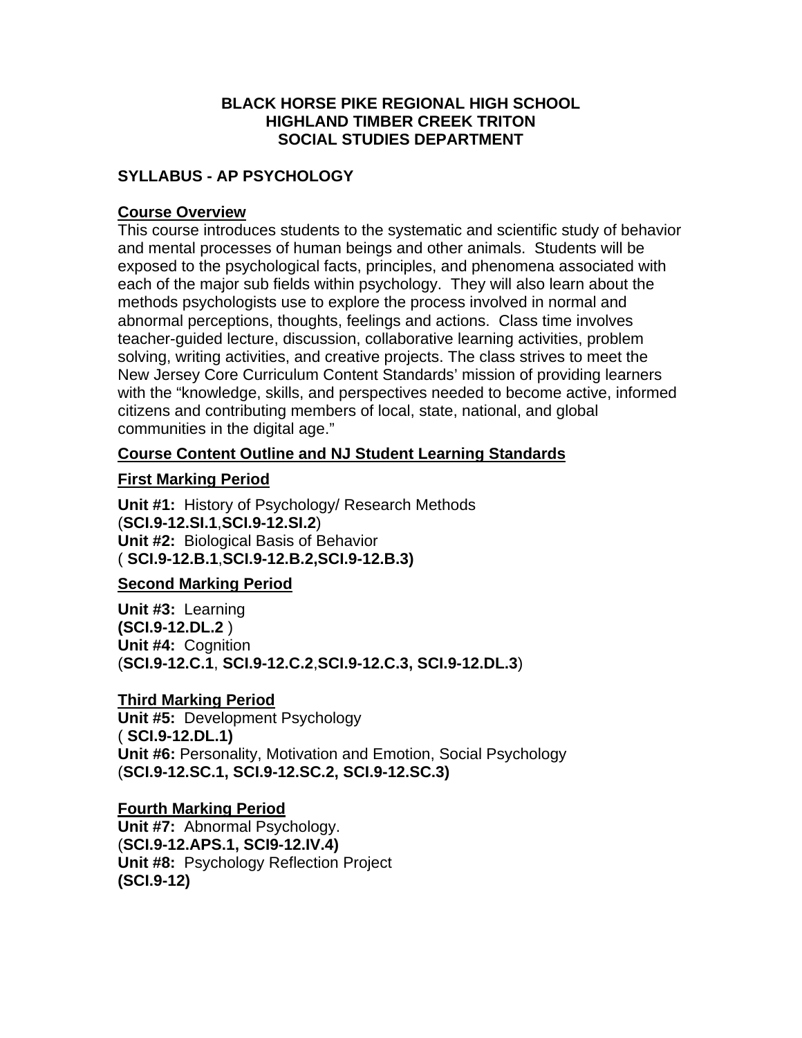**BLACK HORSE PIKE REGIONAL HIGH SCHOOL**
**HIGHLAND TIMBER CREEK TRITON**
**SOCIAL STUDIES DEPARTMENT**

## SYLLABUS - AP PSYCHOLOGY

### Course Overview

This course introduces students to the systematic and scientific study of behavior and mental processes of human beings and other animals. Students will be exposed to the psychological facts, principles, and phenomena associated with each of the major sub fields within psychology. They will also learn about the methods psychologists use to explore the process involved in normal and abnormal perceptions, thoughts, feelings and actions. Class time involves teacher-guided lecture, discussion, collaborative learning activities, problem solving, writing activities, and creative projects. The class strives to meet the New Jersey Core Curriculum Content Standards' mission of providing learners with the "knowledge, skills, and perspectives needed to become active, informed citizens and contributing members of local, state, national, and global communities in the digital age."

### Course Content Outline and NJ Student Learning Standards

#### First Marking Period

**Unit #1:** History of Psychology/ Research Methods
(**SCI.9-12.SI.1**,**SCI.9-12.SI.2**)
**Unit #2:** Biological Basis of Behavior
( **SCI.9-12.B.1**,**SCI.9-12.B.2,SCI.9-12.B.3)**

#### Second Marking Period

**Unit #3:** Learning
**(SCI.9-12.DL.2** )
**Unit #4:** Cognition
(**SCI.9-12.C.1**, **SCI.9-12.C.2**,**SCI.9-12.C.3, SCI.9-12.DL.3**)

#### Third Marking Period

**Unit #5:** Development Psychology
( **SCI.9-12.DL.1)**
**Unit #6:** Personality, Motivation and Emotion, Social Psychology
(**SCI.9-12.SC.1, SCI.9-12.SC.2, SCI.9-12.SC.3)**

#### Fourth Marking Period

**Unit #7:** Abnormal Psychology.
(**SCI.9-12.APS.1, SCI9-12.IV.4)**
**Unit #8:** Psychology Reflection Project
**(SCI.9-12)**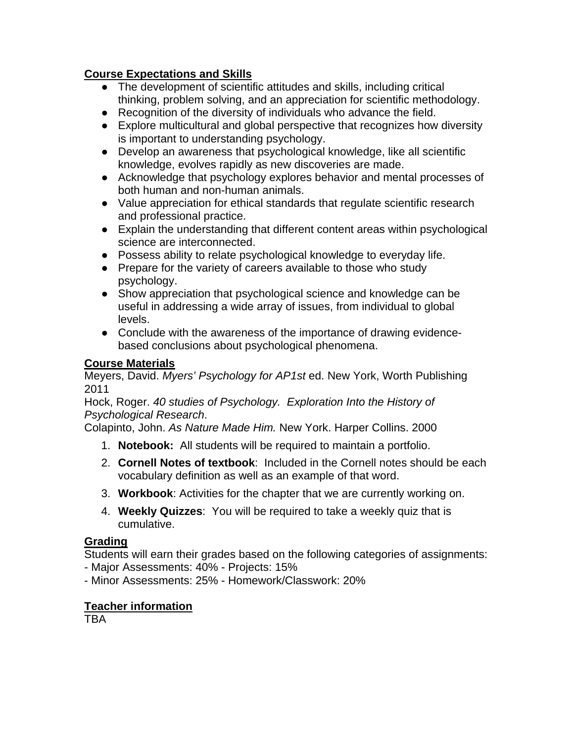## Course Expectations and Skills

- The development of scientific attitudes and skills, including critical thinking, problem solving, and an appreciation for scientific methodology.
- Recognition of the diversity of individuals who advance the field.
- Explore multicultural and global perspective that recognizes how diversity is important to understanding psychology.
- Develop an awareness that psychological knowledge, like all scientific knowledge, evolves rapidly as new discoveries are made.
- Acknowledge that psychology explores behavior and mental processes of both human and non-human animals.
- Value appreciation for ethical standards that regulate scientific research and professional practice.
- Explain the understanding that different content areas within psychological science are interconnected.
- Possess ability to relate psychological knowledge to everyday life.
- Prepare for the variety of careers available to those who study psychology.
- Show appreciation that psychological science and knowledge can be useful in addressing a wide array of issues, from individual to global levels.
- Conclude with the awareness of the importance of drawing evidence-based conclusions about psychological phenomena.

## Course Materials

Meyers, David. *Myers' Psychology for AP1st* ed. New York, Worth Publishing 2011

Hock, Roger. *40 studies of Psychology. Exploration Into the History of Psychological Research*.

Colapinto, John. *As Nature Made Him.* New York. Harper Collins. 2000

1. **Notebook:** All students will be required to maintain a portfolio.
2. **Cornell Notes of textbook**: Included in the Cornell notes should be each vocabulary definition as well as an example of that word.
3. **Workbook**: Activities for the chapter that we are currently working on.
4. **Weekly Quizzes**: You will be required to take a weekly quiz that is cumulative.

## Grading

Students will earn their grades based on the following categories of assignments:

- Major Assessments: 40% - Projects: 15%
- Minor Assessments: 25% - Homework/Classwork: 20%

## Teacher information

TBA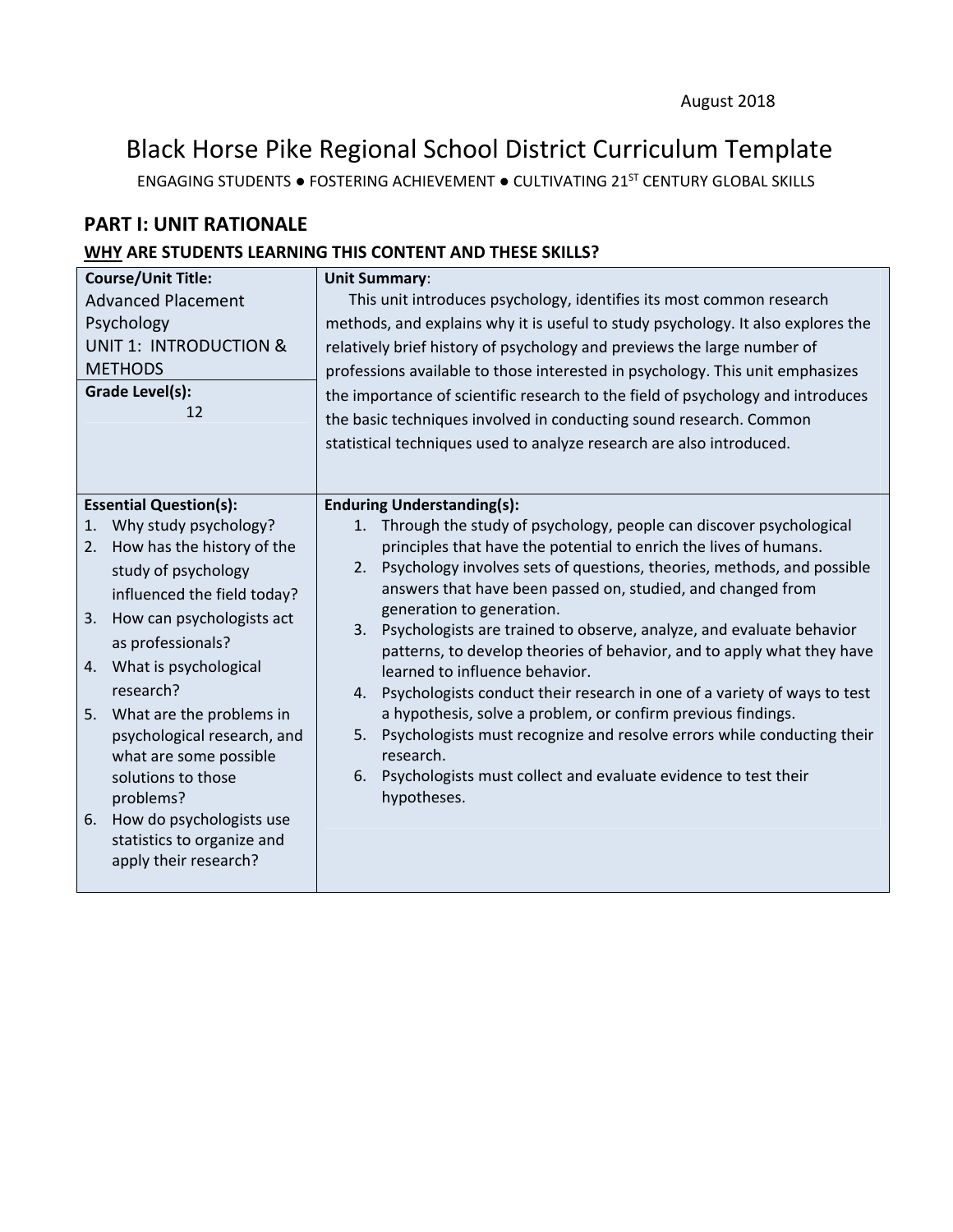August 2018

# Black Horse Pike Regional School District Curriculum Template

ENGAGING STUDENTS ● FOSTERING ACHIEVEMENT ● CULTIVATING 21ST CENTURY GLOBAL SKILLS

## PART I: UNIT RATIONALE

### WHY ARE STUDENTS LEARNING THIS CONTENT AND THESE SKILLS?

| **Course/Unit Title:**<br>Advanced Placement Psychology<br>UNIT 1: INTRODUCTION & METHODS<br>**Grade Level(s):**<br>12 | **Unit Summary**:<br>This unit introduces psychology, identifies its most common research methods, and explains why it is useful to study psychology. It also explores the relatively brief history of psychology and previews the large number of professions available to those interested in psychology. This unit emphasizes the importance of scientific research to the field of psychology and introduces the basic techniques involved in conducting sound research. Common statistical techniques used to analyze research are also introduced. |
|---|---|
| **Essential Question(s):**<br>1. Why study psychology?<br>2. How has the history of the study of psychology influenced the field today?<br>3. How can psychologists act as professionals?<br>4. What is psychological research?<br>5. What are the problems in psychological research, and what are some possible solutions to those problems?<br>6. How do psychologists use statistics to organize and apply their research? | **Enduring Understanding(s):**<br>1. Through the study of psychology, people can discover psychological principles that have the potential to enrich the lives of humans.<br>2. Psychology involves sets of questions, theories, methods, and possible answers that have been passed on, studied, and changed from generation to generation.<br>3. Psychologists are trained to observe, analyze, and evaluate behavior patterns, to develop theories of behavior, and to apply what they have learned to influence behavior.<br>4. Psychologists conduct their research in one of a variety of ways to test a hypothesis, solve a problem, or confirm previous findings.<br>5. Psychologists must recognize and resolve errors while conducting their research.<br>6. Psychologists must collect and evaluate evidence to test their hypotheses. |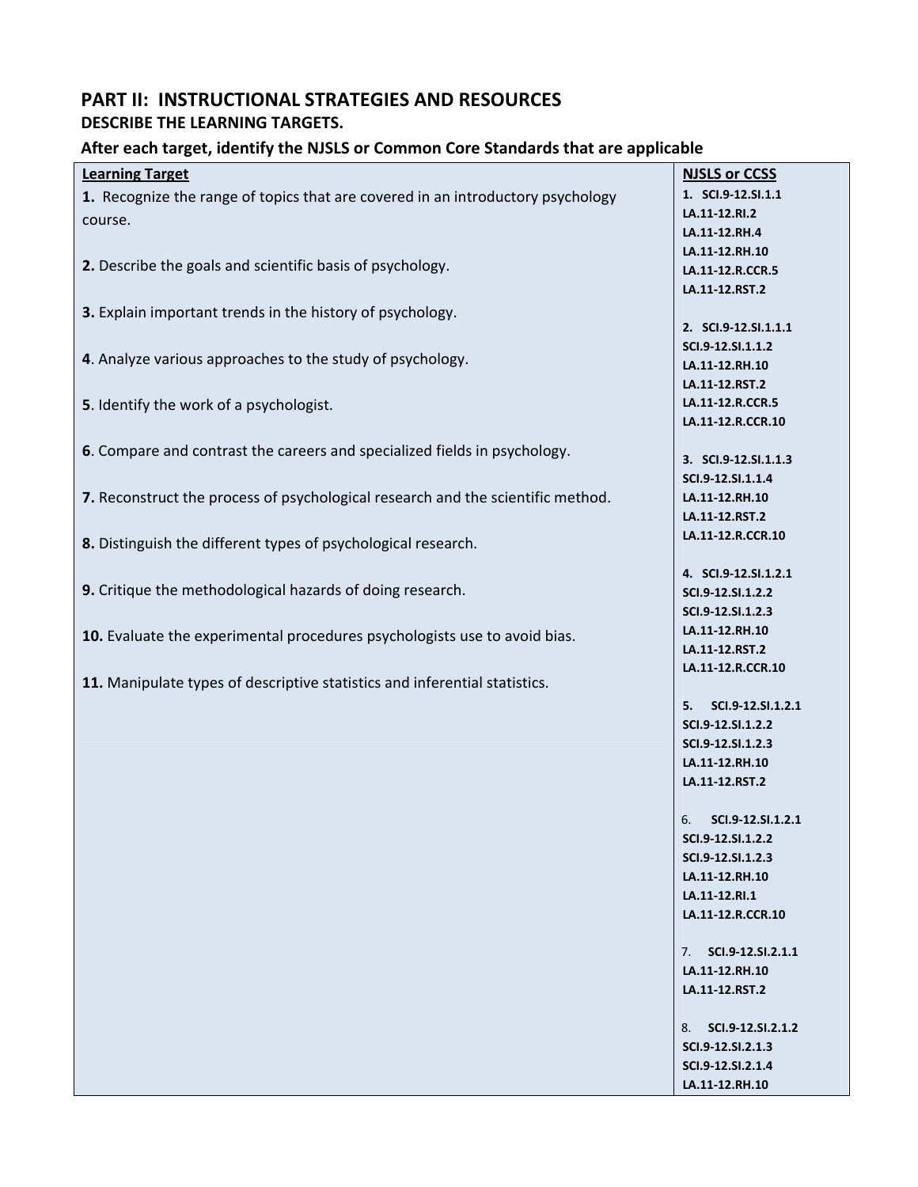## PART II: INSTRUCTIONAL STRATEGIES AND RESOURCES

### DESCRIBE THE LEARNING TARGETS.

### After each target, identify the NJSLS or Common Core Standards that are applicable

| Learning Target | NJSLS or CCSS |
|---|---|
| **1.** Recognize the range of topics that are covered in an introductory psychology course. | **1. SCI.9-12.SI.1.1**<br>**LA.11-12.RI.2**<br>**LA.11-12.RH.4**<br>**LA.11-12.RH.10**<br>**LA.11-12.R.CCR.5**<br>**LA.11-12.RST.2** |
| **2.** Describe the goals and scientific basis of psychology. | **2. SCI.9-12.SI.1.1.1**<br>**SCI.9-12.SI.1.1.2**<br>**LA.11-12.RH.10**<br>**LA.11-12.RST.2**<br>**LA.11-12.R.CCR.5**<br>**LA.11-12.R.CCR.10** |
| **3.** Explain important trends in the history of psychology. | **3. SCI.9-12.SI.1.1.3**<br>**SCI.9-12.SI.1.1.4**<br>**LA.11-12.RH.10**<br>**LA.11-12.RST.2**<br>**LA.11-12.R.CCR.10** |
| **4**. Analyze various approaches to the study of psychology. | **4. SCI.9-12.SI.1.2.1**<br>**SCI.9-12.SI.1.2.2**<br>**SCI.9-12.SI.1.2.3**<br>**LA.11-12.RH.10**<br>**LA.11-12.RST.2**<br>**LA.11-12.R.CCR.10** |
| **5**. Identify the work of a psychologist. | **5. SCI.9-12.SI.1.2.1**<br>**SCI.9-12.SI.1.2.2**<br>**SCI.9-12.SI.1.2.3**<br>**LA.11-12.RH.10**<br>**LA.11-12.RST.2** |
| **6**. Compare and contrast the careers and specialized fields in psychology. | 6. **SCI.9-12.SI.1.2.1**<br>**SCI.9-12.SI.1.2.2**<br>**SCI.9-12.SI.1.2.3**<br>**LA.11-12.RH.10**<br>**LA.11-12.RI.1**<br>**LA.11-12.R.CCR.10** |
| **7.** Reconstruct the process of psychological research and the scientific method. | 7. **SCI.9-12.SI.2.1.1**<br>**LA.11-12.RH.10**<br>**LA.11-12.RST.2** |
| **8.** Distinguish the different types of psychological research. | 8. **SCI.9-12.SI.2.1.2**<br>**SCI.9-12.SI.2.1.3**<br>**SCI.9-12.SI.2.1.4**<br>**LA.11-12.RH.10** |
| **9.** Critique the methodological hazards of doing research. | |
| **10.** Evaluate the experimental procedures psychologists use to avoid bias. | |
| **11.** Manipulate types of descriptive statistics and inferential statistics. | |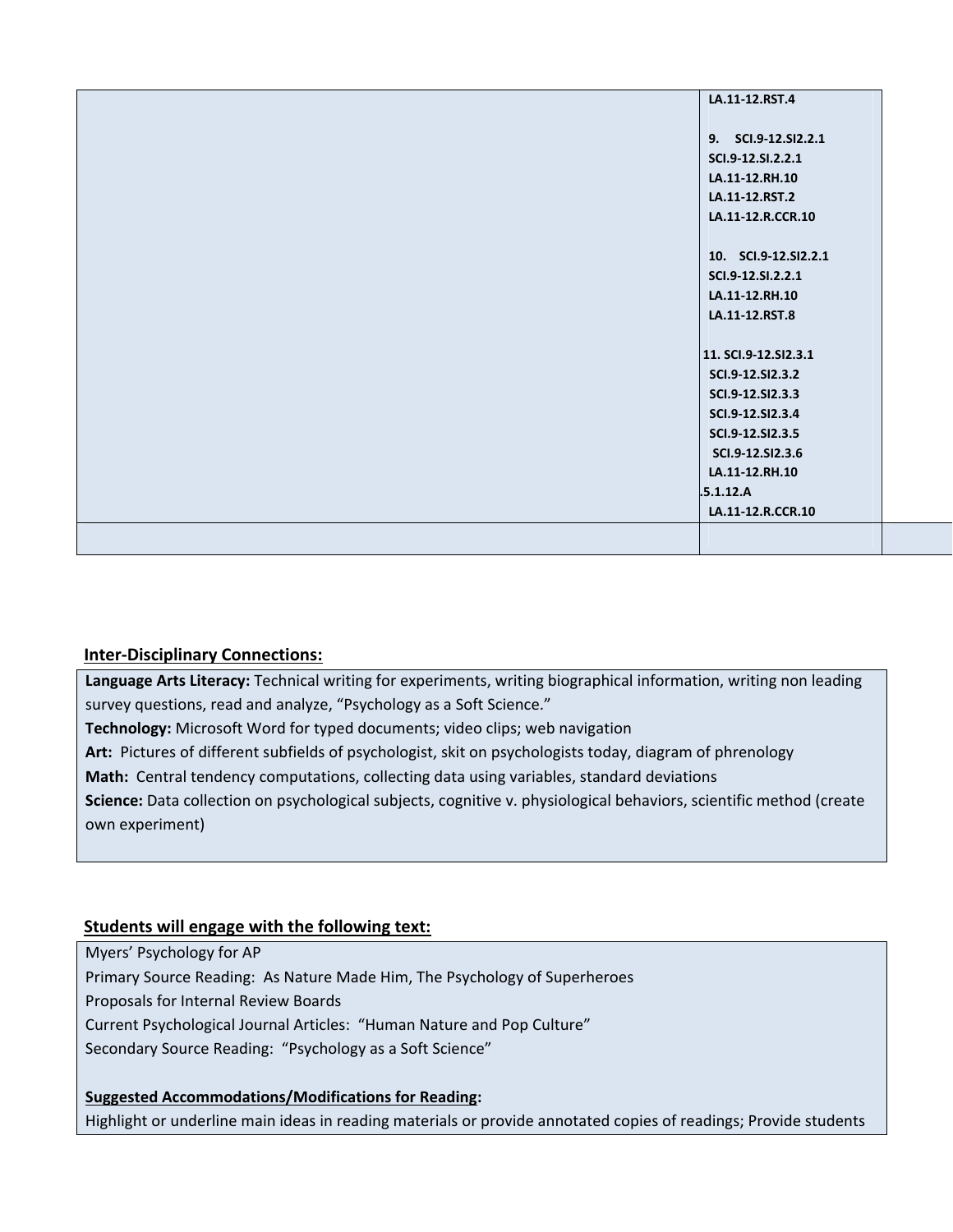| | | |
|---|---|---|
| | LA.11-12.RST.4<br><br>9. SCI.9-12.SI2.2.1<br>SCI.9-12.SI.2.2.1<br>LA.11-12.RH.10<br>LA.11-12.RST.2<br>LA.11-12.R.CCR.10<br><br>10. SCI.9-12.SI2.2.1<br>SCI.9-12.SI.2.2.1<br>LA.11-12.RH.10<br>LA.11-12.RST.8<br><br>11. SCI.9-12.SI2.3.1<br>SCI.9-12.SI2.3.2<br>SCI.9-12.SI2.3.3<br>SCI.9-12.SI2.3.4<br>SCI.9-12.SI2.3.5<br>SCI.9-12.SI2.3.6<br>LA.11-12.RH.10<br>.5.1.12.A<br>LA.11-12.R.CCR.10 | |
| | | |

**Inter-Disciplinary Connections:**

**Language Arts Literacy:** Technical writing for experiments, writing biographical information, writing non leading survey questions, read and analyze, "Psychology as a Soft Science."
**Technology:** Microsoft Word for typed documents; video clips; web navigation
**Art:** Pictures of different subfields of psychologist, skit on psychologists today, diagram of phrenology
**Math:** Central tendency computations, collecting data using variables, standard deviations
**Science:** Data collection on psychological subjects, cognitive v. physiological behaviors, scientific method (create own experiment)

**Students will engage with the following text:**

Myers' Psychology for AP
Primary Source Reading: As Nature Made Him, The Psychology of Superheroes
Proposals for Internal Review Boards
Current Psychological Journal Articles: "Human Nature and Pop Culture"
Secondary Source Reading: "Psychology as a Soft Science"

**Suggested Accommodations/Modifications for Reading:**
Highlight or underline main ideas in reading materials or provide annotated copies of readings; Provide students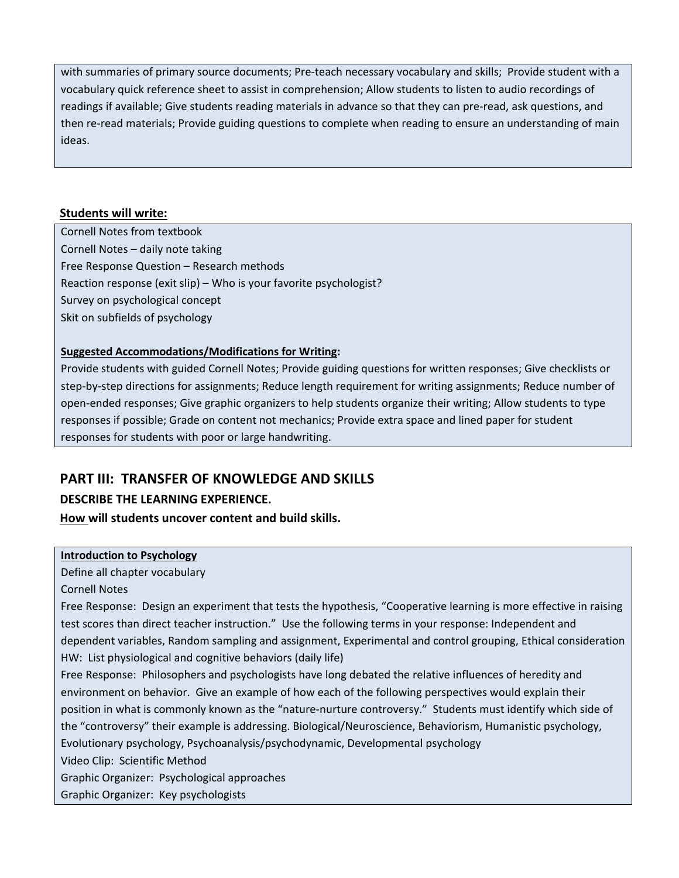with summaries of primary source documents; Pre-teach necessary vocabulary and skills; Provide student with a vocabulary quick reference sheet to assist in comprehension; Allow students to listen to audio recordings of readings if available; Give students reading materials in advance so that they can pre-read, ask questions, and then re-read materials; Provide guiding questions to complete when reading to ensure an understanding of main ideas.

**Students will write:**

Cornell Notes from textbook
Cornell Notes – daily note taking
Free Response Question – Research methods
Reaction response (exit slip) – Who is your favorite psychologist?
Survey on psychological concept
Skit on subfields of psychology

**Suggested Accommodations/Modifications for Writing:**
Provide students with guided Cornell Notes; Provide guiding questions for written responses; Give checklists or step-by-step directions for assignments; Reduce length requirement for writing assignments; Reduce number of open-ended responses; Give graphic organizers to help students organize their writing; Allow students to type responses if possible; Grade on content not mechanics; Provide extra space and lined paper for student responses for students with poor or large handwriting.

## PART III: TRANSFER OF KNOWLEDGE AND SKILLS

### DESCRIBE THE LEARNING EXPERIENCE.

**How will students uncover content and build skills.**

**Introduction to Psychology**
Define all chapter vocabulary
Cornell Notes
Free Response: Design an experiment that tests the hypothesis, "Cooperative learning is more effective in raising test scores than direct teacher instruction." Use the following terms in your response: Independent and dependent variables, Random sampling and assignment, Experimental and control grouping, Ethical consideration
HW: List physiological and cognitive behaviors (daily life)
Free Response: Philosophers and psychologists have long debated the relative influences of heredity and environment on behavior. Give an example of how each of the following perspectives would explain their position in what is commonly known as the "nature-nurture controversy." Students must identify which side of the "controversy" their example is addressing. Biological/Neuroscience, Behaviorism, Humanistic psychology, Evolutionary psychology, Psychoanalysis/psychodynamic, Developmental psychology
Video Clip: Scientific Method
Graphic Organizer: Psychological approaches
Graphic Organizer: Key psychologists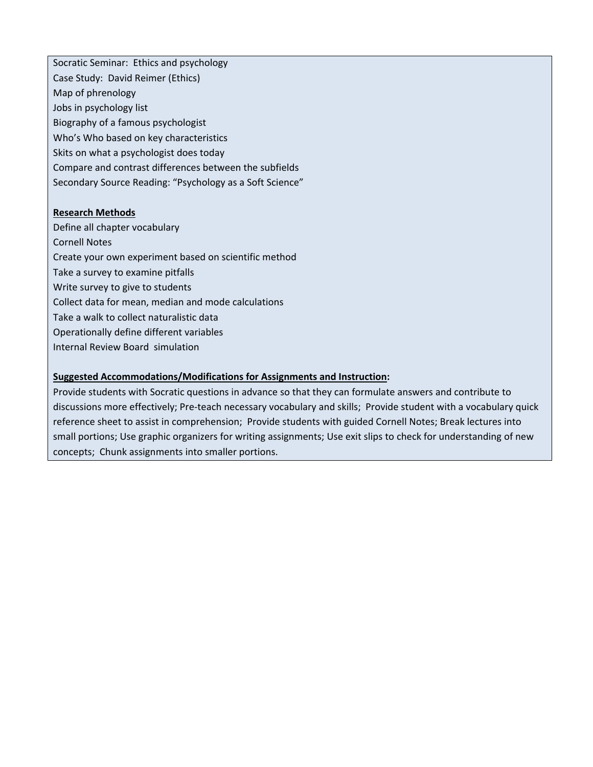Socratic Seminar: Ethics and psychology
Case Study: David Reimer (Ethics)
Map of phrenology
Jobs in psychology list
Biography of a famous psychologist
Who's Who based on key characteristics
Skits on what a psychologist does today
Compare and contrast differences between the subfields
Secondary Source Reading: "Psychology as a Soft Science"

**<u>Research Methods</u>**
Define all chapter vocabulary
Cornell Notes
Create your own experiment based on scientific method
Take a survey to examine pitfalls
Write survey to give to students
Collect data for mean, median and mode calculations
Take a walk to collect naturalistic data
Operationally define different variables
Internal Review Board simulation

**<u>Suggested Accommodations/Modifications for Assignments and Instruction</u>:**
Provide students with Socratic questions in advance so that they can formulate answers and contribute to discussions more effectively; Pre-teach necessary vocabulary and skills; Provide student with a vocabulary quick reference sheet to assist in comprehension; Provide students with guided Cornell Notes; Break lectures into small portions; Use graphic organizers for writing assignments; Use exit slips to check for understanding of new concepts; Chunk assignments into smaller portions.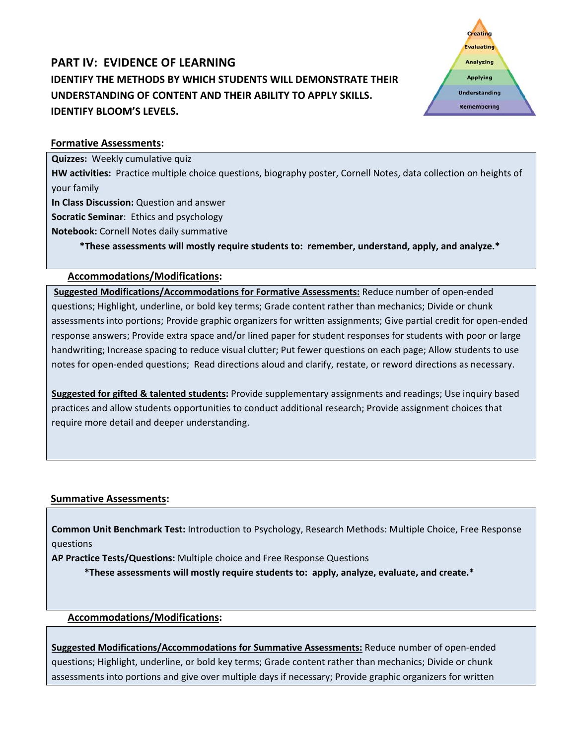## PART IV: EVIDENCE OF LEARNING

### IDENTIFY THE METHODS BY WHICH STUDENTS WILL DEMONSTRATE THEIR UNDERSTANDING OF CONTENT AND THEIR ABILITY TO APPLY SKILLS. IDENTIFY BLOOM'S LEVELS.

Creating
Evaluating
Analyzing
Applying
Understanding
Remembering

**Formative Assessments:**

**Quizzes:** Weekly cumulative quiz

**HW activities:** Practice multiple choice questions, biography poster, Cornell Notes, data collection on heights of your family

**In Class Discussion:** Question and answer

**Socratic Seminar**: Ethics and psychology

**Notebook:** Cornell Notes daily summative

**\*These assessments will mostly require students to: remember, understand, apply, and analyze.\***

**Accommodations/Modifications:**

**Suggested Modifications/Accommodations for Formative Assessments:** Reduce number of open-ended questions; Highlight, underline, or bold key terms; Grade content rather than mechanics; Divide or chunk assessments into portions; Provide graphic organizers for written assignments; Give partial credit for open-ended response answers; Provide extra space and/or lined paper for student responses for students with poor or large handwriting; Increase spacing to reduce visual clutter; Put fewer questions on each page; Allow students to use notes for open-ended questions; Read directions aloud and clarify, restate, or reword directions as necessary.

**Suggested for gifted & talented students:** Provide supplementary assignments and readings; Use inquiry based practices and allow students opportunities to conduct additional research; Provide assignment choices that require more detail and deeper understanding.

**Summative Assessments:**

**Common Unit Benchmark Test:** Introduction to Psychology, Research Methods: Multiple Choice, Free Response questions

**AP Practice Tests/Questions:** Multiple choice and Free Response Questions

**\*These assessments will mostly require students to: apply, analyze, evaluate, and create.\***

**Accommodations/Modifications:**

**Suggested Modifications/Accommodations for Summative Assessments:** Reduce number of open-ended questions; Highlight, underline, or bold key terms; Grade content rather than mechanics; Divide or chunk assessments into portions and give over multiple days if necessary; Provide graphic organizers for written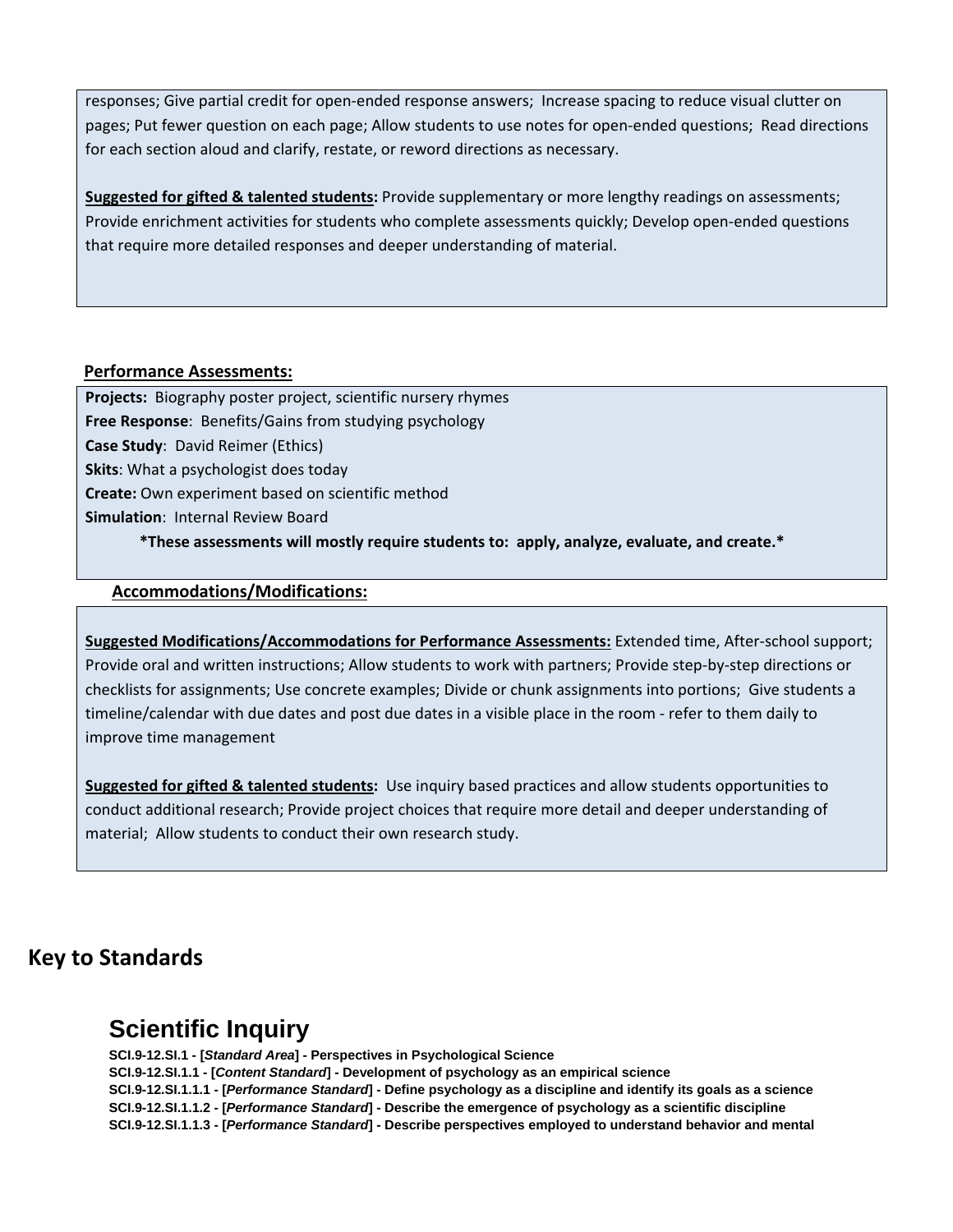responses; Give partial credit for open-ended response answers; Increase spacing to reduce visual clutter on pages; Put fewer question on each page; Allow students to use notes for open-ended questions; Read directions for each section aloud and clarify, restate, or reword directions as necessary.

**Suggested for gifted & talented students:** Provide supplementary or more lengthy readings on assessments; Provide enrichment activities for students who complete assessments quickly; Develop open-ended questions that require more detailed responses and deeper understanding of material.

**Performance Assessments:**

**Projects:** Biography poster project, scientific nursery rhymes
**Free Response**: Benefits/Gains from studying psychology
**Case Study**: David Reimer (Ethics)
**Skits**: What a psychologist does today
**Create:** Own experiment based on scientific method
**Simulation**: Internal Review Board

**\*These assessments will mostly require students to: apply, analyze, evaluate, and create.\***

**Accommodations/Modifications:**

**Suggested Modifications/Accommodations for Performance Assessments:** Extended time, After-school support; Provide oral and written instructions; Allow students to work with partners; Provide step-by-step directions or checklists for assignments; Use concrete examples; Divide or chunk assignments into portions; Give students a timeline/calendar with due dates and post due dates in a visible place in the room - refer to them daily to improve time management

**Suggested for gifted & talented students:** Use inquiry based practices and allow students opportunities to conduct additional research; Provide project choices that require more detail and deeper understanding of material; Allow students to conduct their own research study.

## Key to Standards

### Scientific Inquiry

**SCI.9-12.SI.1 - [*Standard Area*] - Perspectives in Psychological Science**
**SCI.9-12.SI.1.1 - [*Content Standard*] - Development of psychology as an empirical science**
**SCI.9-12.SI.1.1.1 - [*Performance Standard*] - Define psychology as a discipline and identify its goals as a science**
**SCI.9-12.SI.1.1.2 - [*Performance Standard*] - Describe the emergence of psychology as a scientific discipline**
**SCI.9-12.SI.1.1.3 - [*Performance Standard*] - Describe perspectives employed to understand behavior and mental**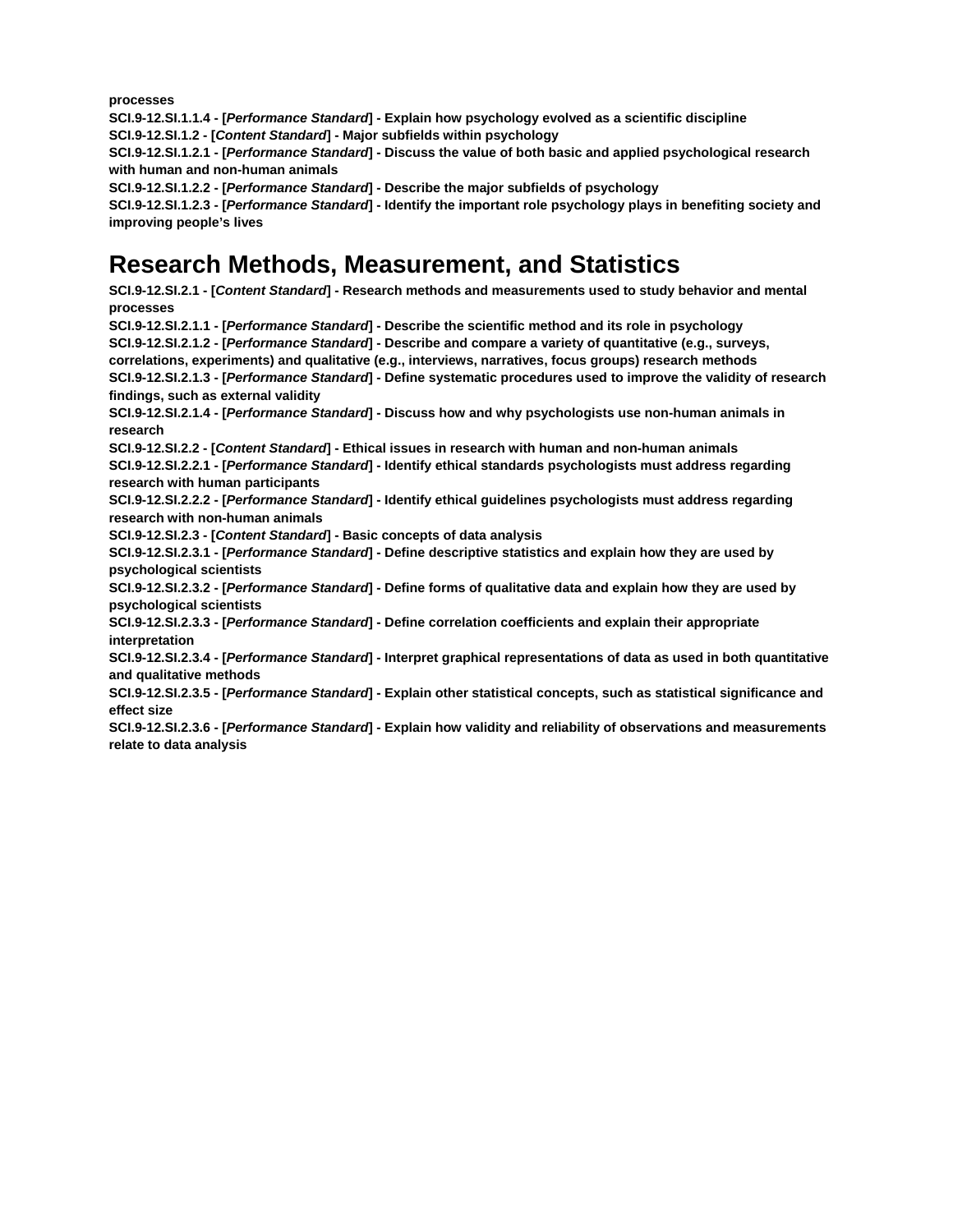**processes**

**SCI.9-12.SI.1.1.4 - [*Performance Standard*] - Explain how psychology evolved as a scientific discipline**

**SCI.9-12.SI.1.2 - [*Content Standard*] - Major subfields within psychology**

**SCI.9-12.SI.1.2.1 - [*Performance Standard*] - Discuss the value of both basic and applied psychological research with human and non-human animals**

**SCI.9-12.SI.1.2.2 - [*Performance Standard*] - Describe the major subfields of psychology**

**SCI.9-12.SI.1.2.3 - [*Performance Standard*] - Identify the important role psychology plays in benefiting society and improving people's lives**

## Research Methods, Measurement, and Statistics

**SCI.9-12.SI.2.1 - [*Content Standard*] - Research methods and measurements used to study behavior and mental processes**

**SCI.9-12.SI.2.1.1 - [*Performance Standard*] - Describe the scientific method and its role in psychology**

**SCI.9-12.SI.2.1.2 - [*Performance Standard*] - Describe and compare a variety of quantitative (e.g., surveys, correlations, experiments) and qualitative (e.g., interviews, narratives, focus groups) research methods**

**SCI.9-12.SI.2.1.3 - [*Performance Standard*] - Define systematic procedures used to improve the validity of research findings, such as external validity**

**SCI.9-12.SI.2.1.4 - [*Performance Standard*] - Discuss how and why psychologists use non-human animals in research**

**SCI.9-12.SI.2.2 - [*Content Standard*] - Ethical issues in research with human and non-human animals**

**SCI.9-12.SI.2.2.1 - [*Performance Standard*] - Identify ethical standards psychologists must address regarding research with human participants**

**SCI.9-12.SI.2.2.2 - [*Performance Standard*] - Identify ethical guidelines psychologists must address regarding research with non-human animals**

**SCI.9-12.SI.2.3 - [*Content Standard*] - Basic concepts of data analysis**

**SCI.9-12.SI.2.3.1 - [*Performance Standard*] - Define descriptive statistics and explain how they are used by psychological scientists**

**SCI.9-12.SI.2.3.2 - [*Performance Standard*] - Define forms of qualitative data and explain how they are used by psychological scientists**

**SCI.9-12.SI.2.3.3 - [*Performance Standard*] - Define correlation coefficients and explain their appropriate interpretation**

**SCI.9-12.SI.2.3.4 - [*Performance Standard*] - Interpret graphical representations of data as used in both quantitative and qualitative methods**

**SCI.9-12.SI.2.3.5 - [*Performance Standard*] - Explain other statistical concepts, such as statistical significance and effect size**

**SCI.9-12.SI.2.3.6 - [*Performance Standard*] - Explain how validity and reliability of observations and measurements relate to data analysis**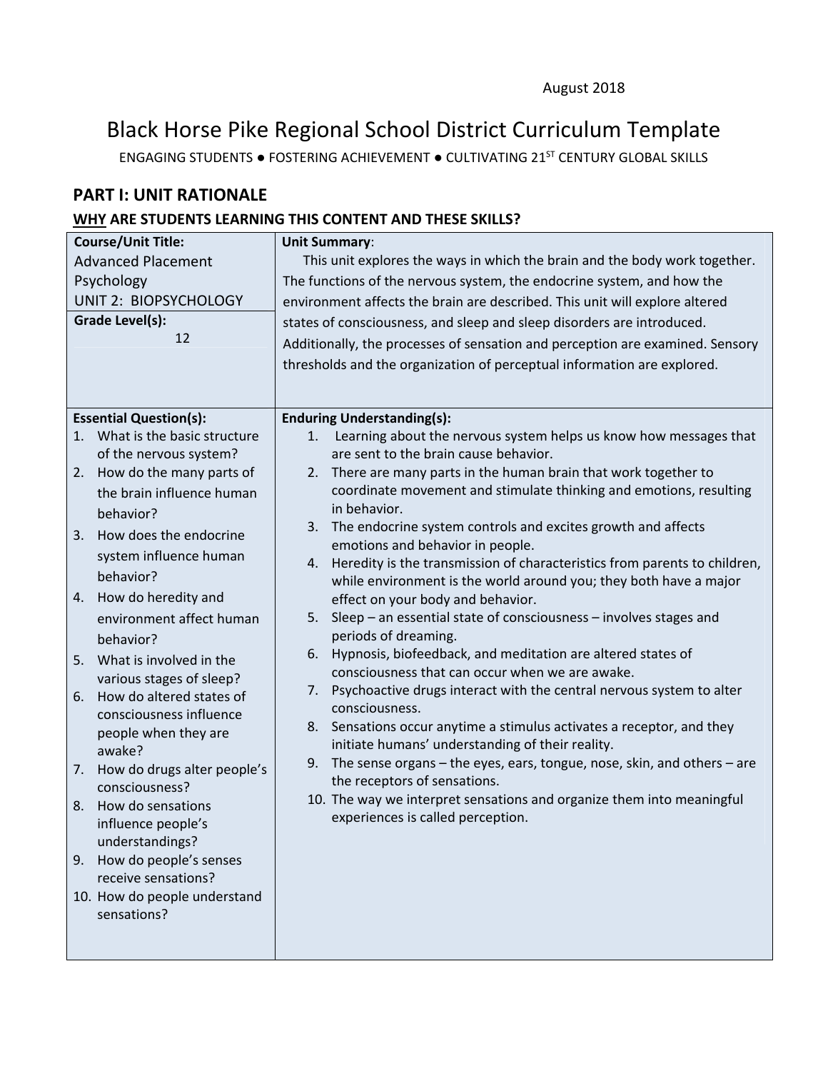August 2018

# Black Horse Pike Regional School District Curriculum Template

ENGAGING STUDENTS ● FOSTERING ACHIEVEMENT ● CULTIVATING 21ST CENTURY GLOBAL SKILLS

## PART I: UNIT RATIONALE

### WHY ARE STUDENTS LEARNING THIS CONTENT AND THESE SKILLS?

| **Course/Unit Title:**<br>Advanced Placement Psychology<br>UNIT 2: BIOPSYCHOLOGY<br><br>**Grade Level(s):**<br>12 | **Unit Summary**:<br>This unit explores the ways in which the brain and the body work together. The functions of the nervous system, the endocrine system, and how the environment affects the brain are described. This unit will explore altered states of consciousness, and sleep and sleep disorders are introduced. Additionally, the processes of sensation and perception are examined. Sensory thresholds and the organization of perceptual information are explored. |
|---|---|
| **Essential Question(s):**<br>1. What is the basic structure of the nervous system?<br>2. How do the many parts of the brain influence human behavior?<br>3. How does the endocrine system influence human behavior?<br>4. How do heredity and environment affect human behavior?<br>5. What is involved in the various stages of sleep?<br>6. How do altered states of consciousness influence people when they are awake?<br>7. How do drugs alter people's consciousness?<br>8. How do sensations influence people's understandings?<br>9. How do people's senses receive sensations?<br>10. How do people understand sensations? | **Enduring Understanding(s):**<br>1. Learning about the nervous system helps us know how messages that are sent to the brain cause behavior.<br>2. There are many parts in the human brain that work together to coordinate movement and stimulate thinking and emotions, resulting in behavior.<br>3. The endocrine system controls and excites growth and affects emotions and behavior in people.<br>4. Heredity is the transmission of characteristics from parents to children, while environment is the world around you; they both have a major effect on your body and behavior.<br>5. Sleep – an essential state of consciousness – involves stages and periods of dreaming.<br>6. Hypnosis, biofeedback, and meditation are altered states of consciousness that can occur when we are awake.<br>7. Psychoactive drugs interact with the central nervous system to alter consciousness.<br>8. Sensations occur anytime a stimulus activates a receptor, and they initiate humans' understanding of their reality.<br>9. The sense organs – the eyes, ears, tongue, nose, skin, and others – are the receptors of sensations.<br>10. The way we interpret sensations and organize them into meaningful experiences is called perception. |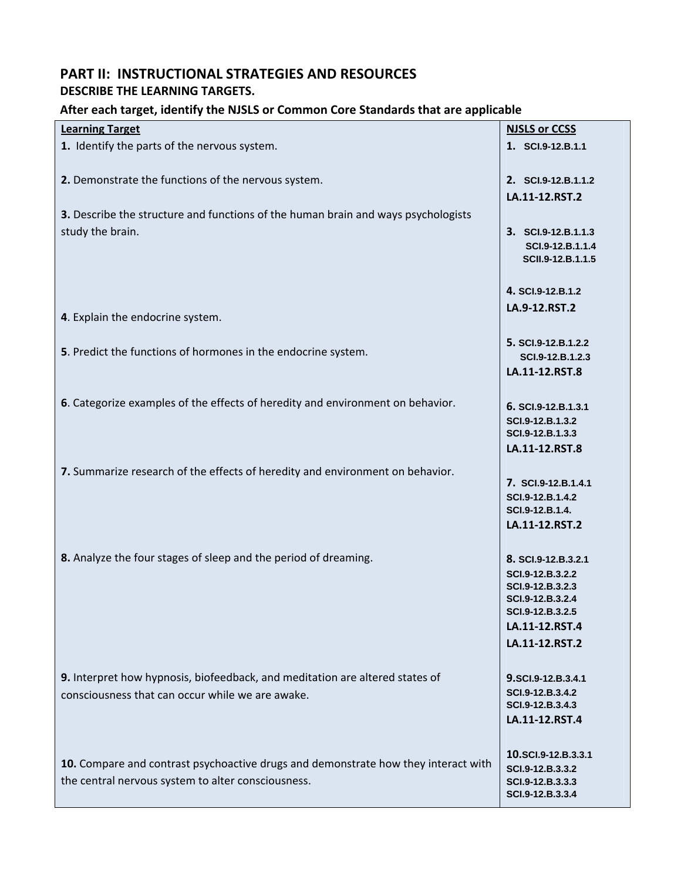## PART II: INSTRUCTIONAL STRATEGIES AND RESOURCES

**DESCRIBE THE LEARNING TARGETS.**

**After each target, identify the NJSLS or Common Core Standards that are applicable**

| Learning Target | NJSLS or CCSS |
|---|---|
| **1.** Identify the parts of the nervous system. | **1.** SCI.9-12.B.1.1 |
| **2.** Demonstrate the functions of the nervous system. | **2.** SCI.9-12.B.1.1.2<br>LA.11-12.RST.2 |
| **3.** Describe the structure and functions of the human brain and ways psychologists study the brain. | **3.** SCI.9-12.B.1.1.3<br>SCI.9-12.B.1.1.4<br>SCII.9-12.B.1.1.5 |
| **4**. Explain the endocrine system. | **4.** SCI.9-12.B.1.2<br>LA.9-12.RST.2 |
| **5**. Predict the functions of hormones in the endocrine system. | **5.** SCI.9-12.B.1.2.2<br>SCI.9-12.B.1.2.3<br>LA.11-12.RST.8 |
| **6**. Categorize examples of the effects of heredity and environment on behavior. | **6.** SCI.9-12.B.1.3.1<br>SCI.9-12.B.1.3.2<br>SCI.9-12.B.1.3.3<br>LA.11-12.RST.8 |
| **7.** Summarize research of the effects of heredity and environment on behavior. | **7.** SCI.9-12.B.1.4.1<br>SCI.9-12.B.1.4.2<br>SCI.9-12.B.1.4.<br>LA.11-12.RST.2 |
| **8.** Analyze the four stages of sleep and the period of dreaming. | **8.** SCI.9-12.B.3.2.1<br>SCI.9-12.B.3.2.2<br>SCI.9-12.B.3.2.3<br>SCI.9-12.B.3.2.4<br>SCI.9-12.B.3.2.5<br>LA.11-12.RST.4<br>LA.11-12.RST.2 |
| **9.** Interpret how hypnosis, biofeedback, and meditation are altered states of consciousness that can occur while we are awake. | **9.**SCI.9-12.B.3.4.1<br>SCI.9-12.B.3.4.2<br>SCI.9-12.B.3.4.3<br>LA.11-12.RST.4 |
| **10.** Compare and contrast psychoactive drugs and demonstrate how they interact with the central nervous system to alter consciousness. | **10.**SCI.9-12.B.3.3.1<br>SCI.9-12.B.3.3.2<br>SCI.9-12.B.3.3.3<br>SCI.9-12.B.3.3.4 |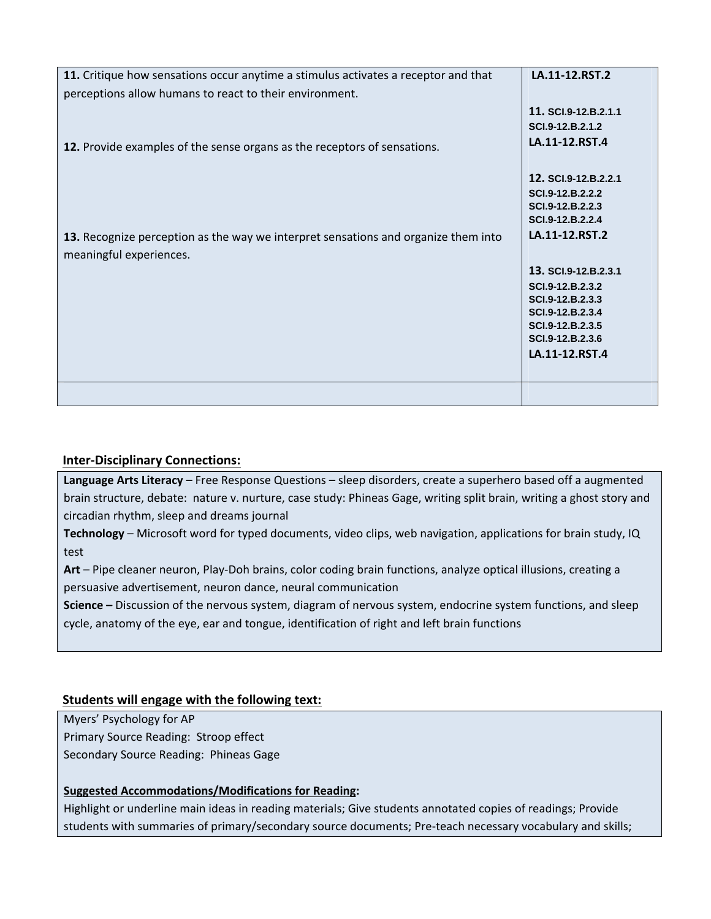| | |
|---|---|
| **11.** Critique how sensations occur anytime a stimulus activates a receptor and that perceptions allow humans to react to their environment. | **LA.11-12.RST.2**<br><br>**11. SCI.9-12.B.2.1.1**<br>**SCI.9-12.B.2.1.2**<br>**LA.11-12.RST.4** |
| **12.** Provide examples of the sense organs as the receptors of sensations. | **12. SCI.9-12.B.2.2.1**<br>**SCI.9-12.B.2.2.2**<br>**SCI.9-12.B.2.2.3**<br>**SCI.9-12.B.2.2.4**<br>**LA.11-12.RST.2** |
| **13.** Recognize perception as the way we interpret sensations and organize them into meaningful experiences. | **13. SCI.9-12.B.2.3.1**<br>**SCI.9-12.B.2.3.2**<br>**SCI.9-12.B.2.3.3**<br>**SCI.9-12.B.2.3.4**<br>**SCI.9-12.B.2.3.5**<br>**SCI.9-12.B.2.3.6**<br>**LA.11-12.RST.4** |
| | |

## Inter-Disciplinary Connections:

**Language Arts Literacy** – Free Response Questions – sleep disorders, create a superhero based off a augmented brain structure, debate: nature v. nurture, case study: Phineas Gage, writing split brain, writing a ghost story and circadian rhythm, sleep and dreams journal

**Technology** – Microsoft word for typed documents, video clips, web navigation, applications for brain study, IQ test

**Art** – Pipe cleaner neuron, Play-Doh brains, color coding brain functions, analyze optical illusions, creating a persuasive advertisement, neuron dance, neural communication

**Science –** Discussion of the nervous system, diagram of nervous system, endocrine system functions, and sleep cycle, anatomy of the eye, ear and tongue, identification of right and left brain functions

## Students will engage with the following text:

Myers' Psychology for AP

Primary Source Reading: Stroop effect

Secondary Source Reading: Phineas Gage

**Suggested Accommodations/Modifications for Reading:**

Highlight or underline main ideas in reading materials; Give students annotated copies of readings; Provide students with summaries of primary/secondary source documents; Pre-teach necessary vocabulary and skills;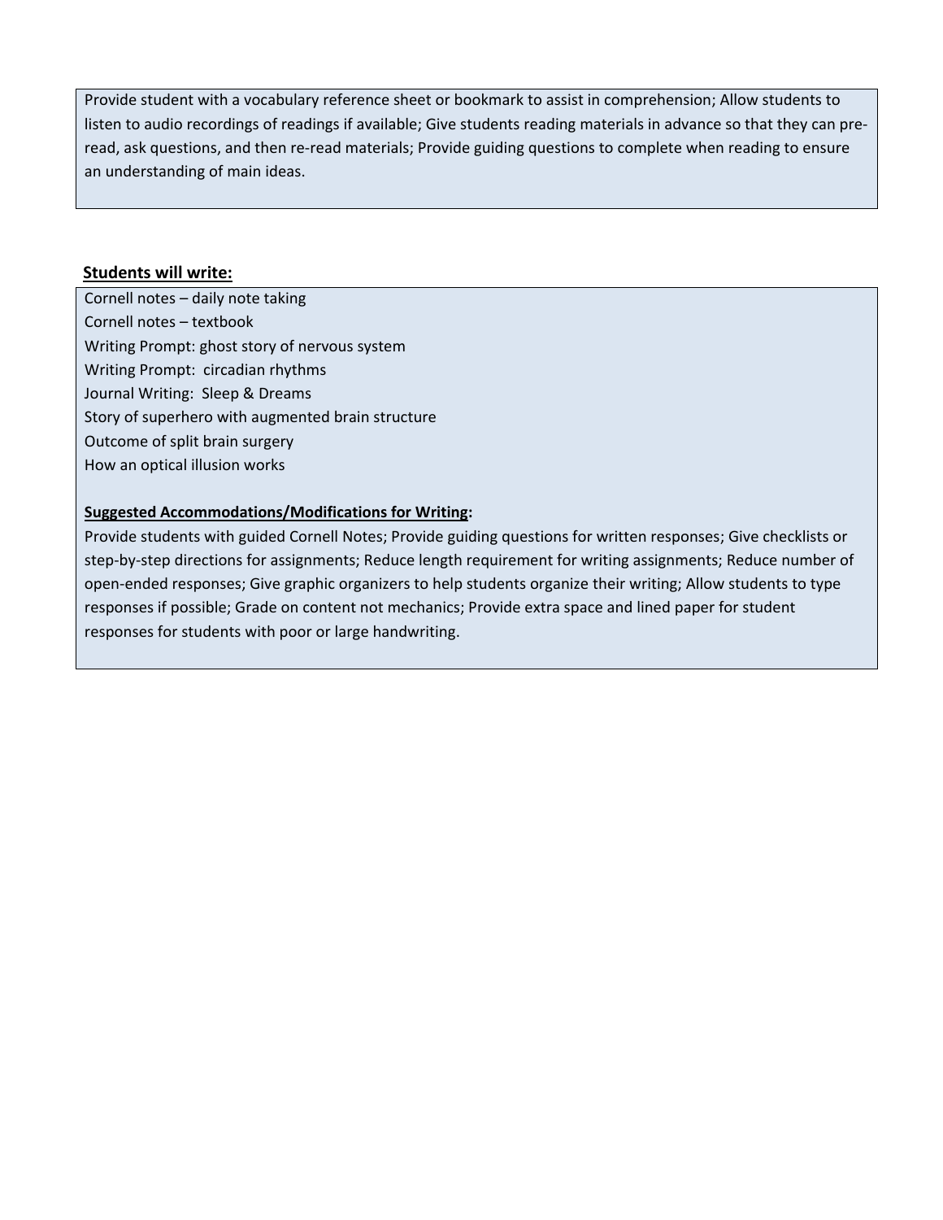Provide student with a vocabulary reference sheet or bookmark to assist in comprehension; Allow students to listen to audio recordings of readings if available; Give students reading materials in advance so that they can pre-read, ask questions, and then re-read materials; Provide guiding questions to complete when reading to ensure an understanding of main ideas.

**Students will write:**

Cornell notes – daily note taking
Cornell notes – textbook
Writing Prompt: ghost story of nervous system
Writing Prompt: circadian rhythms
Journal Writing: Sleep & Dreams
Story of superhero with augmented brain structure
Outcome of split brain surgery
How an optical illusion works

**Suggested Accommodations/Modifications for Writing:**

Provide students with guided Cornell Notes; Provide guiding questions for written responses; Give checklists or step-by-step directions for assignments; Reduce length requirement for writing assignments; Reduce number of open-ended responses; Give graphic organizers to help students organize their writing; Allow students to type responses if possible; Grade on content not mechanics; Provide extra space and lined paper for student responses for students with poor or large handwriting.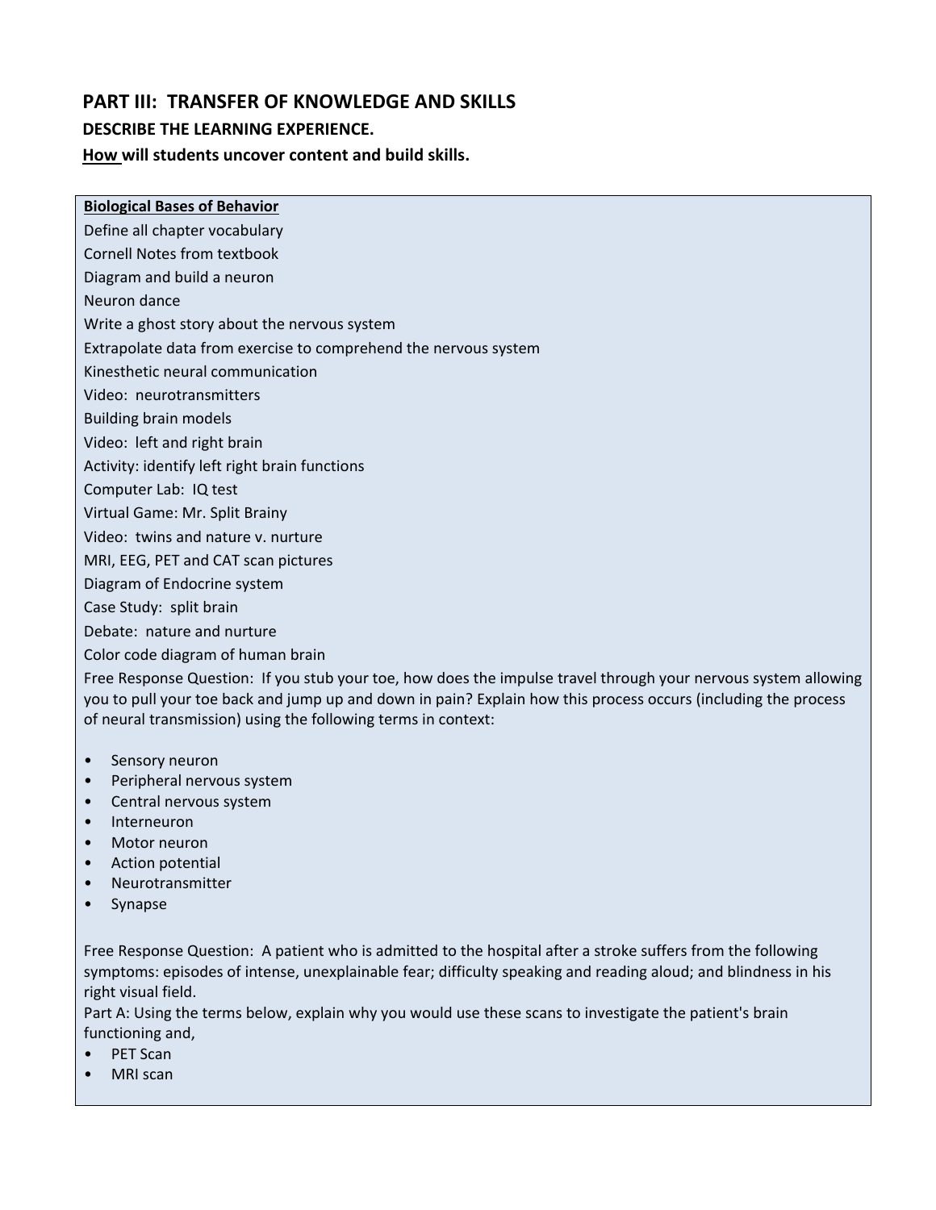## PART III: TRANSFER OF KNOWLEDGE AND SKILLS

### DESCRIBE THE LEARNING EXPERIENCE.

**How will students uncover content and build skills.**

**Biological Bases of Behavior**

Define all chapter vocabulary

Cornell Notes from textbook

Diagram and build a neuron

Neuron dance

Write a ghost story about the nervous system

Extrapolate data from exercise to comprehend the nervous system

Kinesthetic neural communication

Video: neurotransmitters

Building brain models

Video: left and right brain

Activity: identify left right brain functions

Computer Lab: IQ test

Virtual Game: Mr. Split Brainy

Video: twins and nature v. nurture

MRI, EEG, PET and CAT scan pictures

Diagram of Endocrine system

Case Study: split brain

Debate: nature and nurture

Color code diagram of human brain

Free Response Question: If you stub your toe, how does the impulse travel through your nervous system allowing you to pull your toe back and jump up and down in pain? Explain how this process occurs (including the process of neural transmission) using the following terms in context:

- Sensory neuron
- Peripheral nervous system
- Central nervous system
- Interneuron
- Motor neuron
- Action potential
- Neurotransmitter
- Synapse

Free Response Question: A patient who is admitted to the hospital after a stroke suffers from the following symptoms: episodes of intense, unexplainable fear; difficulty speaking and reading aloud; and blindness in his right visual field.

Part A: Using the terms below, explain why you would use these scans to investigate the patient's brain functioning and,

- PET Scan
- MRI scan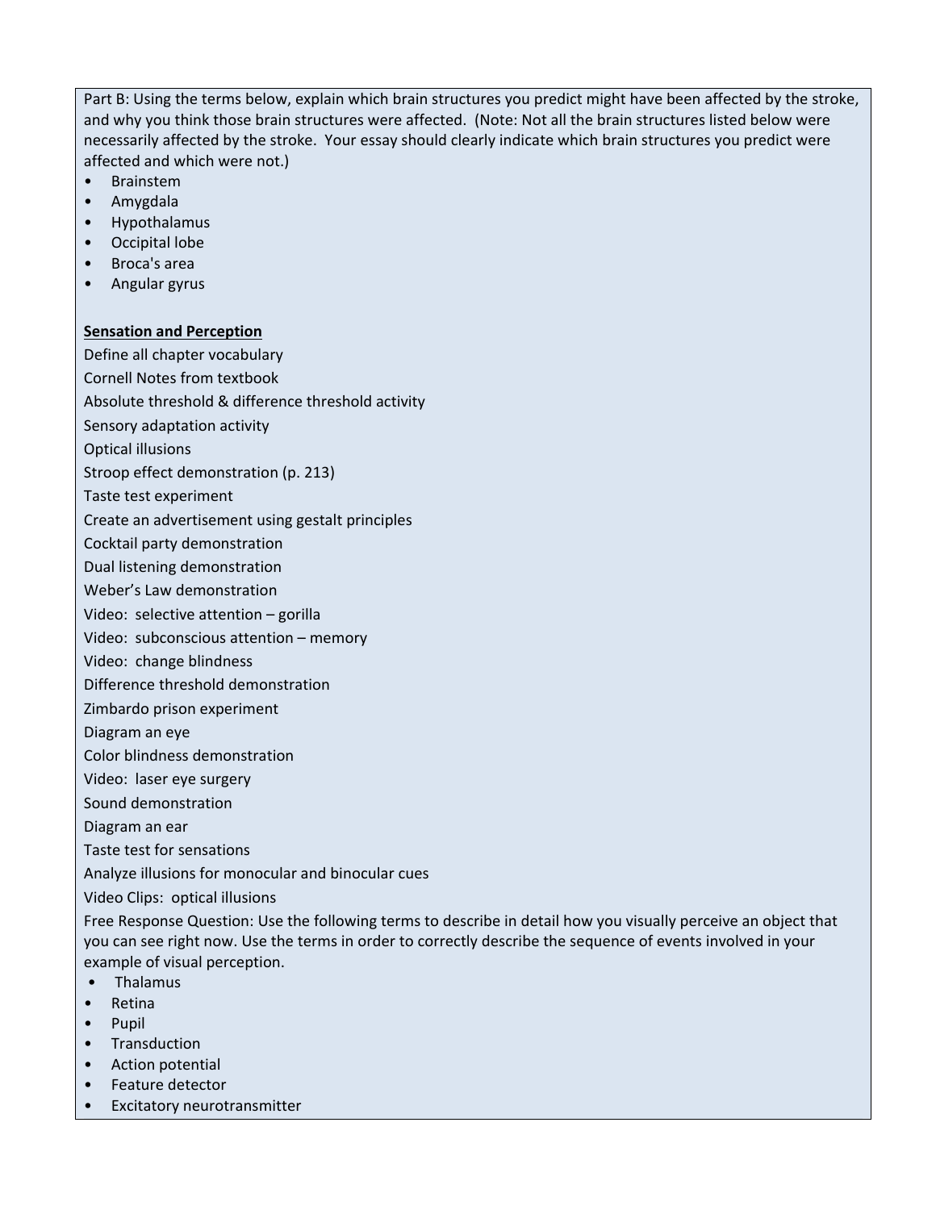Part B: Using the terms below, explain which brain structures you predict might have been affected by the stroke, and why you think those brain structures were affected. (Note: Not all the brain structures listed below were necessarily affected by the stroke. Your essay should clearly indicate which brain structures you predict were affected and which were not.)

- Brainstem
- Amygdala
- Hypothalamus
- Occipital lobe
- Broca's area
- Angular gyrus

**Sensation and Perception**

Define all chapter vocabulary

Cornell Notes from textbook

Absolute threshold & difference threshold activity

Sensory adaptation activity

Optical illusions

Stroop effect demonstration (p. 213)

Taste test experiment

Create an advertisement using gestalt principles

Cocktail party demonstration

Dual listening demonstration

Weber's Law demonstration

Video: selective attention – gorilla

Video: subconscious attention – memory

Video: change blindness

Difference threshold demonstration

Zimbardo prison experiment

Diagram an eye

Color blindness demonstration

Video: laser eye surgery

Sound demonstration

Diagram an ear

Taste test for sensations

Analyze illusions for monocular and binocular cues

Video Clips: optical illusions

Free Response Question: Use the following terms to describe in detail how you visually perceive an object that you can see right now. Use the terms in order to correctly describe the sequence of events involved in your example of visual perception.

- Thalamus
- Retina
- Pupil
- Transduction
- Action potential
- Feature detector
- Excitatory neurotransmitter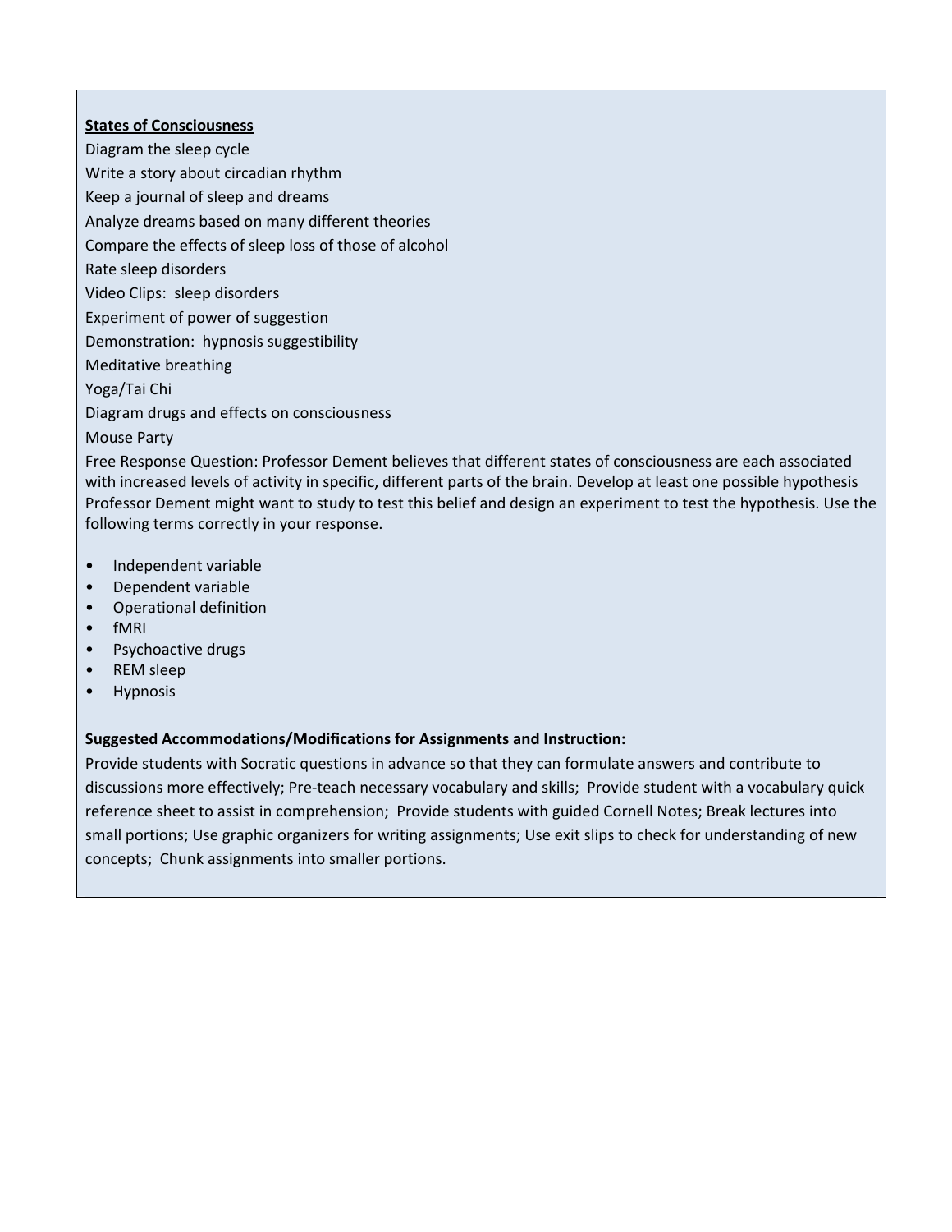**States of Consciousness**

Diagram the sleep cycle

Write a story about circadian rhythm

Keep a journal of sleep and dreams

Analyze dreams based on many different theories

Compare the effects of sleep loss of those of alcohol

Rate sleep disorders

Video Clips: sleep disorders

Experiment of power of suggestion

Demonstration: hypnosis suggestibility

Meditative breathing

Yoga/Tai Chi

Diagram drugs and effects on consciousness

Mouse Party

Free Response Question: Professor Dement believes that different states of consciousness are each associated with increased levels of activity in specific, different parts of the brain. Develop at least one possible hypothesis Professor Dement might want to study to test this belief and design an experiment to test the hypothesis. Use the following terms correctly in your response.

- Independent variable
- Dependent variable
- Operational definition
- fMRI
- Psychoactive drugs
- REM sleep
- Hypnosis

**Suggested Accommodations/Modifications for Assignments and Instruction:**

Provide students with Socratic questions in advance so that they can formulate answers and contribute to discussions more effectively; Pre-teach necessary vocabulary and skills; Provide student with a vocabulary quick reference sheet to assist in comprehension; Provide students with guided Cornell Notes; Break lectures into small portions; Use graphic organizers for writing assignments; Use exit slips to check for understanding of new concepts; Chunk assignments into smaller portions.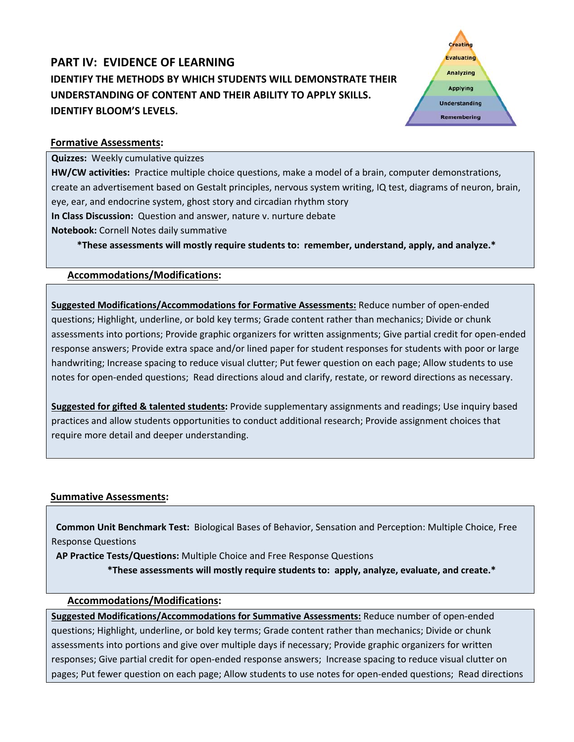## PART IV: EVIDENCE OF LEARNING

### IDENTIFY THE METHODS BY WHICH STUDENTS WILL DEMONSTRATE THEIR UNDERSTANDING OF CONTENT AND THEIR ABILITY TO APPLY SKILLS. IDENTIFY BLOOM'S LEVELS.

Creating
Evaluating
Analyzing
Applying
Understanding
Remembering

**Formative Assessments:**

**Quizzes:** Weekly cumulative quizzes

**HW/CW activities:** Practice multiple choice questions, make a model of a brain, computer demonstrations, create an advertisement based on Gestalt principles, nervous system writing, IQ test, diagrams of neuron, brain, eye, ear, and endocrine system, ghost story and circadian rhythm story

**In Class Discussion:** Question and answer, nature v. nurture debate

**Notebook:** Cornell Notes daily summative

**\*These assessments will mostly require students to: remember, understand, apply, and analyze.\***

**Accommodations/Modifications:**

**Suggested Modifications/Accommodations for Formative Assessments:** Reduce number of open-ended questions; Highlight, underline, or bold key terms; Grade content rather than mechanics; Divide or chunk assessments into portions; Provide graphic organizers for written assignments; Give partial credit for open-ended response answers; Provide extra space and/or lined paper for student responses for students with poor or large handwriting; Increase spacing to reduce visual clutter; Put fewer question on each page; Allow students to use notes for open-ended questions; Read directions aloud and clarify, restate, or reword directions as necessary.

**Suggested for gifted & talented students:** Provide supplementary assignments and readings; Use inquiry based practices and allow students opportunities to conduct additional research; Provide assignment choices that require more detail and deeper understanding.

**Summative Assessments:**

**Common Unit Benchmark Test:** Biological Bases of Behavior, Sensation and Perception: Multiple Choice, Free Response Questions

**AP Practice Tests/Questions:** Multiple Choice and Free Response Questions

**\*These assessments will mostly require students to: apply, analyze, evaluate, and create.\***

**Accommodations/Modifications:**

**Suggested Modifications/Accommodations for Summative Assessments:** Reduce number of open-ended questions; Highlight, underline, or bold key terms; Grade content rather than mechanics; Divide or chunk assessments into portions and give over multiple days if necessary; Provide graphic organizers for written responses; Give partial credit for open-ended response answers; Increase spacing to reduce visual clutter on pages; Put fewer question on each page; Allow students to use notes for open-ended questions; Read directions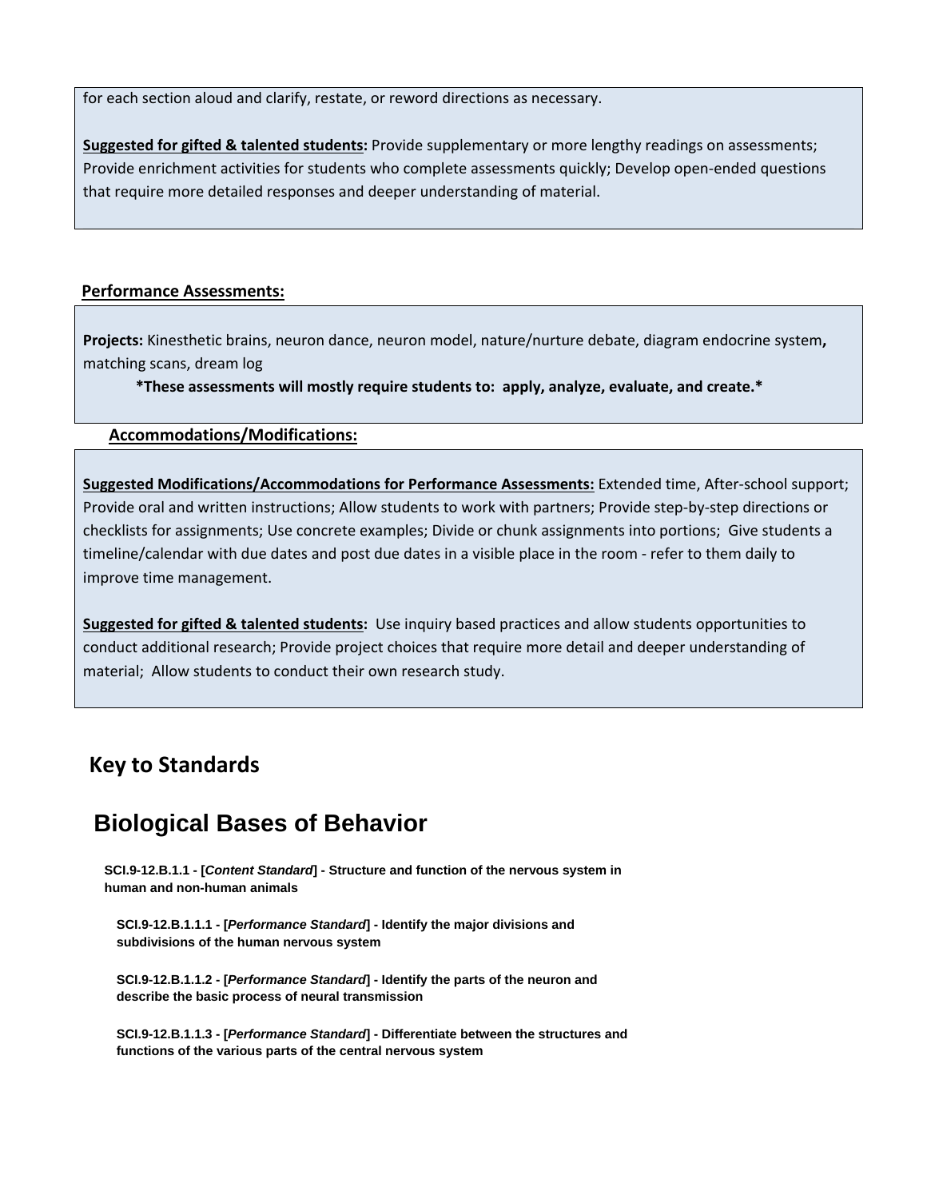for each section aloud and clarify, restate, or reword directions as necessary.

**Suggested for gifted & talented students:** Provide supplementary or more lengthy readings on assessments; Provide enrichment activities for students who complete assessments quickly; Develop open-ended questions that require more detailed responses and deeper understanding of material.

**Performance Assessments:**

**Projects:** Kinesthetic brains, neuron dance, neuron model, nature/nurture debate, diagram endocrine system**,** matching scans, dream log

**\*These assessments will mostly require students to: apply, analyze, evaluate, and create.\***

**Accommodations/Modifications:**

**Suggested Modifications/Accommodations for Performance Assessments:** Extended time, After-school support; Provide oral and written instructions; Allow students to work with partners; Provide step-by-step directions or checklists for assignments; Use concrete examples; Divide or chunk assignments into portions; Give students a timeline/calendar with due dates and post due dates in a visible place in the room - refer to them daily to improve time management.

**Suggested for gifted & talented students:** Use inquiry based practices and allow students opportunities to conduct additional research; Provide project choices that require more detail and deeper understanding of material; Allow students to conduct their own research study.

## Key to Standards

# Biological Bases of Behavior

**SCI.9-12.B.1.1 - [*Content Standard*] - Structure and function of the nervous system in human and non-human animals**

**SCI.9-12.B.1.1.1 - [*Performance Standard*] - Identify the major divisions and subdivisions of the human nervous system**

**SCI.9-12.B.1.1.2 - [*Performance Standard*] - Identify the parts of the neuron and describe the basic process of neural transmission**

**SCI.9-12.B.1.1.3 - [*Performance Standard*] - Differentiate between the structures and functions of the various parts of the central nervous system**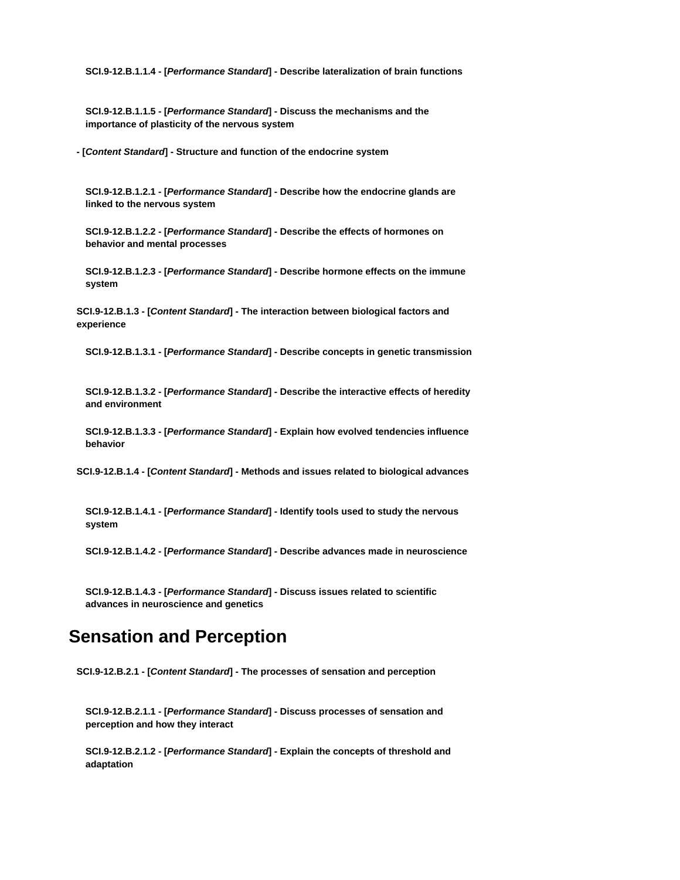**SCI.9-12.B.1.1.4 - [*Performance Standard*] - Describe lateralization of brain functions**

**SCI.9-12.B.1.1.5 - [*Performance Standard*] - Discuss the mechanisms and the importance of plasticity of the nervous system**

**- [*Content Standard*] - Structure and function of the endocrine system**

**SCI.9-12.B.1.2.1 - [*Performance Standard*] - Describe how the endocrine glands are linked to the nervous system**

**SCI.9-12.B.1.2.2 - [*Performance Standard*] - Describe the effects of hormones on behavior and mental processes**

**SCI.9-12.B.1.2.3 - [*Performance Standard*] - Describe hormone effects on the immune system**

**SCI.9-12.B.1.3 - [*Content Standard*] - The interaction between biological factors and experience**

**SCI.9-12.B.1.3.1 - [*Performance Standard*] - Describe concepts in genetic transmission**

**SCI.9-12.B.1.3.2 - [*Performance Standard*] - Describe the interactive effects of heredity and environment**

**SCI.9-12.B.1.3.3 - [*Performance Standard*] - Explain how evolved tendencies influence behavior**

**SCI.9-12.B.1.4 - [*Content Standard*] - Methods and issues related to biological advances**

**SCI.9-12.B.1.4.1 - [*Performance Standard*] - Identify tools used to study the nervous system**

**SCI.9-12.B.1.4.2 - [*Performance Standard*] - Describe advances made in neuroscience**

**SCI.9-12.B.1.4.3 - [*Performance Standard*] - Discuss issues related to scientific advances in neuroscience and genetics**

## Sensation and Perception

**SCI.9-12.B.2.1 - [*Content Standard*] - The processes of sensation and perception**

**SCI.9-12.B.2.1.1 - [*Performance Standard*] - Discuss processes of sensation and perception and how they interact**

**SCI.9-12.B.2.1.2 - [*Performance Standard*] - Explain the concepts of threshold and adaptation**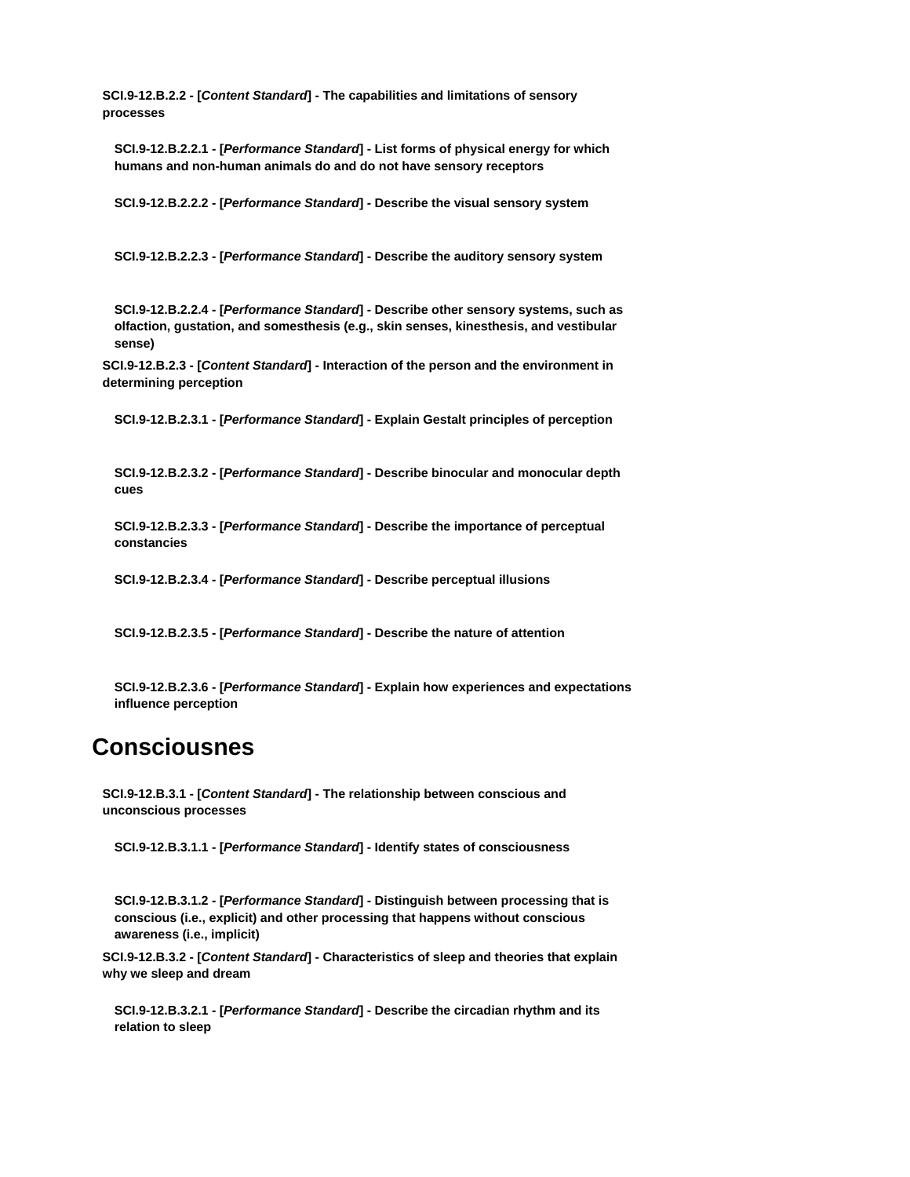**SCI.9-12.B.2.2 - [*Content Standard*] - The capabilities and limitations of sensory processes**

- **SCI.9-12.B.2.2.1 - [*Performance Standard*] - List forms of physical energy for which humans and non-human animals do and do not have sensory receptors**

- **SCI.9-12.B.2.2.2 - [*Performance Standard*] - Describe the visual sensory system**

- **SCI.9-12.B.2.2.3 - [*Performance Standard*] - Describe the auditory sensory system**

- **SCI.9-12.B.2.2.4 - [*Performance Standard*] - Describe other sensory systems, such as olfaction, gustation, and somesthesis (e.g., skin senses, kinesthesis, and vestibular sense)**

**SCI.9-12.B.2.3 - [*Content Standard*] - Interaction of the person and the environment in determining perception**

- **SCI.9-12.B.2.3.1 - [*Performance Standard*] - Explain Gestalt principles of perception**

- **SCI.9-12.B.2.3.2 - [*Performance Standard*] - Describe binocular and monocular depth cues**

- **SCI.9-12.B.2.3.3 - [*Performance Standard*] - Describe the importance of perceptual constancies**

- **SCI.9-12.B.2.3.4 - [*Performance Standard*] - Describe perceptual illusions**

- **SCI.9-12.B.2.3.5 - [*Performance Standard*] - Describe the nature of attention**

- **SCI.9-12.B.2.3.6 - [*Performance Standard*] - Explain how experiences and expectations influence perception**

## Consciousnes

**SCI.9-12.B.3.1 - [*Content Standard*] - The relationship between conscious and unconscious processes**

- **SCI.9-12.B.3.1.1 - [*Performance Standard*] - Identify states of consciousness**

- **SCI.9-12.B.3.1.2 - [*Performance Standard*] - Distinguish between processing that is conscious (i.e., explicit) and other processing that happens without conscious awareness (i.e., implicit)**

**SCI.9-12.B.3.2 - [*Content Standard*] - Characteristics of sleep and theories that explain why we sleep and dream**

- **SCI.9-12.B.3.2.1 - [*Performance Standard*] - Describe the circadian rhythm and its relation to sleep**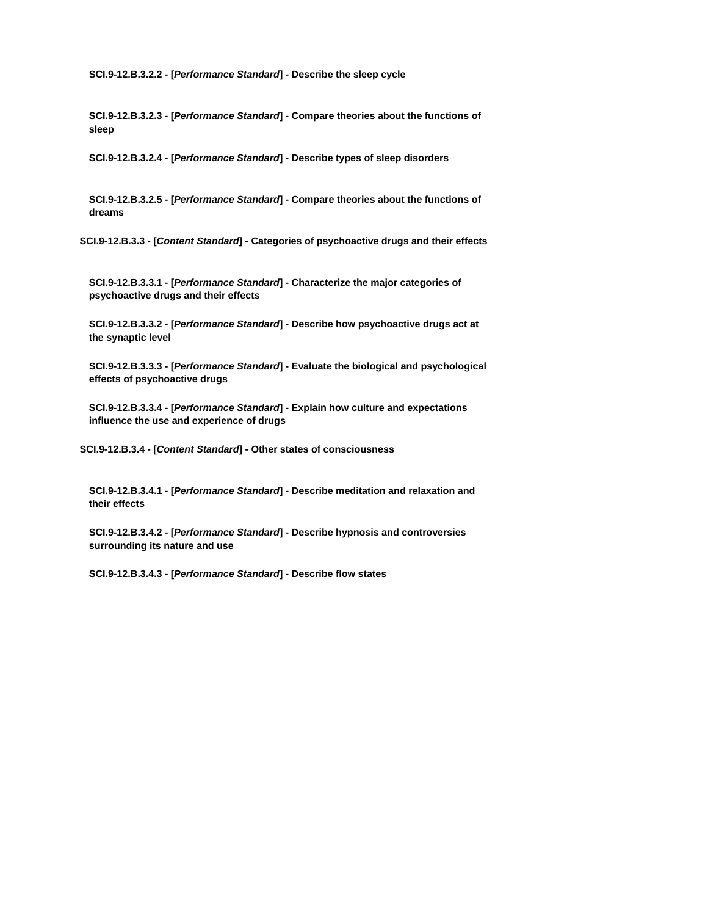**SCI.9-12.B.3.2.2 - [*Performance Standard*] - Describe the sleep cycle**

**SCI.9-12.B.3.2.3 - [*Performance Standard*] - Compare theories about the functions of sleep**

**SCI.9-12.B.3.2.4 - [*Performance Standard*] - Describe types of sleep disorders**

**SCI.9-12.B.3.2.5 - [*Performance Standard*] - Compare theories about the functions of dreams**

**SCI.9-12.B.3.3 - [*Content Standard*] - Categories of psychoactive drugs and their effects**

**SCI.9-12.B.3.3.1 - [*Performance Standard*] - Characterize the major categories of psychoactive drugs and their effects**

**SCI.9-12.B.3.3.2 - [*Performance Standard*] - Describe how psychoactive drugs act at the synaptic level**

**SCI.9-12.B.3.3.3 - [*Performance Standard*] - Evaluate the biological and psychological effects of psychoactive drugs**

**SCI.9-12.B.3.3.4 - [*Performance Standard*] - Explain how culture and expectations influence the use and experience of drugs**

**SCI.9-12.B.3.4 - [*Content Standard*] - Other states of consciousness**

**SCI.9-12.B.3.4.1 - [*Performance Standard*] - Describe meditation and relaxation and their effects**

**SCI.9-12.B.3.4.2 - [*Performance Standard*] - Describe hypnosis and controversies surrounding its nature and use**

**SCI.9-12.B.3.4.3 - [*Performance Standard*] - Describe flow states**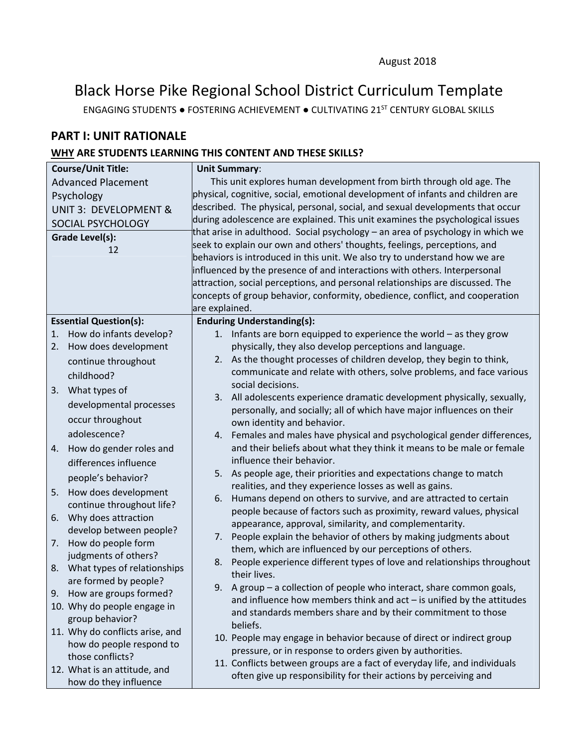August 2018

# Black Horse Pike Regional School District Curriculum Template

ENGAGING STUDENTS ● FOSTERING ACHIEVEMENT ● CULTIVATING 21ST CENTURY GLOBAL SKILLS

## PART I: UNIT RATIONALE

### WHY ARE STUDENTS LEARNING THIS CONTENT AND THESE SKILLS?

| **Course/Unit Title:** Advanced Placement Psychology UNIT 3: DEVELOPMENT & SOCIAL PSYCHOLOGY<br><br>**Grade Level(s):** 12 | **Unit Summary**: This unit explores human development from birth through old age. The physical, cognitive, social, emotional development of infants and children are described. The physical, personal, social, and sexual developments that occur during adolescence are explained. This unit examines the psychological issues that arise in adulthood. Social psychology – an area of psychology in which we seek to explain our own and others' thoughts, feelings, perceptions, and behaviors is introduced in this unit. We also try to understand how we are influenced by the presence of and interactions with others. Interpersonal attraction, social perceptions, and personal relationships are discussed. The concepts of group behavior, conformity, obedience, conflict, and cooperation are explained. |
|---|---|
| **Essential Question(s):**<br>1. How do infants develop?<br>2. How does development continue throughout childhood?<br>3. What types of developmental processes occur throughout adolescence?<br>4. How do gender roles and differences influence people's behavior?<br>5. How does development continue throughout life?<br>6. Why does attraction develop between people?<br>7. How do people form judgments of others?<br>8. What types of relationships are formed by people?<br>9. How are groups formed?<br>10. Why do people engage in group behavior?<br>11. Why do conflicts arise, and how do people respond to those conflicts?<br>12. What is an attitude, and how do they influence | **Enduring Understanding(s):**<br>1. Infants are born equipped to experience the world – as they grow physically, they also develop perceptions and language.<br>2. As the thought processes of children develop, they begin to think, communicate and relate with others, solve problems, and face various social decisions.<br>3. All adolescents experience dramatic development physically, sexually, personally, and socially; all of which have major influences on their own identity and behavior.<br>4. Females and males have physical and psychological gender differences, and their beliefs about what they think it means to be male or female influence their behavior.<br>5. As people age, their priorities and expectations change to match realities, and they experience losses as well as gains.<br>6. Humans depend on others to survive, and are attracted to certain people because of factors such as proximity, reward values, physical appearance, approval, similarity, and complementarity.<br>7. People explain the behavior of others by making judgments about them, which are influenced by our perceptions of others.<br>8. People experience different types of love and relationships throughout their lives.<br>9. A group – a collection of people who interact, share common goals, and influence how members think and act – is unified by the attitudes and standards members share and by their commitment to those beliefs.<br>10. People may engage in behavior because of direct or indirect group pressure, or in response to orders given by authorities.<br>11. Conflicts between groups are a fact of everyday life, and individuals often give up responsibility for their actions by perceiving and |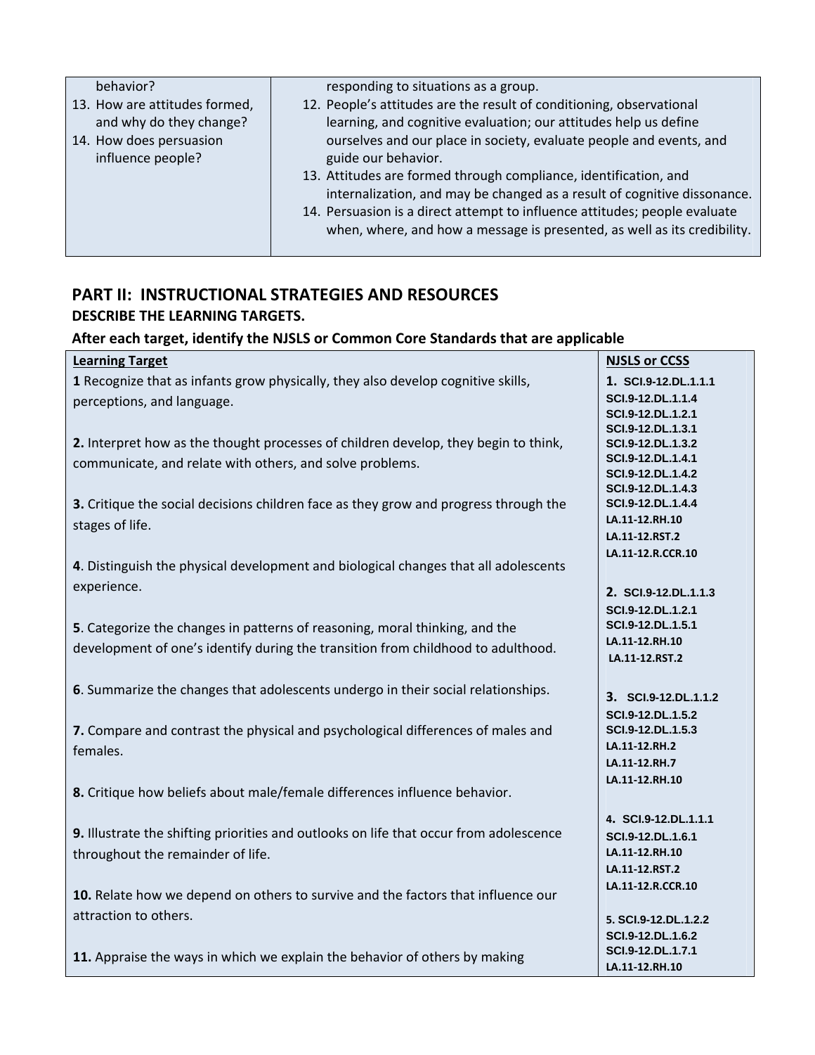| | |
|---|---|
| behavior?<br>13. How are attitudes formed, and why do they change?<br>14. How does persuasion influence people? | responding to situations as a group.<br>12. People's attitudes are the result of conditioning, observational learning, and cognitive evaluation; our attitudes help us define ourselves and our place in society, evaluate people and events, and guide our behavior.<br>13. Attitudes are formed through compliance, identification, and internalization, and may be changed as a result of cognitive dissonance.<br>14. Persuasion is a direct attempt to influence attitudes; people evaluate when, where, and how a message is presented, as well as its credibility. |

## PART II: INSTRUCTIONAL STRATEGIES AND RESOURCES

**DESCRIBE THE LEARNING TARGETS.**

**After each target, identify the NJSLS or Common Core Standards that are applicable**

| Learning Target | NJSLS or CCSS |
|---|---|
| **1** Recognize that as infants grow physically, they also develop cognitive skills, perceptions, and language.<br><br>**2.** Interpret how as the thought processes of children develop, they begin to think, communicate, and relate with others, and solve problems.<br><br>**3.** Critique the social decisions children face as they grow and progress through the stages of life.<br><br>**4**. Distinguish the physical development and biological changes that all adolescents experience.<br><br>**5**. Categorize the changes in patterns of reasoning, moral thinking, and the development of one's identify during the transition from childhood to adulthood.<br><br>**6**. Summarize the changes that adolescents undergo in their social relationships.<br><br>**7.** Compare and contrast the physical and psychological differences of males and females.<br><br>**8.** Critique how beliefs about male/female differences influence behavior.<br><br>**9.** Illustrate the shifting priorities and outlooks on life that occur from adolescence throughout the remainder of life.<br><br>**10.** Relate how we depend on others to survive and the factors that influence our attraction to others.<br><br>**11.** Appraise the ways in which we explain the behavior of others by making | **1.** SCI.9-12.DL.1.1.1<br>SCI.9-12.DL.1.1.4<br>SCI.9-12.DL.1.2.1<br>SCI.9-12.DL.1.3.1<br>SCI.9-12.DL.1.3.2<br>SCI.9-12.DL.1.4.1<br>SCI.9-12.DL.1.4.2<br>SCI.9-12.DL.1.4.3<br>SCI.9-12.DL.1.4.4<br>LA.11-12.RH.10<br>LA.11-12.RST.2<br>LA.11-12.R.CCR.10<br><br>**2.** SCI.9-12.DL.1.1.3<br>SCI.9-12.DL.1.2.1<br>SCI.9-12.DL.1.5.1<br>LA.11-12.RH.10<br>LA.11-12.RST.2<br><br>**3.** SCI.9-12.DL.1.1.2<br>SCI.9-12.DL.1.5.2<br>SCI.9-12.DL.1.5.3<br>LA.11-12.RH.2<br>LA.11-12.RH.7<br>LA.11-12.RH.10<br><br>**4.** SCI.9-12.DL.1.1.1<br>SCI.9-12.DL.1.6.1<br>LA.11-12.RH.10<br>LA.11-12.RST.2<br>LA.11-12.R.CCR.10<br><br>**5.** SCI.9-12.DL.1.2.2<br>SCI.9-12.DL.1.6.2<br>SCI.9-12.DL.1.7.1<br>LA.11-12.RH.10 |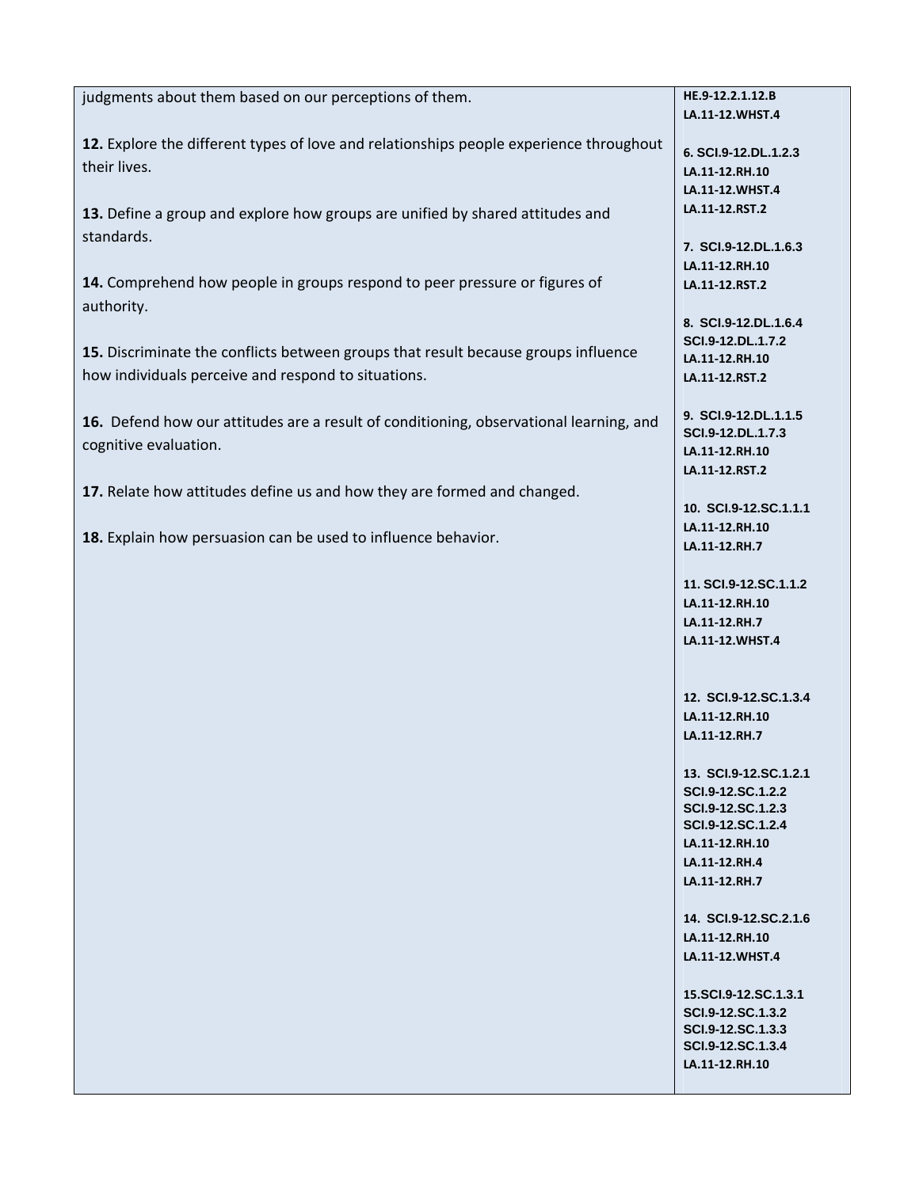| | |
|---|---|
| judgments about them based on our perceptions of them.<br><br>**12.** Explore the different types of love and relationships people experience throughout their lives.<br><br>**13.** Define a group and explore how groups are unified by shared attitudes and standards.<br><br>**14.** Comprehend how people in groups respond to peer pressure or figures of authority.<br><br>**15.** Discriminate the conflicts between groups that result because groups influence how individuals perceive and respond to situations.<br><br>**16.** Defend how our attitudes are a result of conditioning, observational learning, and cognitive evaluation.<br><br>**17.** Relate how attitudes define us and how they are formed and changed.<br><br>**18.** Explain how persuasion can be used to influence behavior. | **HE.9-12.2.1.12.B**<br>**LA.11-12.WHST.4**<br><br>**6. SCI.9-12.DL.1.2.3**<br>**LA.11-12.RH.10**<br>**LA.11-12.WHST.4**<br>**LA.11-12.RST.2**<br><br>**7. SCI.9-12.DL.1.6.3**<br>**LA.11-12.RH.10**<br>**LA.11-12.RST.2**<br><br>**8. SCI.9-12.DL.1.6.4**<br>**SCI.9-12.DL.1.7.2**<br>**LA.11-12.RH.10**<br>**LA.11-12.RST.2**<br><br>**9. SCI.9-12.DL.1.1.5**<br>**SCI.9-12.DL.1.7.3**<br>**LA.11-12.RH.10**<br>**LA.11-12.RST.2**<br><br>**10. SCI.9-12.SC.1.1.1**<br>**LA.11-12.RH.10**<br>**LA.11-12.RH.7**<br><br>**11. SCI.9-12.SC.1.1.2**<br>**LA.11-12.RH.10**<br>**LA.11-12.RH.7**<br>**LA.11-12.WHST.4**<br><br>**12. SCI.9-12.SC.1.3.4**<br>**LA.11-12.RH.10**<br>**LA.11-12.RH.7**<br><br>**13. SCI.9-12.SC.1.2.1**<br>**SCI.9-12.SC.1.2.2**<br>**SCI.9-12.SC.1.2.3**<br>**SCI.9-12.SC.1.2.4**<br>**LA.11-12.RH.10**<br>**LA.11-12.RH.4**<br>**LA.11-12.RH.7**<br><br>**14. SCI.9-12.SC.2.1.6**<br>**LA.11-12.RH.10**<br>**LA.11-12.WHST.4**<br><br>**15.SCI.9-12.SC.1.3.1**<br>**SCI.9-12.SC.1.3.2**<br>**SCI.9-12.SC.1.3.3**<br>**SCI.9-12.SC.1.3.4**<br>**LA.11-12.RH.10** |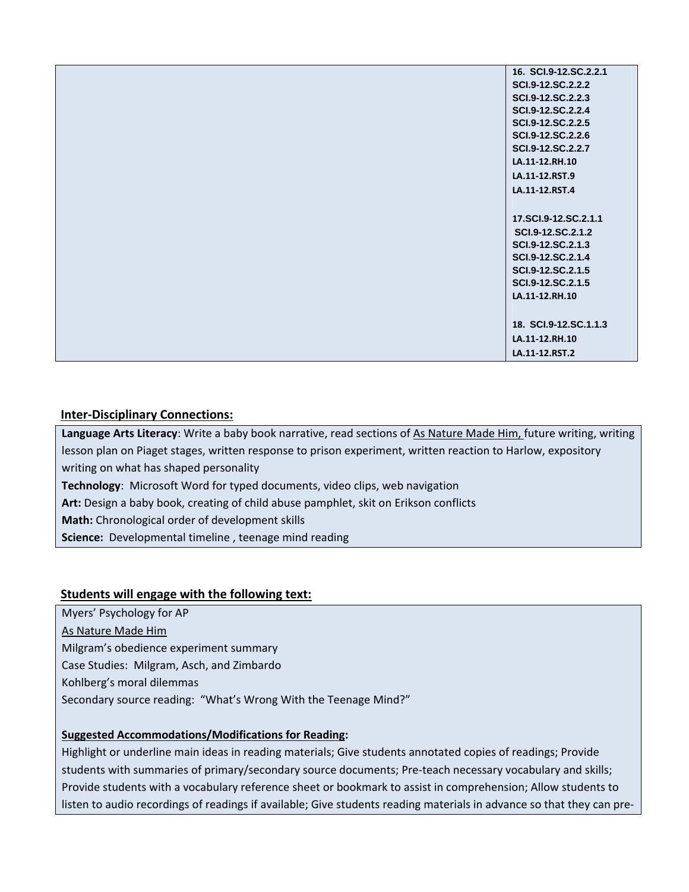| | |
|---|---|
| | 16. SCI.9-12.SC.2.2.1<br>SCI.9-12.SC.2.2.2<br>SCI.9-12.SC.2.2.3<br>SCI.9-12.SC.2.2.4<br>SCI.9-12.SC.2.2.5<br>SCI.9-12.SC.2.2.6<br>SCI.9-12.SC.2.2.7<br>LA.11-12.RH.10<br>LA.11-12.RST.9<br>LA.11-12.RST.4<br><br>17.SCI.9-12.SC.2.1.1<br>SCI.9-12.SC.2.1.2<br>SCI.9-12.SC.2.1.3<br>SCI.9-12.SC.2.1.4<br>SCI.9-12.SC.2.1.5<br>SCI.9-12.SC.2.1.5<br>LA.11-12.RH.10<br><br>18. SCI.9-12.SC.1.1.3<br>LA.11-12.RH.10<br>LA.11-12.RST.2 |

## Inter-Disciplinary Connections:

**Language Arts Literacy**: Write a baby book narrative, read sections of As Nature Made Him, future writing, writing lesson plan on Piaget stages, written response to prison experiment, written reaction to Harlow, expository writing on what has shaped personality

**Technology**: Microsoft Word for typed documents, video clips, web navigation

**Art:** Design a baby book, creating of child abuse pamphlet, skit on Erikson conflicts

**Math:** Chronological order of development skills

**Science:** Developmental timeline , teenage mind reading

## Students will engage with the following text:

Myers' Psychology for AP

As Nature Made Him

Milgram's obedience experiment summary

Case Studies: Milgram, Asch, and Zimbardo

Kohlberg's moral dilemmas

Secondary source reading: "What's Wrong With the Teenage Mind?"

**Suggested Accommodations/Modifications for Reading:**

Highlight or underline main ideas in reading materials; Give students annotated copies of readings; Provide students with summaries of primary/secondary source documents; Pre-teach necessary vocabulary and skills; Provide students with a vocabulary reference sheet or bookmark to assist in comprehension; Allow students to listen to audio recordings of readings if available; Give students reading materials in advance so that they can pre-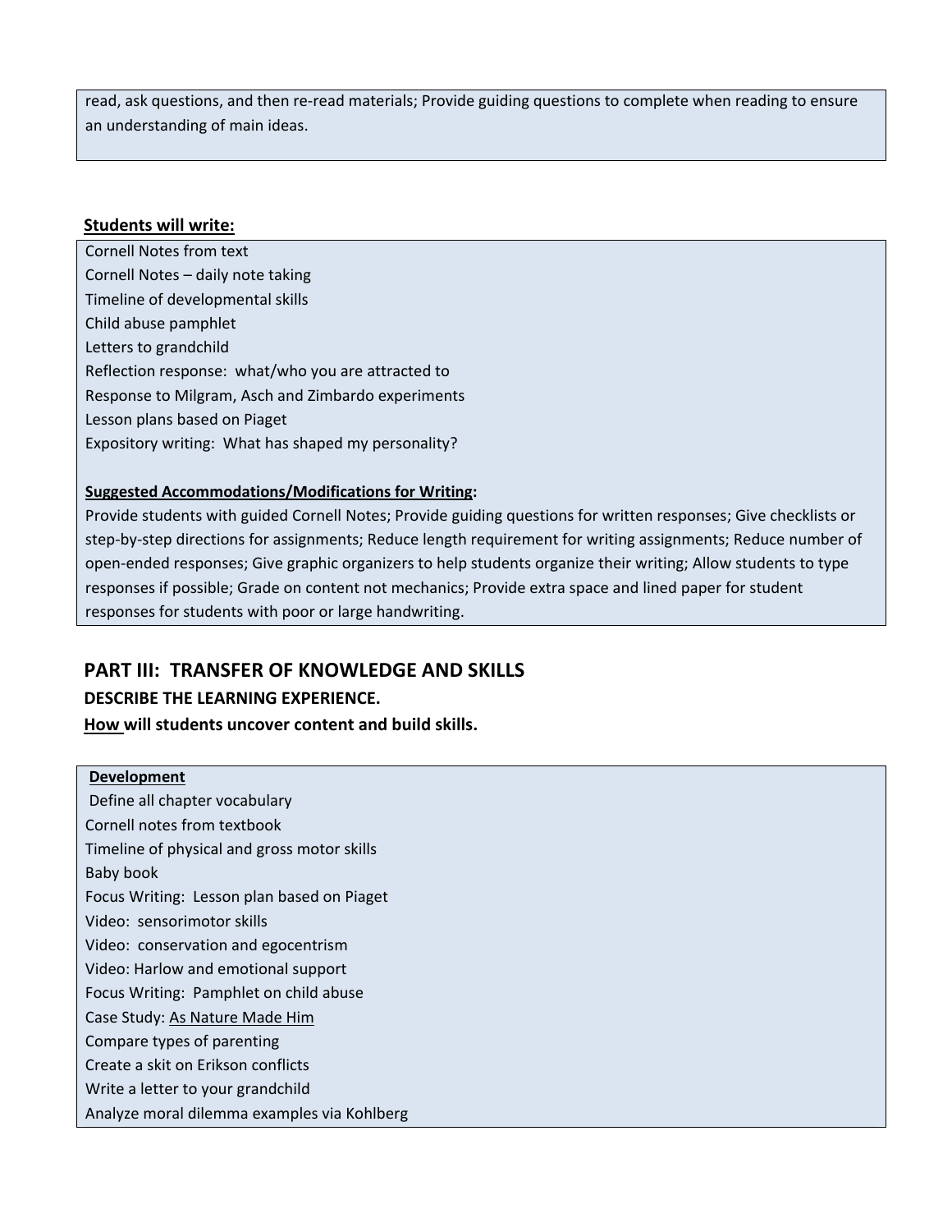read, ask questions, and then re-read materials; Provide guiding questions to complete when reading to ensure an understanding of main ideas.

**Students will write:**

Cornell Notes from text
Cornell Notes – daily note taking
Timeline of developmental skills
Child abuse pamphlet
Letters to grandchild
Reflection response: what/who you are attracted to
Response to Milgram, Asch and Zimbardo experiments
Lesson plans based on Piaget
Expository writing: What has shaped my personality?

**Suggested Accommodations/Modifications for Writing:**
Provide students with guided Cornell Notes; Provide guiding questions for written responses; Give checklists or step-by-step directions for assignments; Reduce length requirement for writing assignments; Reduce number of open-ended responses; Give graphic organizers to help students organize their writing; Allow students to type responses if possible; Grade on content not mechanics; Provide extra space and lined paper for student responses for students with poor or large handwriting.

## PART III: TRANSFER OF KNOWLEDGE AND SKILLS

### DESCRIBE THE LEARNING EXPERIENCE.

### How will students uncover content and build skills.

**Development**
Define all chapter vocabulary
Cornell notes from textbook
Timeline of physical and gross motor skills
Baby book
Focus Writing: Lesson plan based on Piaget
Video: sensorimotor skills
Video: conservation and egocentrism
Video: Harlow and emotional support
Focus Writing: Pamphlet on child abuse
Case Study: As Nature Made Him
Compare types of parenting
Create a skit on Erikson conflicts
Write a letter to your grandchild
Analyze moral dilemma examples via Kohlberg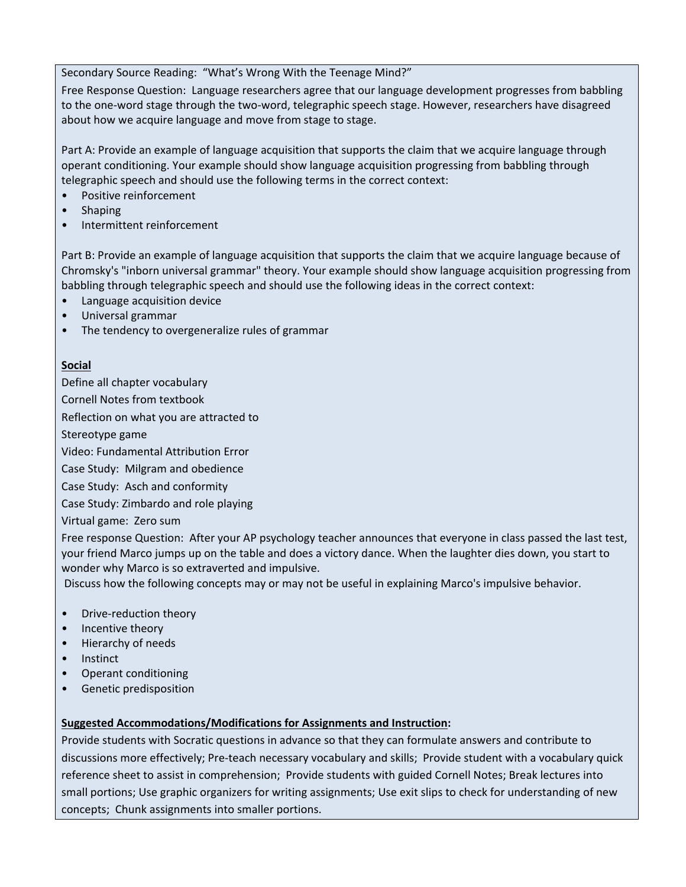Secondary Source Reading: "What's Wrong With the Teenage Mind?"

Free Response Question: Language researchers agree that our language development progresses from babbling to the one-word stage through the two-word, telegraphic speech stage. However, researchers have disagreed about how we acquire language and move from stage to stage.

Part A: Provide an example of language acquisition that supports the claim that we acquire language through operant conditioning. Your example should show language acquisition progressing from babbling through telegraphic speech and should use the following terms in the correct context:

- Positive reinforcement
- Shaping
- Intermittent reinforcement

Part B: Provide an example of language acquisition that supports the claim that we acquire language because of Chromsky's "inborn universal grammar" theory. Your example should show language acquisition progressing from babbling through telegraphic speech and should use the following ideas in the correct context:

- Language acquisition device
- Universal grammar
- The tendency to overgeneralize rules of grammar

**Social**

Define all chapter vocabulary

Cornell Notes from textbook

Reflection on what you are attracted to

Stereotype game

Video: Fundamental Attribution Error

Case Study: Milgram and obedience

Case Study: Asch and conformity

Case Study: Zimbardo and role playing

Virtual game: Zero sum

Free response Question: After your AP psychology teacher announces that everyone in class passed the last test, your friend Marco jumps up on the table and does a victory dance. When the laughter dies down, you start to wonder why Marco is so extraverted and impulsive.

Discuss how the following concepts may or may not be useful in explaining Marco's impulsive behavior.

- Drive-reduction theory
- Incentive theory
- Hierarchy of needs
- Instinct
- Operant conditioning
- Genetic predisposition

**Suggested Accommodations/Modifications for Assignments and Instruction:**

Provide students with Socratic questions in advance so that they can formulate answers and contribute to discussions more effectively; Pre-teach necessary vocabulary and skills; Provide student with a vocabulary quick reference sheet to assist in comprehension; Provide students with guided Cornell Notes; Break lectures into small portions; Use graphic organizers for writing assignments; Use exit slips to check for understanding of new concepts; Chunk assignments into smaller portions.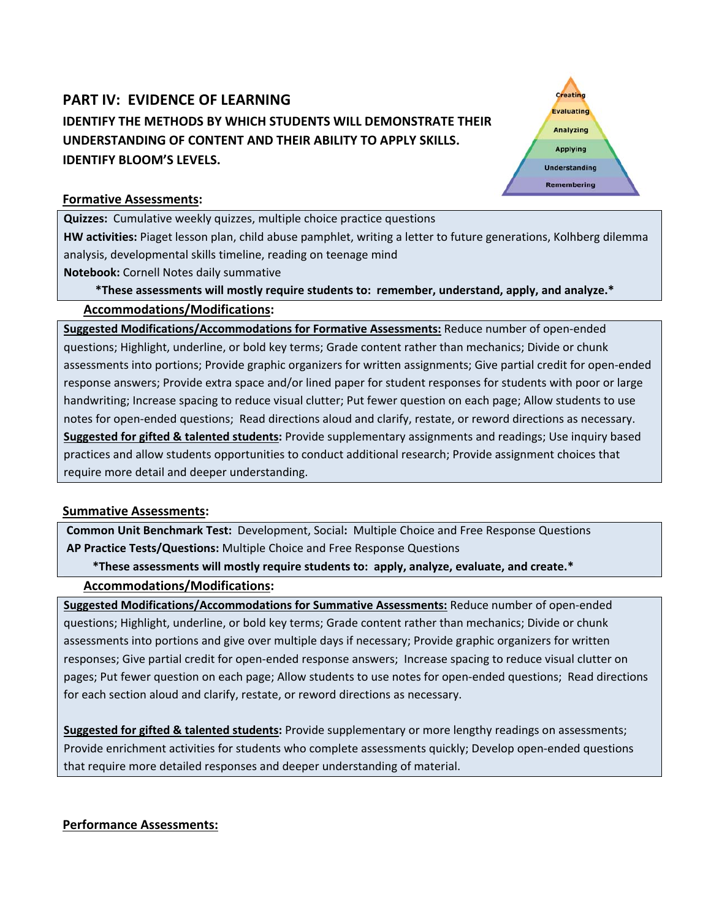## PART IV: EVIDENCE OF LEARNING

### IDENTIFY THE METHODS BY WHICH STUDENTS WILL DEMONSTRATE THEIR UNDERSTANDING OF CONTENT AND THEIR ABILITY TO APPLY SKILLS. IDENTIFY BLOOM'S LEVELS.

Creating
Evaluating
Analyzing
Applying
Understanding
Remembering

**Formative Assessments:**

**Quizzes:** Cumulative weekly quizzes, multiple choice practice questions

**HW activities:** Piaget lesson plan, child abuse pamphlet, writing a letter to future generations, Kolhberg dilemma analysis, developmental skills timeline, reading on teenage mind

**Notebook:** Cornell Notes daily summative

**\*These assessments will mostly require students to: remember, understand, apply, and analyze.\***

**Accommodations/Modifications:**

**Suggested Modifications/Accommodations for Formative Assessments:** Reduce number of open-ended questions; Highlight, underline, or bold key terms; Grade content rather than mechanics; Divide or chunk assessments into portions; Provide graphic organizers for written assignments; Give partial credit for open-ended response answers; Provide extra space and/or lined paper for student responses for students with poor or large handwriting; Increase spacing to reduce visual clutter; Put fewer question on each page; Allow students to use notes for open-ended questions; Read directions aloud and clarify, restate, or reword directions as necessary.

**Suggested for gifted & talented students:** Provide supplementary assignments and readings; Use inquiry based practices and allow students opportunities to conduct additional research; Provide assignment choices that require more detail and deeper understanding.

**Summative Assessments:**

**Common Unit Benchmark Test:** Development, Social**:** Multiple Choice and Free Response Questions

**AP Practice Tests/Questions:** Multiple Choice and Free Response Questions

**\*These assessments will mostly require students to: apply, analyze, evaluate, and create.\***

**Accommodations/Modifications:**

**Suggested Modifications/Accommodations for Summative Assessments:** Reduce number of open-ended questions; Highlight, underline, or bold key terms; Grade content rather than mechanics; Divide or chunk assessments into portions and give over multiple days if necessary; Provide graphic organizers for written responses; Give partial credit for open-ended response answers; Increase spacing to reduce visual clutter on pages; Put fewer question on each page; Allow students to use notes for open-ended questions; Read directions for each section aloud and clarify, restate, or reword directions as necessary.

**Suggested for gifted & talented students:** Provide supplementary or more lengthy readings on assessments; Provide enrichment activities for students who complete assessments quickly; Develop open-ended questions that require more detailed responses and deeper understanding of material.

**Performance Assessments:**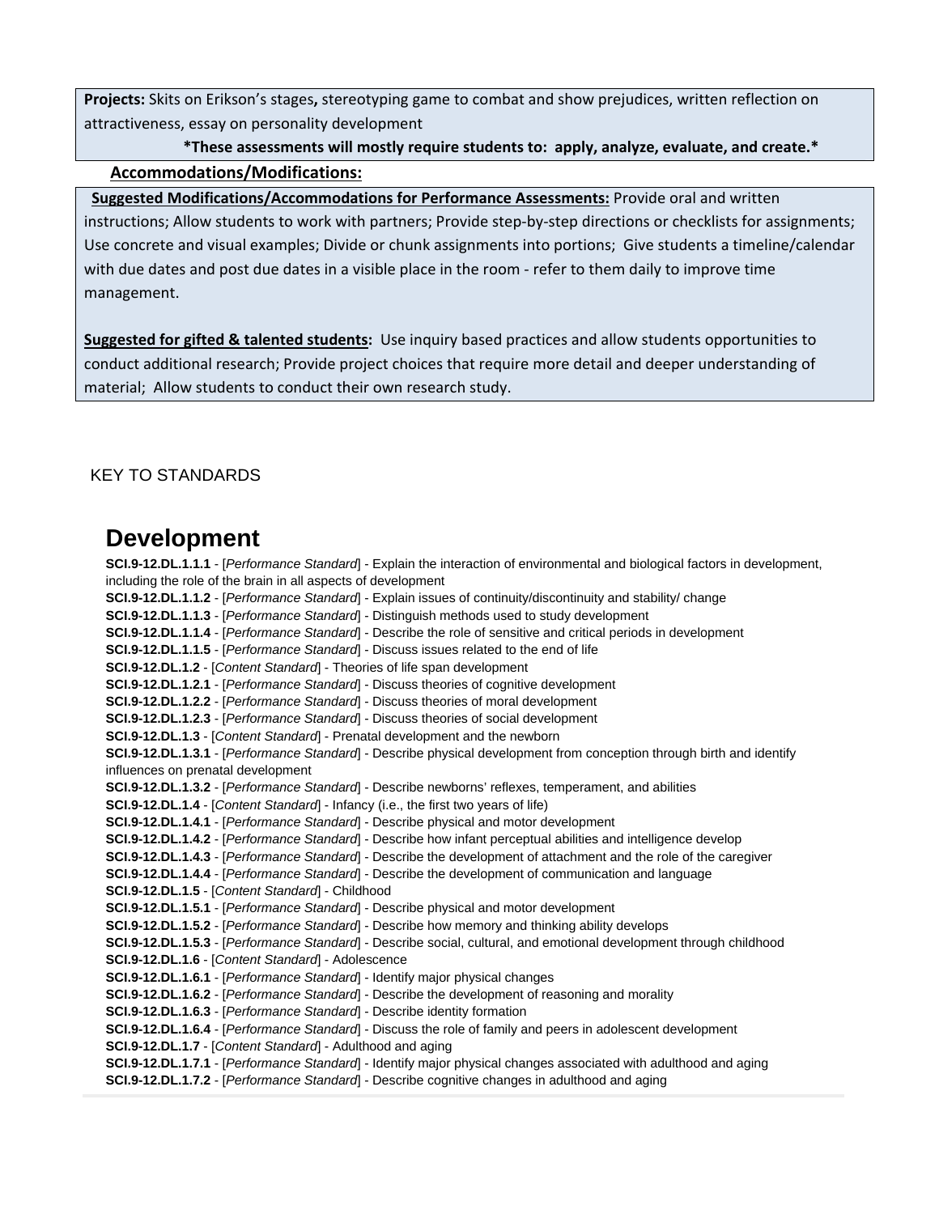**Projects:** Skits on Erikson's stages**,** stereotyping game to combat and show prejudices, written reflection on attractiveness, essay on personality development

**\*These assessments will mostly require students to: apply, analyze, evaluate, and create.\***

**Accommodations/Modifications:**

**Suggested Modifications/Accommodations for Performance Assessments:** Provide oral and written instructions; Allow students to work with partners; Provide step-by-step directions or checklists for assignments; Use concrete and visual examples; Divide or chunk assignments into portions; Give students a timeline/calendar with due dates and post due dates in a visible place in the room - refer to them daily to improve time management.

**Suggested for gifted & talented students:** Use inquiry based practices and allow students opportunities to conduct additional research; Provide project choices that require more detail and deeper understanding of material; Allow students to conduct their own research study.

KEY TO STANDARDS

# Development

**SCI.9-12.DL.1.1.1** - [*Performance Standard*] - Explain the interaction of environmental and biological factors in development, including the role of the brain in all aspects of development
**SCI.9-12.DL.1.1.2** - [*Performance Standard*] - Explain issues of continuity/discontinuity and stability/ change
**SCI.9-12.DL.1.1.3** - [*Performance Standard*] - Distinguish methods used to study development
**SCI.9-12.DL.1.1.4** - [*Performance Standard*] - Describe the role of sensitive and critical periods in development
**SCI.9-12.DL.1.1.5** - [*Performance Standard*] - Discuss issues related to the end of life
**SCI.9-12.DL.1.2** - [*Content Standard*] - Theories of life span development
**SCI.9-12.DL.1.2.1** - [*Performance Standard*] - Discuss theories of cognitive development
**SCI.9-12.DL.1.2.2** - [*Performance Standard*] - Discuss theories of moral development
**SCI.9-12.DL.1.2.3** - [*Performance Standard*] - Discuss theories of social development
**SCI.9-12.DL.1.3** - [*Content Standard*] - Prenatal development and the newborn
**SCI.9-12.DL.1.3.1** - [*Performance Standard*] - Describe physical development from conception through birth and identify influences on prenatal development
**SCI.9-12.DL.1.3.2** - [*Performance Standard*] - Describe newborns' reflexes, temperament, and abilities
**SCI.9-12.DL.1.4** - [*Content Standard*] - Infancy (i.e., the first two years of life)
**SCI.9-12.DL.1.4.1** - [*Performance Standard*] - Describe physical and motor development
**SCI.9-12.DL.1.4.2** - [*Performance Standard*] - Describe how infant perceptual abilities and intelligence develop
**SCI.9-12.DL.1.4.3** - [*Performance Standard*] - Describe the development of attachment and the role of the caregiver
**SCI.9-12.DL.1.4.4** - [*Performance Standard*] - Describe the development of communication and language
**SCI.9-12.DL.1.5** - [*Content Standard*] - Childhood
**SCI.9-12.DL.1.5.1** - [*Performance Standard*] - Describe physical and motor development
**SCI.9-12.DL.1.5.2** - [*Performance Standard*] - Describe how memory and thinking ability develops
**SCI.9-12.DL.1.5.3** - [*Performance Standard*] - Describe social, cultural, and emotional development through childhood
**SCI.9-12.DL.1.6** - [*Content Standard*] - Adolescence
**SCI.9-12.DL.1.6.1** - [*Performance Standard*] - Identify major physical changes
**SCI.9-12.DL.1.6.2** - [*Performance Standard*] - Describe the development of reasoning and morality
**SCI.9-12.DL.1.6.3** - [*Performance Standard*] - Describe identity formation
**SCI.9-12.DL.1.6.4** - [*Performance Standard*] - Discuss the role of family and peers in adolescent development
**SCI.9-12.DL.1.7** - [*Content Standard*] - Adulthood and aging
**SCI.9-12.DL.1.7.1** - [*Performance Standard*] - Identify major physical changes associated with adulthood and aging
**SCI.9-12.DL.1.7.2** - [*Performance Standard*] - Describe cognitive changes in adulthood and aging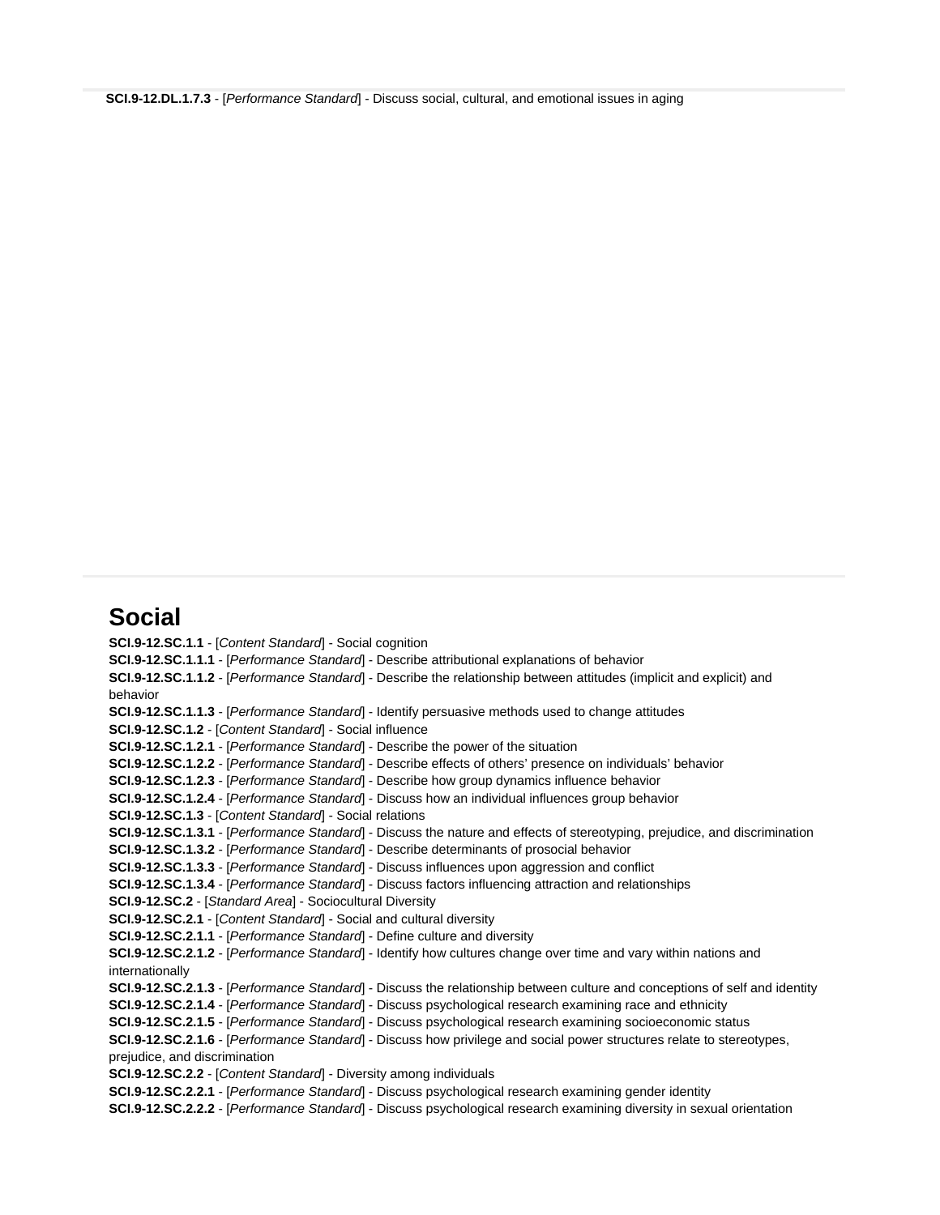**SCI.9-12.DL.1.7.3** - [*Performance Standard*] - Discuss social, cultural, and emotional issues in aging

## Social

**SCI.9-12.SC.1.1** - [*Content Standard*] - Social cognition
**SCI.9-12.SC.1.1.1** - [*Performance Standard*] - Describe attributional explanations of behavior
**SCI.9-12.SC.1.1.2** - [*Performance Standard*] - Describe the relationship between attitudes (implicit and explicit) and behavior
**SCI.9-12.SC.1.1.3** - [*Performance Standard*] - Identify persuasive methods used to change attitudes
**SCI.9-12.SC.1.2** - [*Content Standard*] - Social influence
**SCI.9-12.SC.1.2.1** - [*Performance Standard*] - Describe the power of the situation
**SCI.9-12.SC.1.2.2** - [*Performance Standard*] - Describe effects of others' presence on individuals' behavior
**SCI.9-12.SC.1.2.3** - [*Performance Standard*] - Describe how group dynamics influence behavior
**SCI.9-12.SC.1.2.4** - [*Performance Standard*] - Discuss how an individual influences group behavior
**SCI.9-12.SC.1.3** - [*Content Standard*] - Social relations
**SCI.9-12.SC.1.3.1** - [*Performance Standard*] - Discuss the nature and effects of stereotyping, prejudice, and discrimination
**SCI.9-12.SC.1.3.2** - [*Performance Standard*] - Describe determinants of prosocial behavior
**SCI.9-12.SC.1.3.3** - [*Performance Standard*] - Discuss influences upon aggression and conflict
**SCI.9-12.SC.1.3.4** - [*Performance Standard*] - Discuss factors influencing attraction and relationships
**SCI.9-12.SC.2** - [*Standard Area*] - Sociocultural Diversity
**SCI.9-12.SC.2.1** - [*Content Standard*] - Social and cultural diversity
**SCI.9-12.SC.2.1.1** - [*Performance Standard*] - Define culture and diversity
**SCI.9-12.SC.2.1.2** - [*Performance Standard*] - Identify how cultures change over time and vary within nations and internationally
**SCI.9-12.SC.2.1.3** - [*Performance Standard*] - Discuss the relationship between culture and conceptions of self and identity
**SCI.9-12.SC.2.1.4** - [*Performance Standard*] - Discuss psychological research examining race and ethnicity
**SCI.9-12.SC.2.1.5** - [*Performance Standard*] - Discuss psychological research examining socioeconomic status
**SCI.9-12.SC.2.1.6** - [*Performance Standard*] - Discuss how privilege and social power structures relate to stereotypes, prejudice, and discrimination
**SCI.9-12.SC.2.2** - [*Content Standard*] - Diversity among individuals
**SCI.9-12.SC.2.2.1** - [*Performance Standard*] - Discuss psychological research examining gender identity
**SCI.9-12.SC.2.2.2** - [*Performance Standard*] - Discuss psychological research examining diversity in sexual orientation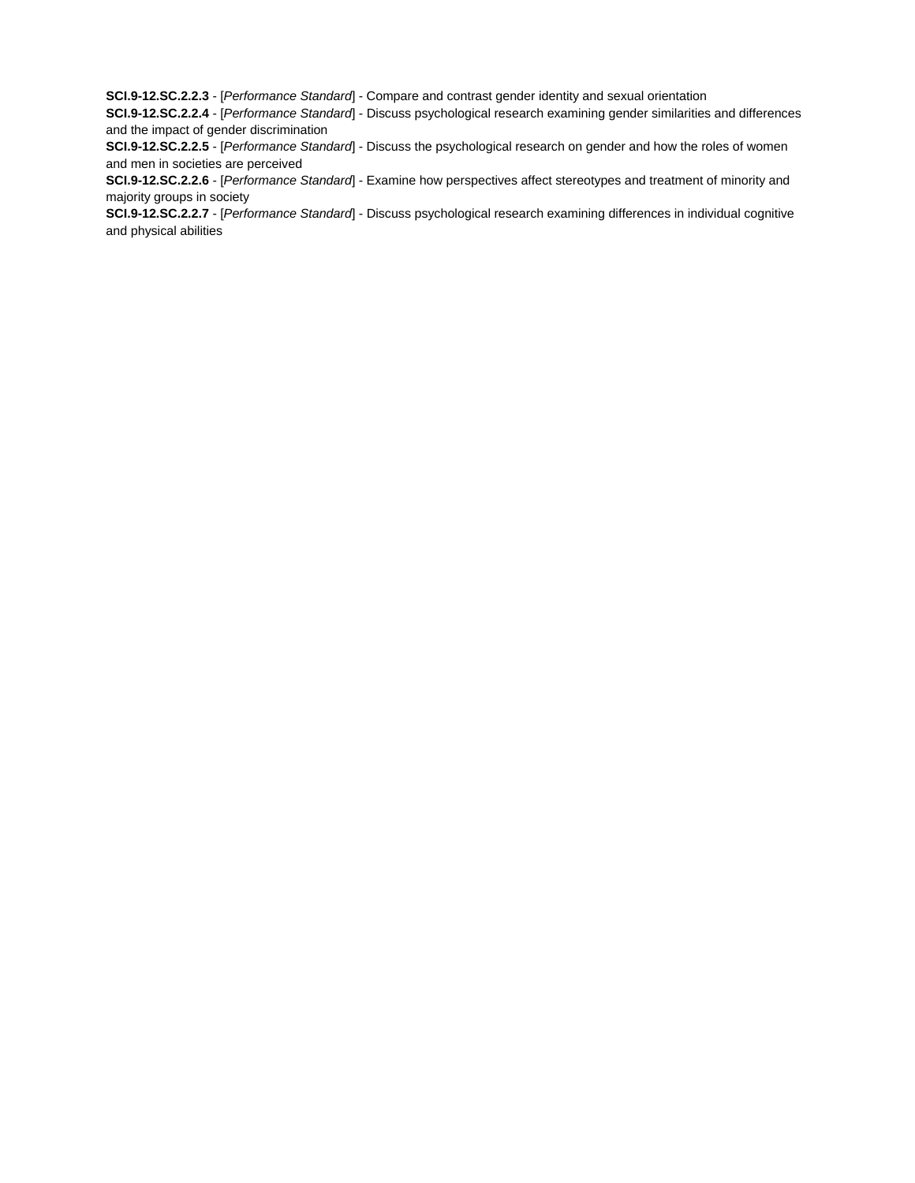**SCI.9-12.SC.2.2.3** - [*Performance Standard*] - Compare and contrast gender identity and sexual orientation

**SCI.9-12.SC.2.2.4** - [*Performance Standard*] - Discuss psychological research examining gender similarities and differences and the impact of gender discrimination

**SCI.9-12.SC.2.2.5** - [*Performance Standard*] - Discuss the psychological research on gender and how the roles of women and men in societies are perceived

**SCI.9-12.SC.2.2.6** - [*Performance Standard*] - Examine how perspectives affect stereotypes and treatment of minority and majority groups in society

**SCI.9-12.SC.2.2.7** - [*Performance Standard*] - Discuss psychological research examining differences in individual cognitive and physical abilities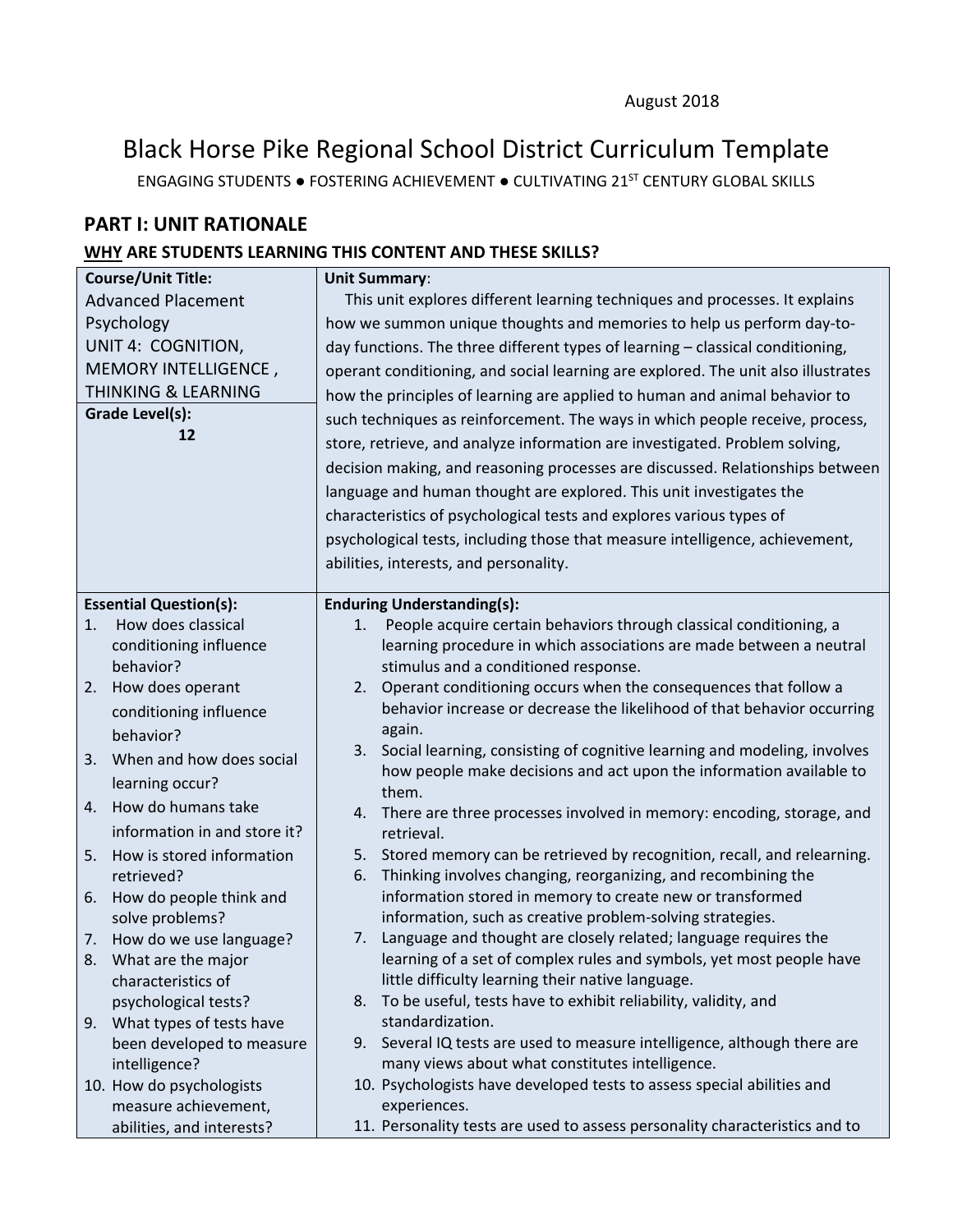August 2018

# Black Horse Pike Regional School District Curriculum Template

ENGAGING STUDENTS ● FOSTERING ACHIEVEMENT ● CULTIVATING 21ST CENTURY GLOBAL SKILLS

## PART I: UNIT RATIONALE

### WHY ARE STUDENTS LEARNING THIS CONTENT AND THESE SKILLS?

| **Course/Unit Title:** Advanced Placement Psychology UNIT 4: COGNITION, MEMORY INTELLIGENCE , THINKING & LEARNING<br><br>**Grade Level(s):** 12 | **Unit Summary**: This unit explores different learning techniques and processes. It explains how we summon unique thoughts and memories to help us perform day-to-day functions. The three different types of learning – classical conditioning, operant conditioning, and social learning are explored. The unit also illustrates how the principles of learning are applied to human and animal behavior to such techniques as reinforcement. The ways in which people receive, process, store, retrieve, and analyze information are investigated. Problem solving, decision making, and reasoning processes are discussed. Relationships between language and human thought are explored. This unit investigates the characteristics of psychological tests and explores various types of psychological tests, including those that measure intelligence, achievement, abilities, interests, and personality. |
|---|---|
| **Essential Question(s):**<br>1. How does classical conditioning influence behavior?<br>2. How does operant conditioning influence behavior?<br>3. When and how does social learning occur?<br>4. How do humans take information in and store it?<br>5. How is stored information retrieved?<br>6. How do people think and solve problems?<br>7. How do we use language?<br>8. What are the major characteristics of psychological tests?<br>9. What types of tests have been developed to measure intelligence?<br>10. How do psychologists measure achievement, abilities, and interests? | **Enduring Understanding(s):**<br>1. People acquire certain behaviors through classical conditioning, a learning procedure in which associations are made between a neutral stimulus and a conditioned response.<br>2. Operant conditioning occurs when the consequences that follow a behavior increase or decrease the likelihood of that behavior occurring again.<br>3. Social learning, consisting of cognitive learning and modeling, involves how people make decisions and act upon the information available to them.<br>4. There are three processes involved in memory: encoding, storage, and retrieval.<br>5. Stored memory can be retrieved by recognition, recall, and relearning.<br>6. Thinking involves changing, reorganizing, and recombining the information stored in memory to create new or transformed information, such as creative problem-solving strategies.<br>7. Language and thought are closely related; language requires the learning of a set of complex rules and symbols, yet most people have little difficulty learning their native language.<br>8. To be useful, tests have to exhibit reliability, validity, and standardization.<br>9. Several IQ tests are used to measure intelligence, although there are many views about what constitutes intelligence.<br>10. Psychologists have developed tests to assess special abilities and experiences.<br>11. Personality tests are used to assess personality characteristics and to |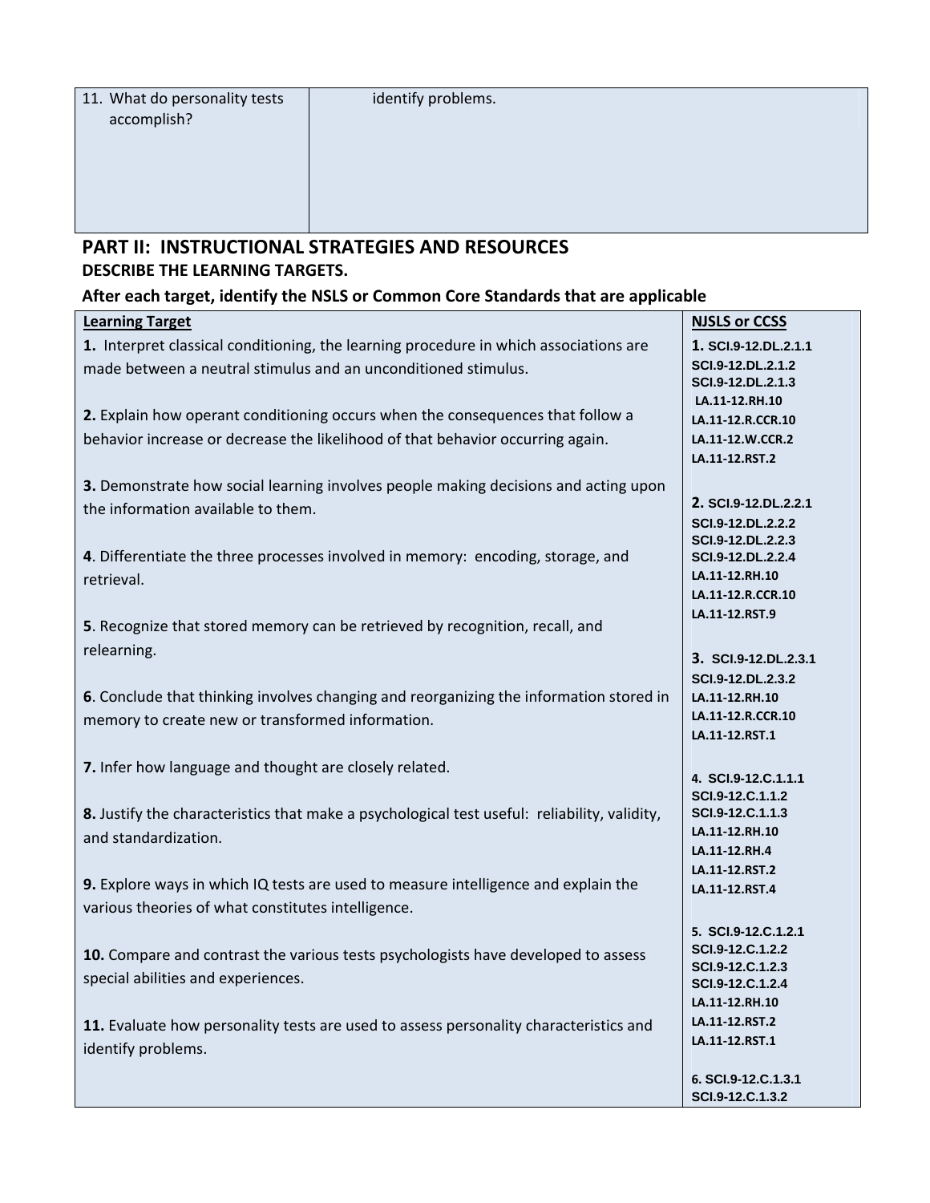| 11. What do personality tests accomplish? | identify problems. |
|---|---|

## PART II: INSTRUCTIONAL STRATEGIES AND RESOURCES

**DESCRIBE THE LEARNING TARGETS.**

**After each target, identify the NSLS or Common Core Standards that are applicable**

| Learning Target | NJSLS or CCSS |
|---|---|
| **1.** Interpret classical conditioning, the learning procedure in which associations are made between a neutral stimulus and an unconditioned stimulus.<br><br>**2.** Explain how operant conditioning occurs when the consequences that follow a behavior increase or decrease the likelihood of that behavior occurring again.<br><br>**3.** Demonstrate how social learning involves people making decisions and acting upon the information available to them.<br><br>**4**. Differentiate the three processes involved in memory: encoding, storage, and retrieval.<br><br>**5**. Recognize that stored memory can be retrieved by recognition, recall, and relearning.<br><br>**6**. Conclude that thinking involves changing and reorganizing the information stored in memory to create new or transformed information.<br><br>**7.** Infer how language and thought are closely related.<br><br>**8.** Justify the characteristics that make a psychological test useful: reliability, validity, and standardization.<br><br>**9.** Explore ways in which IQ tests are used to measure intelligence and explain the various theories of what constitutes intelligence.<br><br>**10.** Compare and contrast the various tests psychologists have developed to assess special abilities and experiences.<br><br>**11.** Evaluate how personality tests are used to assess personality characteristics and identify problems. | **1.** SCI.9-12.DL.2.1.1<br>SCI.9-12.DL.2.1.2<br>SCI.9-12.DL.2.1.3<br>LA.11-12.RH.10<br>LA.11-12.R.CCR.10<br>LA.11-12.W.CCR.2<br>LA.11-12.RST.2<br><br>**2.** SCI.9-12.DL.2.2.1<br>SCI.9-12.DL.2.2.2<br>SCI.9-12.DL.2.2.3<br>SCI.9-12.DL.2.2.4<br>LA.11-12.RH.10<br>LA.11-12.R.CCR.10<br>LA.11-12.RST.9<br><br>**3.** SCI.9-12.DL.2.3.1<br>SCI.9-12.DL.2.3.2<br>LA.11-12.RH.10<br>LA.11-12.R.CCR.10<br>LA.11-12.RST.1<br><br>4. SCI.9-12.C.1.1.1<br>SCI.9-12.C.1.1.2<br>SCI.9-12.C.1.1.3<br>LA.11-12.RH.10<br>LA.11-12.RH.4<br>LA.11-12.RST.2<br>LA.11-12.RST.4<br><br>5. SCI.9-12.C.1.2.1<br>SCI.9-12.C.1.2.2<br>SCI.9-12.C.1.2.3<br>SCI.9-12.C.1.2.4<br>LA.11-12.RH.10<br>LA.11-12.RST.2<br>LA.11-12.RST.1<br><br>6. SCI.9-12.C.1.3.1<br>SCI.9-12.C.1.3.2 |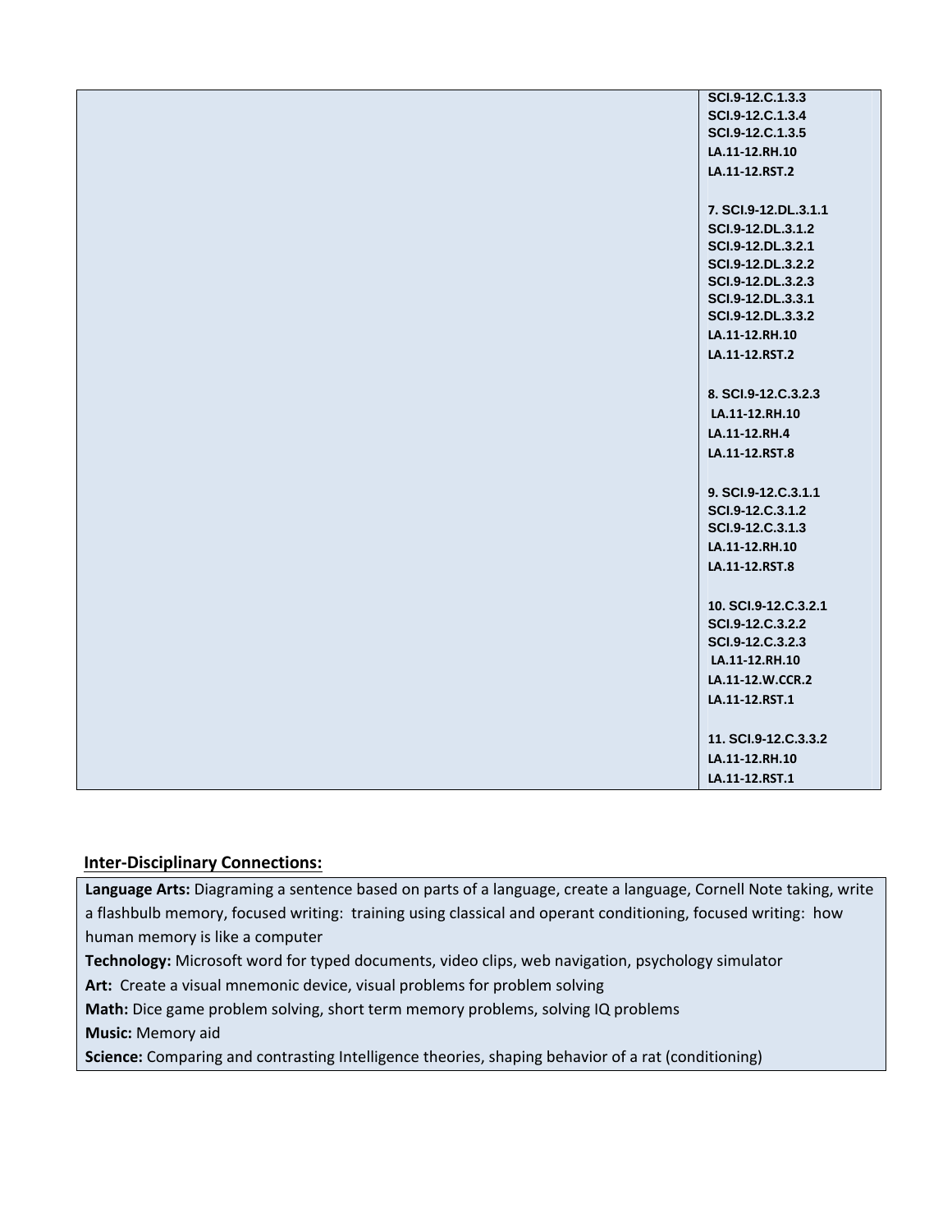| | |
|---|---|
| | SCI.9-12.C.1.3.3<br>SCI.9-12.C.1.3.4<br>SCI.9-12.C.1.3.5<br>LA.11-12.RH.10<br>LA.11-12.RST.2<br><br>7. SCI.9-12.DL.3.1.1<br>SCI.9-12.DL.3.1.2<br>SCI.9-12.DL.3.2.1<br>SCI.9-12.DL.3.2.2<br>SCI.9-12.DL.3.2.3<br>SCI.9-12.DL.3.3.1<br>SCI.9-12.DL.3.3.2<br>LA.11-12.RH.10<br>LA.11-12.RST.2<br><br>8. SCI.9-12.C.3.2.3<br>LA.11-12.RH.10<br>LA.11-12.RH.4<br>LA.11-12.RST.8<br><br>9. SCI.9-12.C.3.1.1<br>SCI.9-12.C.3.1.2<br>SCI.9-12.C.3.1.3<br>LA.11-12.RH.10<br>LA.11-12.RST.8<br><br>10. SCI.9-12.C.3.2.1<br>SCI.9-12.C.3.2.2<br>SCI.9-12.C.3.2.3<br>LA.11-12.RH.10<br>LA.11-12.W.CCR.2<br>LA.11-12.RST.1<br><br>11. SCI.9-12.C.3.3.2<br>LA.11-12.RH.10<br>LA.11-12.RST.1 |

## Inter-Disciplinary Connections:

**Language Arts:** Diagraming a sentence based on parts of a language, create a language, Cornell Note taking, write a flashbulb memory, focused writing: training using classical and operant conditioning, focused writing: how human memory is like a computer

**Technology:** Microsoft word for typed documents, video clips, web navigation, psychology simulator

**Art:** Create a visual mnemonic device, visual problems for problem solving

**Math:** Dice game problem solving, short term memory problems, solving IQ problems

**Music:** Memory aid

**Science:** Comparing and contrasting Intelligence theories, shaping behavior of a rat (conditioning)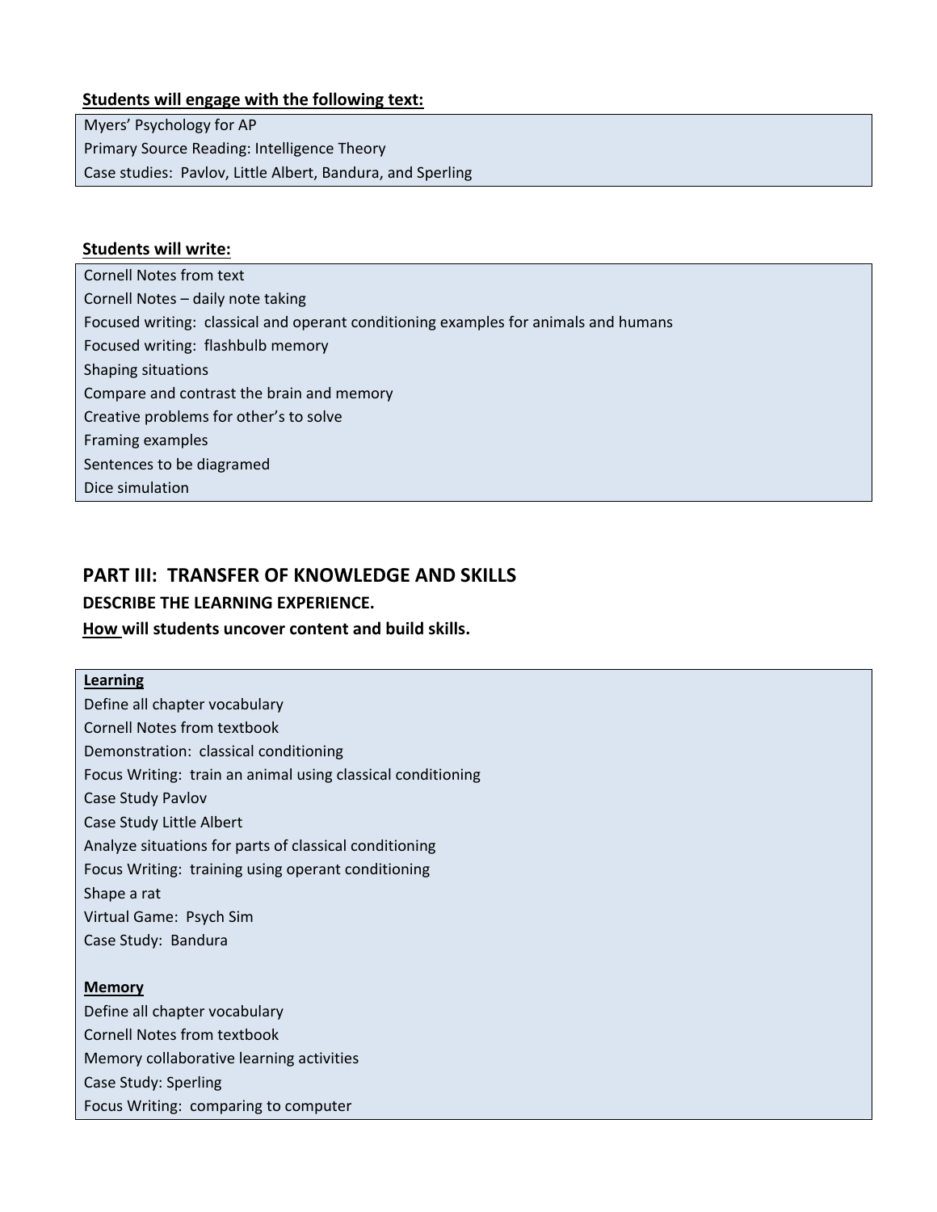**Students will engage with the following text:**

Myers' Psychology for AP
Primary Source Reading: Intelligence Theory
Case studies: Pavlov, Little Albert, Bandura, and Sperling

**Students will write:**

Cornell Notes from text
Cornell Notes – daily note taking
Focused writing: classical and operant conditioning examples for animals and humans
Focused writing: flashbulb memory
Shaping situations
Compare and contrast the brain and memory
Creative problems for other's to solve
Framing examples
Sentences to be diagramed
Dice simulation

## PART III: TRANSFER OF KNOWLEDGE AND SKILLS

### DESCRIBE THE LEARNING EXPERIENCE.

**How will students uncover content and build skills.**

**Learning**

Define all chapter vocabulary
Cornell Notes from textbook
Demonstration: classical conditioning
Focus Writing: train an animal using classical conditioning
Case Study Pavlov
Case Study Little Albert
Analyze situations for parts of classical conditioning
Focus Writing: training using operant conditioning
Shape a rat
Virtual Game: Psych Sim
Case Study: Bandura

**Memory**

Define all chapter vocabulary
Cornell Notes from textbook
Memory collaborative learning activities
Case Study: Sperling
Focus Writing: comparing to computer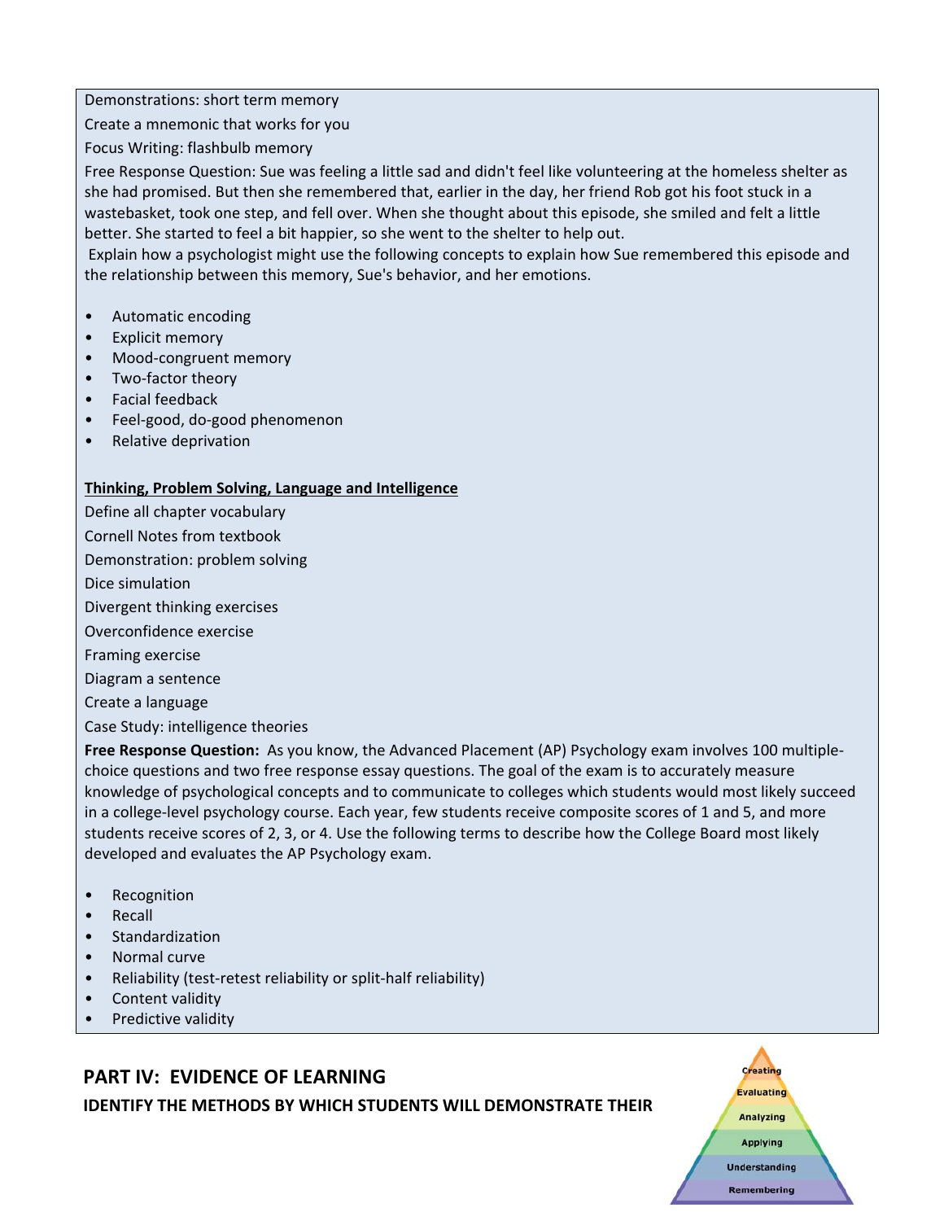Demonstrations: short term memory

Create a mnemonic that works for you

Focus Writing: flashbulb memory

Free Response Question: Sue was feeling a little sad and didn't feel like volunteering at the homeless shelter as she had promised. But then she remembered that, earlier in the day, her friend Rob got his foot stuck in a wastebasket, took one step, and fell over. When she thought about this episode, she smiled and felt a little better. She started to feel a bit happier, so she went to the shelter to help out.

Explain how a psychologist might use the following concepts to explain how Sue remembered this episode and the relationship between this memory, Sue's behavior, and her emotions.

- Automatic encoding
- Explicit memory
- Mood-congruent memory
- Two-factor theory
- Facial feedback
- Feel-good, do-good phenomenon
- Relative deprivation

**Thinking, Problem Solving, Language and Intelligence**

Define all chapter vocabulary

Cornell Notes from textbook

Demonstration: problem solving

Dice simulation

Divergent thinking exercises

Overconfidence exercise

Framing exercise

Diagram a sentence

Create a language

Case Study: intelligence theories

**Free Response Question:** As you know, the Advanced Placement (AP) Psychology exam involves 100 multiple-choice questions and two free response essay questions. The goal of the exam is to accurately measure knowledge of psychological concepts and to communicate to colleges which students would most likely succeed in a college-level psychology course. Each year, few students receive composite scores of 1 and 5, and more students receive scores of 2, 3, or 4. Use the following terms to describe how the College Board most likely developed and evaluates the AP Psychology exam.

- Recognition
- Recall
- Standardization
- Normal curve
- Reliability (test-retest reliability or split-half reliability)
- Content validity
- Predictive validity

## PART IV: EVIDENCE OF LEARNING

**IDENTIFY THE METHODS BY WHICH STUDENTS WILL DEMONSTRATE THEIR**

Creating
Evaluating
Analyzing
Applying
Understanding
Remembering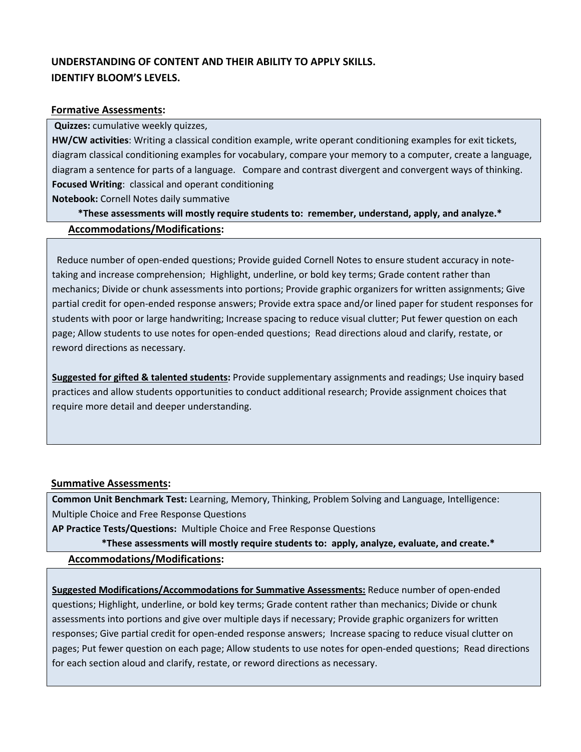**UNDERSTANDING OF CONTENT AND THEIR ABILITY TO APPLY SKILLS.**
**IDENTIFY BLOOM'S LEVELS.**

**Formative Assessments:**

**Quizzes:** cumulative weekly quizzes,
**HW/CW activities**: Writing a classical condition example, write operant conditioning examples for exit tickets, diagram classical conditioning examples for vocabulary, compare your memory to a computer, create a language, diagram a sentence for parts of a language. Compare and contrast divergent and convergent ways of thinking.
**Focused Writing**: classical and operant conditioning
**Notebook:** Cornell Notes daily summative

**\*These assessments will mostly require students to: remember, understand, apply, and analyze.\***

**Accommodations/Modifications:**

Reduce number of open-ended questions; Provide guided Cornell Notes to ensure student accuracy in note-taking and increase comprehension; Highlight, underline, or bold key terms; Grade content rather than mechanics; Divide or chunk assessments into portions; Provide graphic organizers for written assignments; Give partial credit for open-ended response answers; Provide extra space and/or lined paper for student responses for students with poor or large handwriting; Increase spacing to reduce visual clutter; Put fewer question on each page; Allow students to use notes for open-ended questions; Read directions aloud and clarify, restate, or reword directions as necessary.

**Suggested for gifted & talented students:** Provide supplementary assignments and readings; Use inquiry based practices and allow students opportunities to conduct additional research; Provide assignment choices that require more detail and deeper understanding.

**Summative Assessments:**

**Common Unit Benchmark Test:** Learning, Memory, Thinking, Problem Solving and Language, Intelligence: Multiple Choice and Free Response Questions
**AP Practice Tests/Questions:** Multiple Choice and Free Response Questions

**\*These assessments will mostly require students to: apply, analyze, evaluate, and create.\***

**Accommodations/Modifications:**

**Suggested Modifications/Accommodations for Summative Assessments:** Reduce number of open-ended questions; Highlight, underline, or bold key terms; Grade content rather than mechanics; Divide or chunk assessments into portions and give over multiple days if necessary; Provide graphic organizers for written responses; Give partial credit for open-ended response answers; Increase spacing to reduce visual clutter on pages; Put fewer question on each page; Allow students to use notes for open-ended questions; Read directions for each section aloud and clarify, restate, or reword directions as necessary.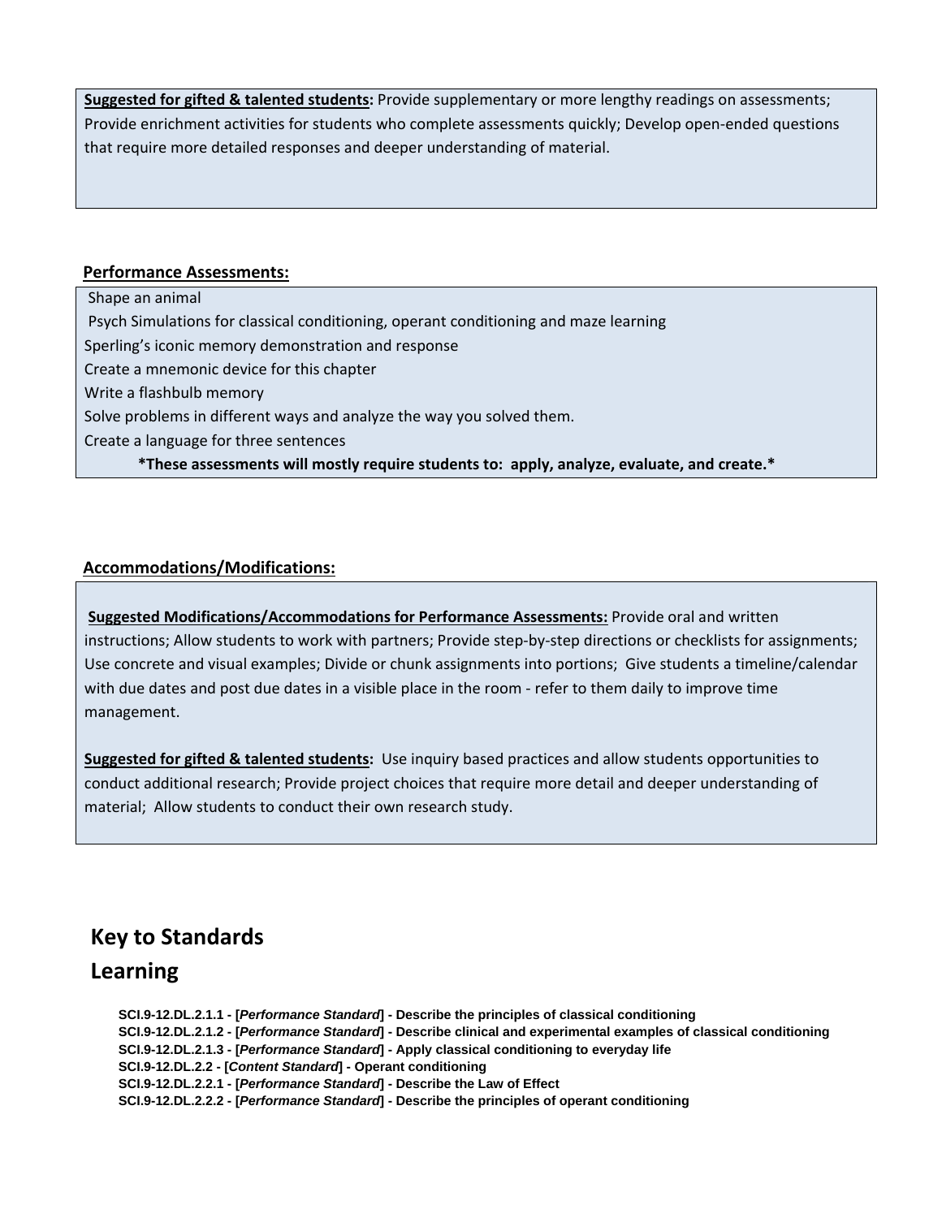**Suggested for gifted & talented students:** Provide supplementary or more lengthy readings on assessments; Provide enrichment activities for students who complete assessments quickly; Develop open-ended questions that require more detailed responses and deeper understanding of material.

**Performance Assessments:**

Shape an animal
Psych Simulations for classical conditioning, operant conditioning and maze learning
Sperling's iconic memory demonstration and response
Create a mnemonic device for this chapter
Write a flashbulb memory
Solve problems in different ways and analyze the way you solved them.
Create a language for three sentences

**\*These assessments will mostly require students to: apply, analyze, evaluate, and create.\***

**Accommodations/Modifications:**

**Suggested Modifications/Accommodations for Performance Assessments:** Provide oral and written instructions; Allow students to work with partners; Provide step-by-step directions or checklists for assignments; Use concrete and visual examples; Divide or chunk assignments into portions; Give students a timeline/calendar with due dates and post due dates in a visible place in the room - refer to them daily to improve time management.

**Suggested for gifted & talented students:** Use inquiry based practices and allow students opportunities to conduct additional research; Provide project choices that require more detail and deeper understanding of material; Allow students to conduct their own research study.

## Key to Standards

## Learning

**SCI.9-12.DL.2.1.1 - [*Performance Standard*] - Describe the principles of classical conditioning**
**SCI.9-12.DL.2.1.2 - [*Performance Standard*] - Describe clinical and experimental examples of classical conditioning**
**SCI.9-12.DL.2.1.3 - [*Performance Standard*] - Apply classical conditioning to everyday life**
**SCI.9-12.DL.2.2 - [*Content Standard*] - Operant conditioning**
**SCI.9-12.DL.2.2.1 - [*Performance Standard*] - Describe the Law of Effect**
**SCI.9-12.DL.2.2.2 - [*Performance Standard*] - Describe the principles of operant conditioning**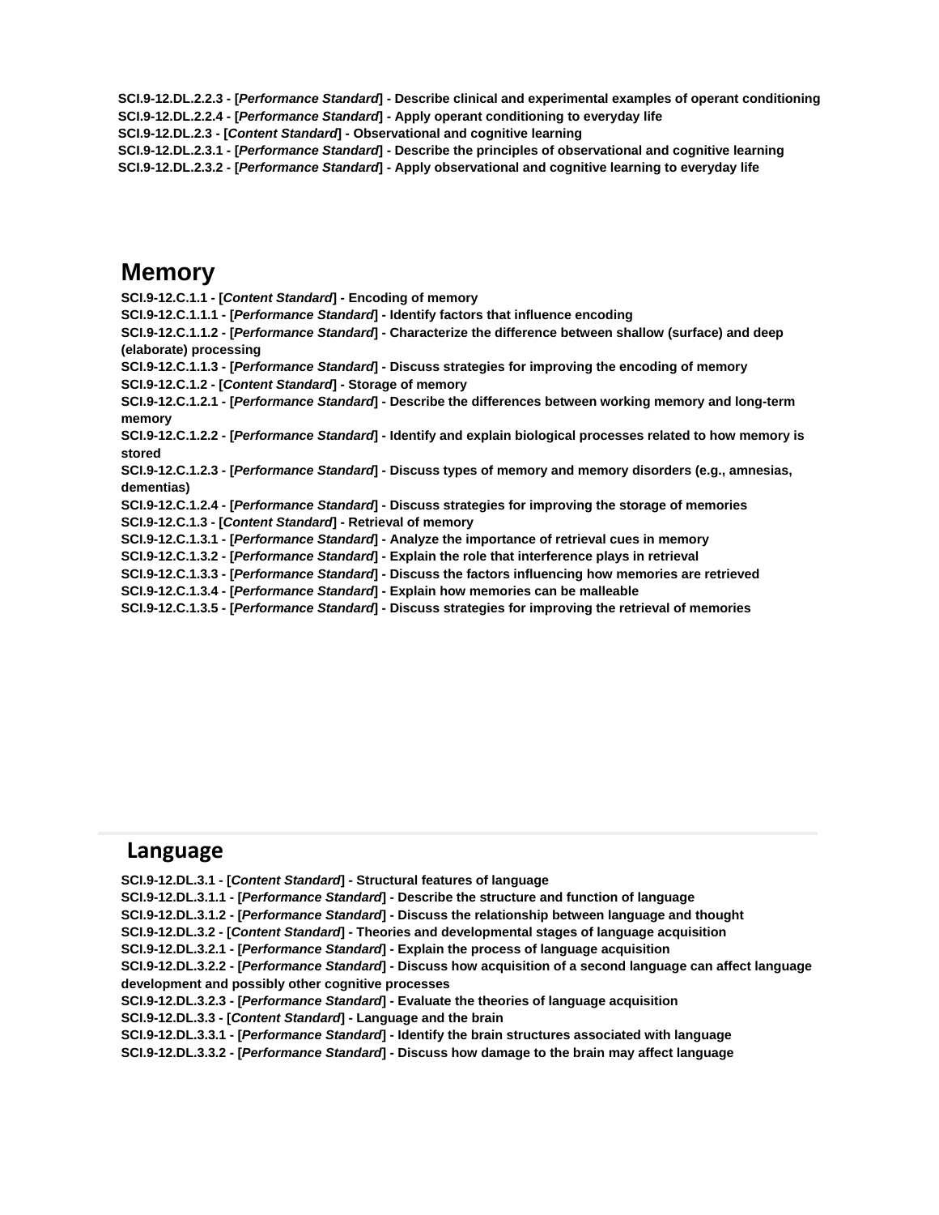**SCI.9-12.DL.2.2.3 - [*Performance Standard*] - Describe clinical and experimental examples of operant conditioning**
**SCI.9-12.DL.2.2.4 - [*Performance Standard*] - Apply operant conditioning to everyday life**
**SCI.9-12.DL.2.3 - [*Content Standard*] - Observational and cognitive learning**
**SCI.9-12.DL.2.3.1 - [*Performance Standard*] - Describe the principles of observational and cognitive learning**
**SCI.9-12.DL.2.3.2 - [*Performance Standard*] - Apply observational and cognitive learning to everyday life**

## Memory

**SCI.9-12.C.1.1 - [*Content Standard*] - Encoding of memory**
**SCI.9-12.C.1.1.1 - [*Performance Standard*] - Identify factors that influence encoding**
**SCI.9-12.C.1.1.2 - [*Performance Standard*] - Characterize the difference between shallow (surface) and deep (elaborate) processing**
**SCI.9-12.C.1.1.3 - [*Performance Standard*] - Discuss strategies for improving the encoding of memory**
**SCI.9-12.C.1.2 - [*Content Standard*] - Storage of memory**
**SCI.9-12.C.1.2.1 - [*Performance Standard*] - Describe the differences between working memory and long-term memory**
**SCI.9-12.C.1.2.2 - [*Performance Standard*] - Identify and explain biological processes related to how memory is stored**
**SCI.9-12.C.1.2.3 - [*Performance Standard*] - Discuss types of memory and memory disorders (e.g., amnesias, dementias)**
**SCI.9-12.C.1.2.4 - [*Performance Standard*] - Discuss strategies for improving the storage of memories**
**SCI.9-12.C.1.3 - [*Content Standard*] - Retrieval of memory**
**SCI.9-12.C.1.3.1 - [*Performance Standard*] - Analyze the importance of retrieval cues in memory**
**SCI.9-12.C.1.3.2 - [*Performance Standard*] - Explain the role that interference plays in retrieval**
**SCI.9-12.C.1.3.3 - [*Performance Standard*] - Discuss the factors influencing how memories are retrieved**
**SCI.9-12.C.1.3.4 - [*Performance Standard*] - Explain how memories can be malleable**
**SCI.9-12.C.1.3.5 - [*Performance Standard*] - Discuss strategies for improving the retrieval of memories**

## Language

**SCI.9-12.DL.3.1 - [*Content Standard*] - Structural features of language**
**SCI.9-12.DL.3.1.1 - [*Performance Standard*] - Describe the structure and function of language**
**SCI.9-12.DL.3.1.2 - [*Performance Standard*] - Discuss the relationship between language and thought**
**SCI.9-12.DL.3.2 - [*Content Standard*] - Theories and developmental stages of language acquisition**
**SCI.9-12.DL.3.2.1 - [*Performance Standard*] - Explain the process of language acquisition**
**SCI.9-12.DL.3.2.2 - [*Performance Standard*] - Discuss how acquisition of a second language can affect language development and possibly other cognitive processes**
**SCI.9-12.DL.3.2.3 - [*Performance Standard*] - Evaluate the theories of language acquisition**
**SCI.9-12.DL.3.3 - [*Content Standard*] - Language and the brain**
**SCI.9-12.DL.3.3.1 - [*Performance Standard*] - Identify the brain structures associated with language**
**SCI.9-12.DL.3.3.2 - [*Performance Standard*] - Discuss how damage to the brain may affect language**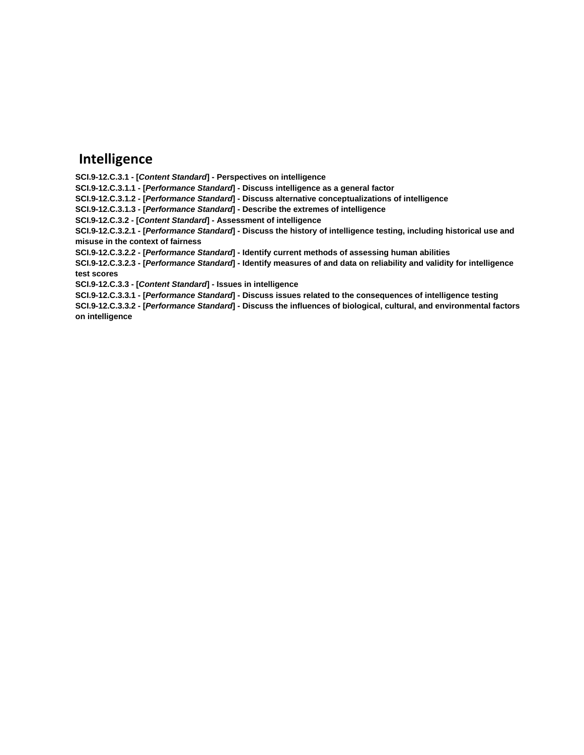## Intelligence

**SCI.9-12.C.3.1 - [*Content Standard*] - Perspectives on intelligence**
**SCI.9-12.C.3.1.1 - [*Performance Standard*] - Discuss intelligence as a general factor**
**SCI.9-12.C.3.1.2 - [*Performance Standard*] - Discuss alternative conceptualizations of intelligence**
**SCI.9-12.C.3.1.3 - [*Performance Standard*] - Describe the extremes of intelligence**
**SCI.9-12.C.3.2 - [*Content Standard*] - Assessment of intelligence**
**SCI.9-12.C.3.2.1 - [*Performance Standard*] - Discuss the history of intelligence testing, including historical use and misuse in the context of fairness**
**SCI.9-12.C.3.2.2 - [*Performance Standard*] - Identify current methods of assessing human abilities**
**SCI.9-12.C.3.2.3 - [*Performance Standard*] - Identify measures of and data on reliability and validity for intelligence test scores**
**SCI.9-12.C.3.3 - [*Content Standard*] - Issues in intelligence**
**SCI.9-12.C.3.3.1 - [*Performance Standard*] - Discuss issues related to the consequences of intelligence testing**
**SCI.9-12.C.3.3.2 - [*Performance Standard*] - Discuss the influences of biological, cultural, and environmental factors on intelligence**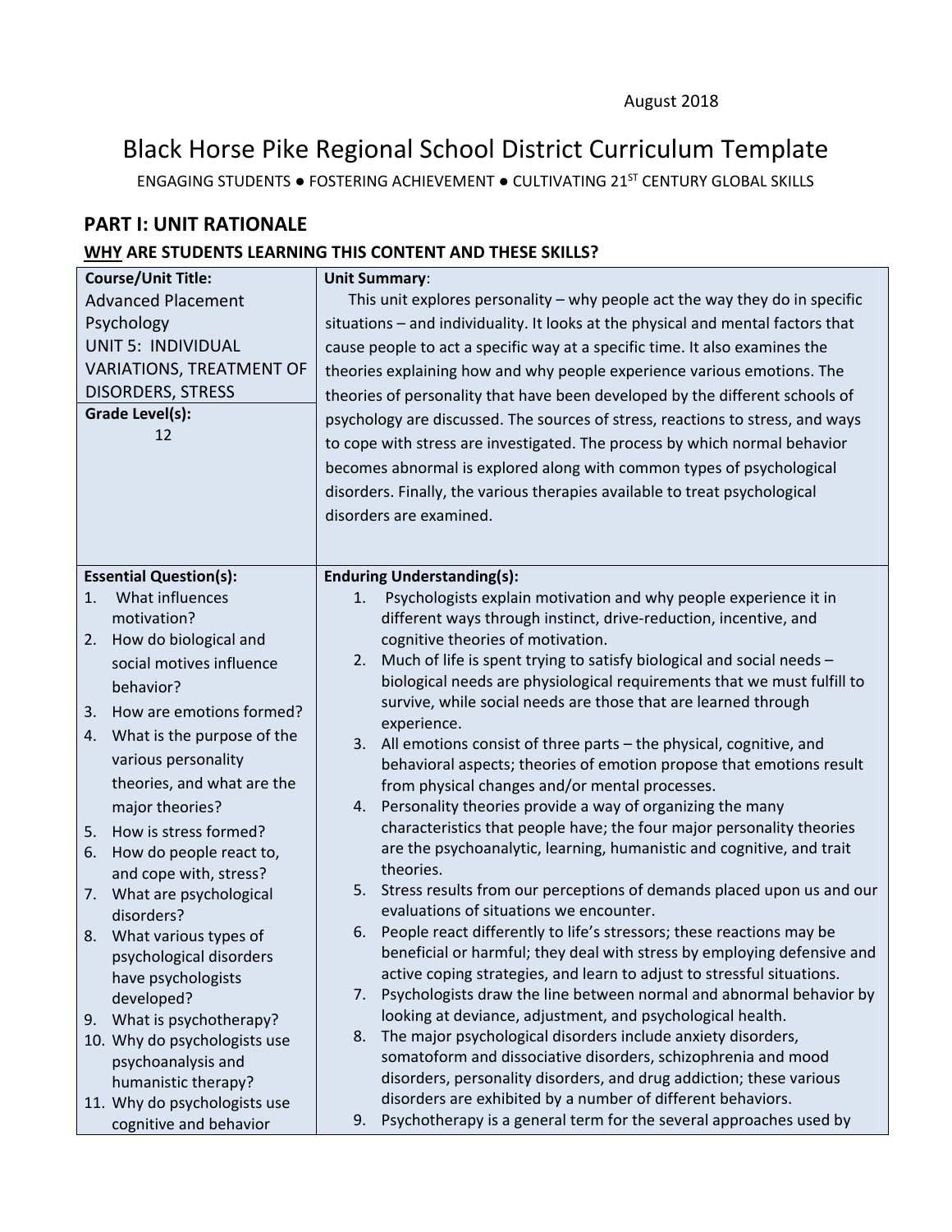August 2018

# Black Horse Pike Regional School District Curriculum Template

ENGAGING STUDENTS ● FOSTERING ACHIEVEMENT ● CULTIVATING 21ST CENTURY GLOBAL SKILLS

## PART I: UNIT RATIONALE

### WHY ARE STUDENTS LEARNING THIS CONTENT AND THESE SKILLS?

| **Course/Unit Title:** Advanced Placement Psychology UNIT 5: INDIVIDUAL VARIATIONS, TREATMENT OF DISORDERS, STRESS<br><br>**Grade Level(s):** 12 | **Unit Summary**: This unit explores personality – why people act the way they do in specific situations – and individuality. It looks at the physical and mental factors that cause people to act a specific way at a specific time. It also examines the theories explaining how and why people experience various emotions. The theories of personality that have been developed by the different schools of psychology are discussed. The sources of stress, reactions to stress, and ways to cope with stress are investigated. The process by which normal behavior becomes abnormal is explored along with common types of psychological disorders. Finally, the various therapies available to treat psychological disorders are examined. |
|---|---|
| **Essential Question(s):**<br>1. What influences motivation?<br>2. How do biological and social motives influence behavior?<br>3. How are emotions formed?<br>4. What is the purpose of the various personality theories, and what are the major theories?<br>5. How is stress formed?<br>6. How do people react to, and cope with, stress?<br>7. What are psychological disorders?<br>8. What various types of psychological disorders have psychologists developed?<br>9. What is psychotherapy?<br>10. Why do psychologists use psychoanalysis and humanistic therapy?<br>11. Why do psychologists use cognitive and behavior | **Enduring Understanding(s):**<br>1. Psychologists explain motivation and why people experience it in different ways through instinct, drive-reduction, incentive, and cognitive theories of motivation.<br>2. Much of life is spent trying to satisfy biological and social needs – biological needs are physiological requirements that we must fulfill to survive, while social needs are those that are learned through experience.<br>3. All emotions consist of three parts – the physical, cognitive, and behavioral aspects; theories of emotion propose that emotions result from physical changes and/or mental processes.<br>4. Personality theories provide a way of organizing the many characteristics that people have; the four major personality theories are the psychoanalytic, learning, humanistic and cognitive, and trait theories.<br>5. Stress results from our perceptions of demands placed upon us and our evaluations of situations we encounter.<br>6. People react differently to life's stressors; these reactions may be beneficial or harmful; they deal with stress by employing defensive and active coping strategies, and learn to adjust to stressful situations.<br>7. Psychologists draw the line between normal and abnormal behavior by looking at deviance, adjustment, and psychological health.<br>8. The major psychological disorders include anxiety disorders, somatoform and dissociative disorders, schizophrenia and mood disorders, personality disorders, and drug addiction; these various disorders are exhibited by a number of different behaviors.<br>9. Psychotherapy is a general term for the several approaches used by |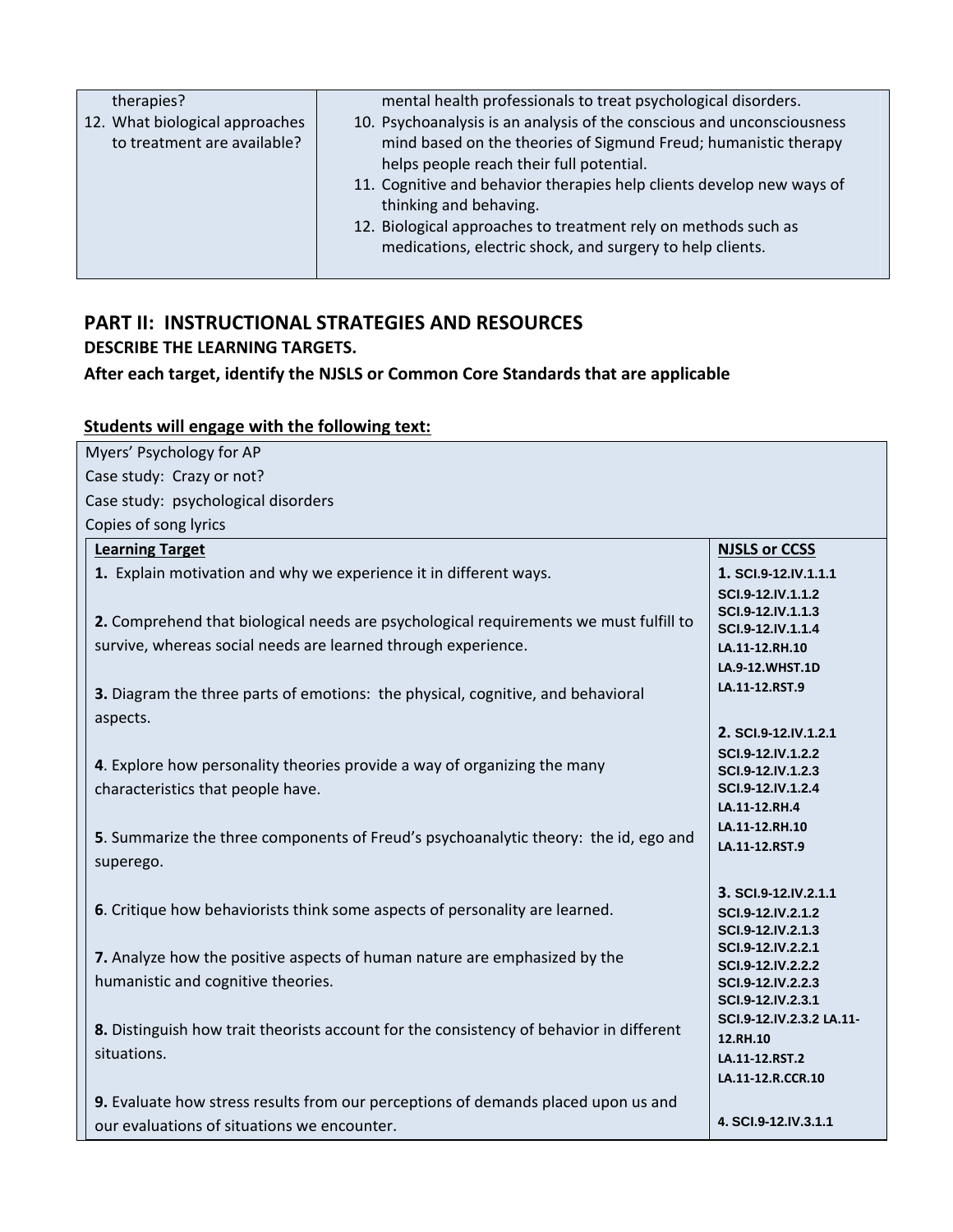| | |
|---|---|
| therapies?<br>12. What biological approaches to treatment are available? | mental health professionals to treat psychological disorders.<br>10. Psychoanalysis is an analysis of the conscious and unconsciousness mind based on the theories of Sigmund Freud; humanistic therapy helps people reach their full potential.<br>11. Cognitive and behavior therapies help clients develop new ways of thinking and behaving.<br>12. Biological approaches to treatment rely on methods such as medications, electric shock, and surgery to help clients. |

## PART II: INSTRUCTIONAL STRATEGIES AND RESOURCES

**DESCRIBE THE LEARNING TARGETS.**

**After each target, identify the NJSLS or Common Core Standards that are applicable**

**Students will engage with the following text:**

Myers' Psychology for AP
Case study: Crazy or not?
Case study: psychological disorders
Copies of song lyrics

| Learning Target | NJSLS or CCSS |
|---|---|
| **1.** Explain motivation and why we experience it in different ways.<br><br>**2.** Comprehend that biological needs are psychological requirements we must fulfill to survive, whereas social needs are learned through experience.<br><br>**3.** Diagram the three parts of emotions: the physical, cognitive, and behavioral aspects.<br><br>**4**. Explore how personality theories provide a way of organizing the many characteristics that people have.<br><br>**5**. Summarize the three components of Freud's psychoanalytic theory: the id, ego and superego.<br><br>**6**. Critique how behaviorists think some aspects of personality are learned.<br><br>**7.** Analyze how the positive aspects of human nature are emphasized by the humanistic and cognitive theories.<br><br>**8.** Distinguish how trait theorists account for the consistency of behavior in different situations.<br><br>**9.** Evaluate how stress results from our perceptions of demands placed upon us and our evaluations of situations we encounter. | **1.** SCI.9-12.IV.1.1.1<br>SCI.9-12.IV.1.1.2<br>SCI.9-12.IV.1.1.3<br>SCI.9-12.IV.1.1.4<br>LA.11-12.RH.10<br>LA.9-12.WHST.1D<br>LA.11-12.RST.9<br><br>**2.** SCI.9-12.IV.1.2.1<br>SCI.9-12.IV.1.2.2<br>SCI.9-12.IV.1.2.3<br>SCI.9-12.IV.1.2.4<br>LA.11-12.RH.4<br>LA.11-12.RH.10<br>LA.11-12.RST.9<br><br>**3.** SCI.9-12.IV.2.1.1<br>SCI.9-12.IV.2.1.2<br>SCI.9-12.IV.2.1.3<br>SCI.9-12.IV.2.2.1<br>SCI.9-12.IV.2.2.2<br>SCI.9-12.IV.2.2.3<br>SCI.9-12.IV.2.3.1<br>SCI.9-12.IV.2.3.2 LA.11-12.RH.10<br>LA.11-12.RST.2<br>LA.11-12.R.CCR.10<br><br>**4.** SCI.9-12.IV.3.1.1 |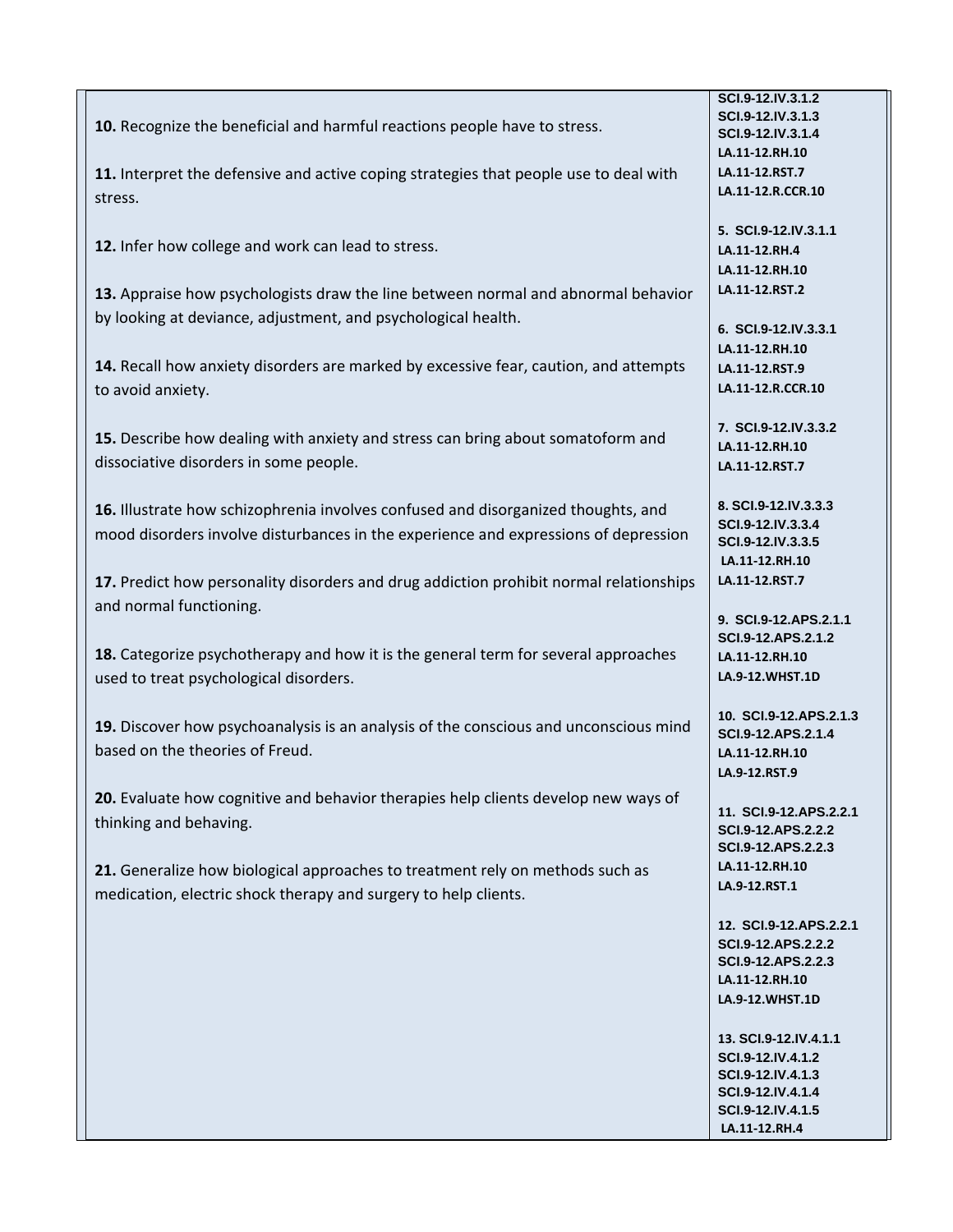| | |
|---|---|
| **10.** Recognize the beneficial and harmful reactions people have to stress.<br><br>**11.** Interpret the defensive and active coping strategies that people use to deal with stress.<br><br>**12.** Infer how college and work can lead to stress.<br><br>**13.** Appraise how psychologists draw the line between normal and abnormal behavior by looking at deviance, adjustment, and psychological health.<br><br>**14.** Recall how anxiety disorders are marked by excessive fear, caution, and attempts to avoid anxiety.<br><br>**15.** Describe how dealing with anxiety and stress can bring about somatoform and dissociative disorders in some people.<br><br>**16.** Illustrate how schizophrenia involves confused and disorganized thoughts, and mood disorders involve disturbances in the experience and expressions of depression<br><br>**17.** Predict how personality disorders and drug addiction prohibit normal relationships and normal functioning.<br><br>**18.** Categorize psychotherapy and how it is the general term for several approaches used to treat psychological disorders.<br><br>**19.** Discover how psychoanalysis is an analysis of the conscious and unconscious mind based on the theories of Freud.<br><br>**20.** Evaluate how cognitive and behavior therapies help clients develop new ways of thinking and behaving.<br><br>**21.** Generalize how biological approaches to treatment rely on methods such as medication, electric shock therapy and surgery to help clients. | **SCI.9-12.IV.3.1.2**<br>**SCI.9-12.IV.3.1.3**<br>**SCI.9-12.IV.3.1.4**<br>**LA.11-12.RH.10**<br>**LA.11-12.RST.7**<br>**LA.11-12.R.CCR.10**<br><br>**5. SCI.9-12.IV.3.1.1**<br>**LA.11-12.RH.4**<br>**LA.11-12.RH.10**<br>**LA.11-12.RST.2**<br><br>**6. SCI.9-12.IV.3.3.1**<br>**LA.11-12.RH.10**<br>**LA.11-12.RST.9**<br>**LA.11-12.R.CCR.10**<br><br>**7. SCI.9-12.IV.3.3.2**<br>**LA.11-12.RH.10**<br>**LA.11-12.RST.7**<br><br>**8. SCI.9-12.IV.3.3.3**<br>**SCI.9-12.IV.3.3.4**<br>**SCI.9-12.IV.3.3.5**<br>**LA.11-12.RH.10**<br>**LA.11-12.RST.7**<br><br>**9. SCI.9-12.APS.2.1.1**<br>**SCI.9-12.APS.2.1.2**<br>**LA.11-12.RH.10**<br>**LA.9-12.WHST.1D**<br><br>**10. SCI.9-12.APS.2.1.3**<br>**SCI.9-12.APS.2.1.4**<br>**LA.11-12.RH.10**<br>**LA.9-12.RST.9**<br><br>**11. SCI.9-12.APS.2.2.1**<br>**SCI.9-12.APS.2.2.2**<br>**SCI.9-12.APS.2.2.3**<br>**LA.11-12.RH.10**<br>**LA.9-12.RST.1**<br><br>**12. SCI.9-12.APS.2.2.1**<br>**SCI.9-12.APS.2.2.2**<br>**SCI.9-12.APS.2.2.3**<br>**LA.11-12.RH.10**<br>**LA.9-12.WHST.1D**<br><br>**13. SCI.9-12.IV.4.1.1**<br>**SCI.9-12.IV.4.1.2**<br>**SCI.9-12.IV.4.1.3**<br>**SCI.9-12.IV.4.1.4**<br>**SCI.9-12.IV.4.1.5**<br>**LA.11-12.RH.4** |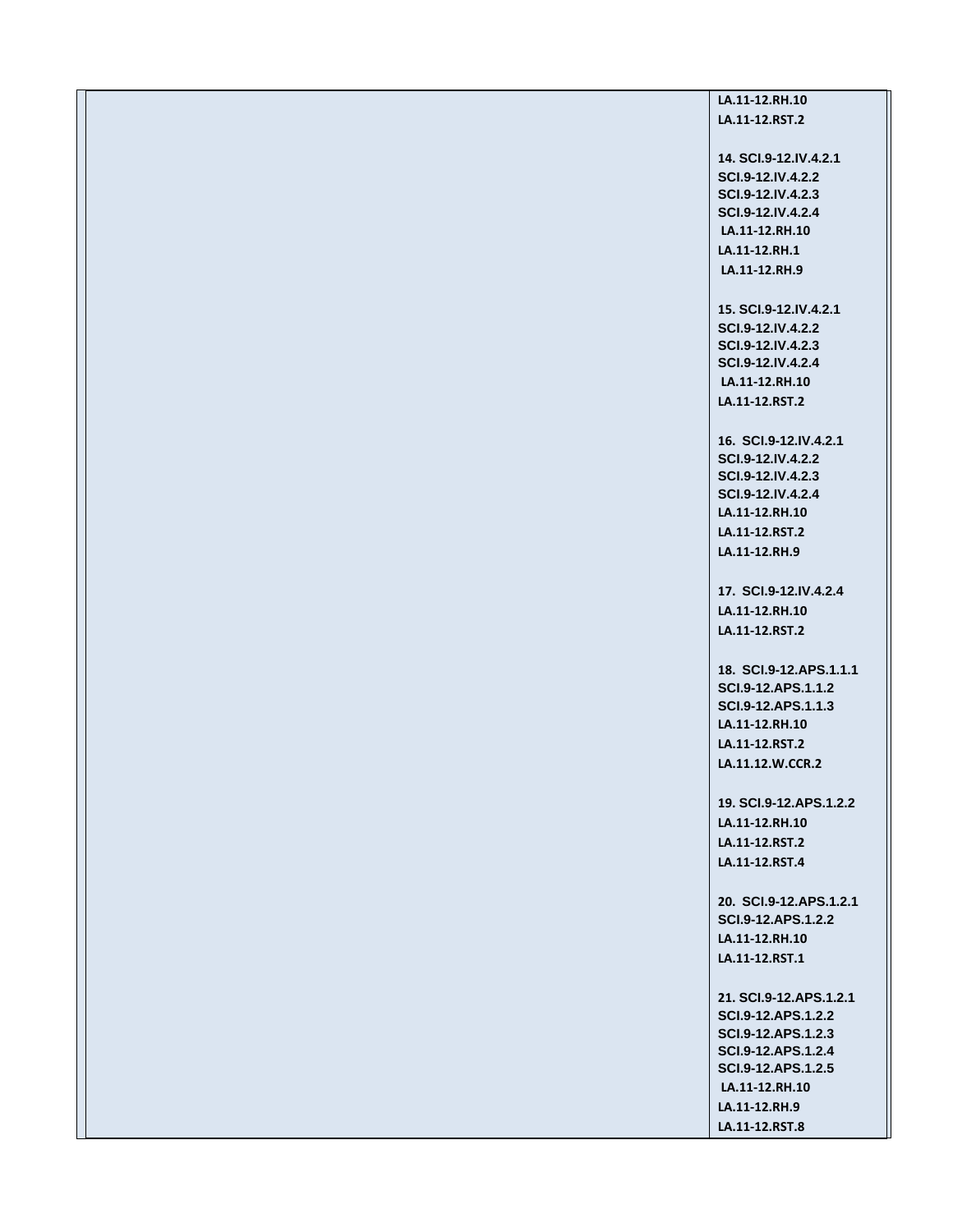| | |
|---|---|
| | LA.11-12.RH.10<br>LA.11-12.RST.2<br><br>14. SCI.9-12.IV.4.2.1<br>SCI.9-12.IV.4.2.2<br>SCI.9-12.IV.4.2.3<br>SCI.9-12.IV.4.2.4<br>LA.11-12.RH.10<br>LA.11-12.RH.1<br>LA.11-12.RH.9<br><br>15. SCI.9-12.IV.4.2.1<br>SCI.9-12.IV.4.2.2<br>SCI.9-12.IV.4.2.3<br>SCI.9-12.IV.4.2.4<br>LA.11-12.RH.10<br>LA.11-12.RST.2<br><br>16. SCI.9-12.IV.4.2.1<br>SCI.9-12.IV.4.2.2<br>SCI.9-12.IV.4.2.3<br>SCI.9-12.IV.4.2.4<br>LA.11-12.RH.10<br>LA.11-12.RST.2<br>LA.11-12.RH.9<br><br>17. SCI.9-12.IV.4.2.4<br>LA.11-12.RH.10<br>LA.11-12.RST.2<br><br>18. SCI.9-12.APS.1.1.1<br>SCI.9-12.APS.1.1.2<br>SCI.9-12.APS.1.1.3<br>LA.11-12.RH.10<br>LA.11-12.RST.2<br>LA.11.12.W.CCR.2<br><br>19. SCI.9-12.APS.1.2.2<br>LA.11-12.RH.10<br>LA.11-12.RST.2<br>LA.11-12.RST.4<br><br>20. SCI.9-12.APS.1.2.1<br>SCI.9-12.APS.1.2.2<br>LA.11-12.RH.10<br>LA.11-12.RST.1<br><br>21. SCI.9-12.APS.1.2.1<br>SCI.9-12.APS.1.2.2<br>SCI.9-12.APS.1.2.3<br>SCI.9-12.APS.1.2.4<br>SCI.9-12.APS.1.2.5<br>LA.11-12.RH.10<br>LA.11-12.RH.9<br>LA.11-12.RST.8 |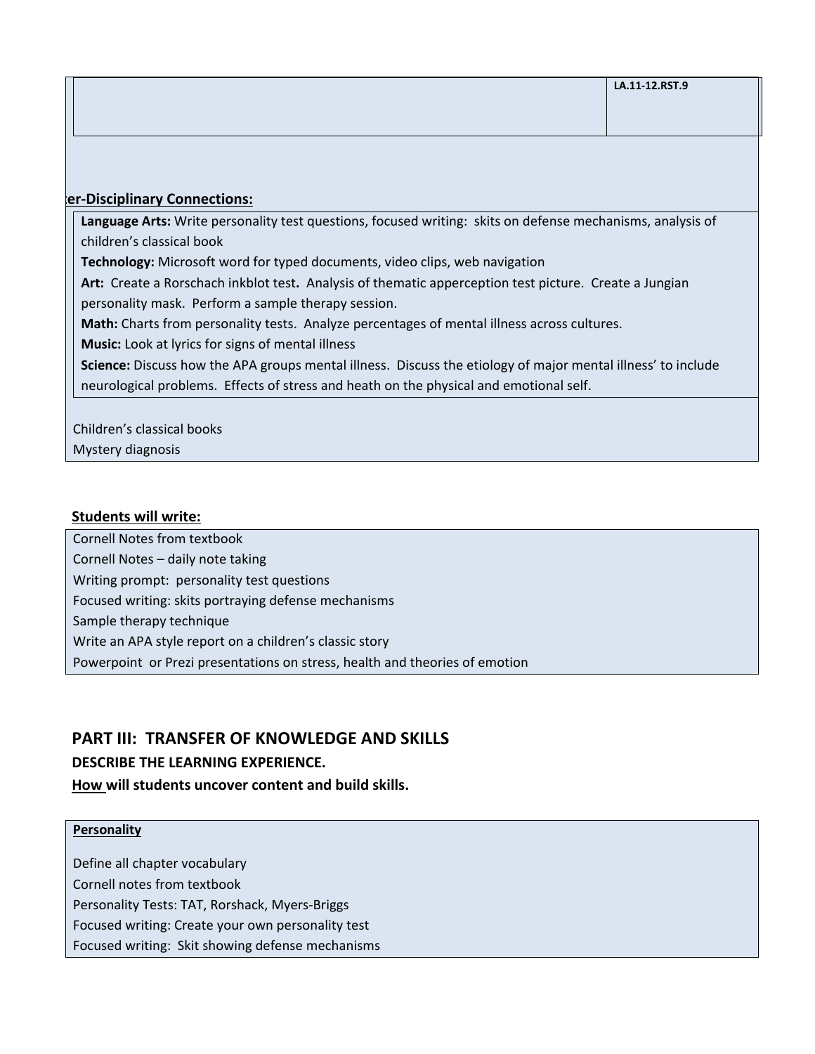| | LA.11-12.RST.9 |
|---|---|

**ter-Disciplinary Connections:**

**Language Arts:** Write personality test questions, focused writing: skits on defense mechanisms, analysis of children's classical book

**Technology:** Microsoft word for typed documents, video clips, web navigation

**Art:** Create a Rorschach inkblot test**.** Analysis of thematic apperception test picture. Create a Jungian personality mask. Perform a sample therapy session.

**Math:** Charts from personality tests. Analyze percentages of mental illness across cultures.

**Music:** Look at lyrics for signs of mental illness

**Science:** Discuss how the APA groups mental illness. Discuss the etiology of major mental illness' to include neurological problems. Effects of stress and heath on the physical and emotional self.

Children's classical books
Mystery diagnosis

**Students will write:**

Cornell Notes from textbook
Cornell Notes – daily note taking
Writing prompt: personality test questions
Focused writing: skits portraying defense mechanisms
Sample therapy technique
Write an APA style report on a children's classic story
Powerpoint or Prezi presentations on stress, health and theories of emotion

## PART III: TRANSFER OF KNOWLEDGE AND SKILLS

**DESCRIBE THE LEARNING EXPERIENCE.**

**How will students uncover content and build skills.**

**Personality**

Define all chapter vocabulary
Cornell notes from textbook
Personality Tests: TAT, Rorshack, Myers-Briggs
Focused writing: Create your own personality test
Focused writing: Skit showing defense mechanisms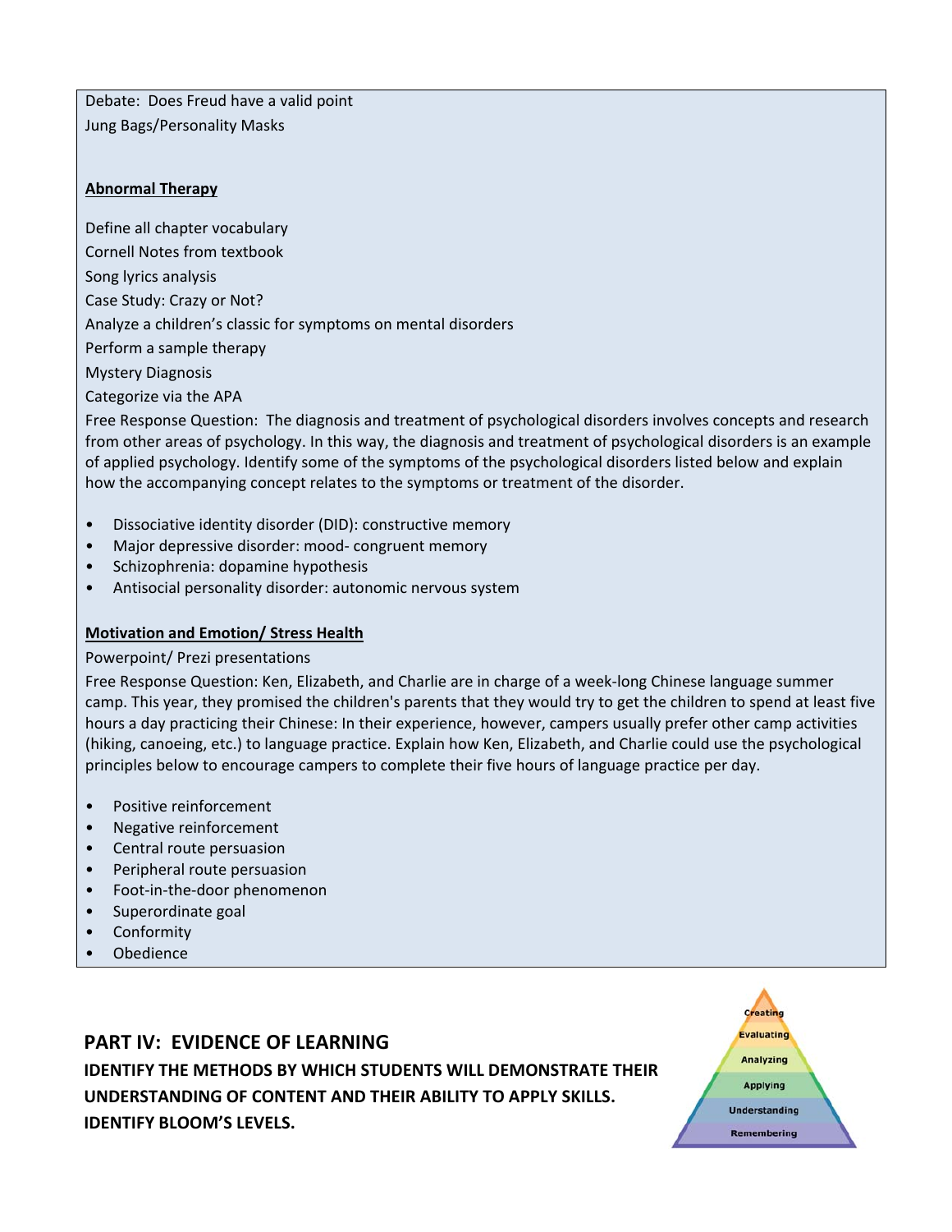Debate: Does Freud have a valid point

Jung Bags/Personality Masks

**Abnormal Therapy**

Define all chapter vocabulary

Cornell Notes from textbook

Song lyrics analysis

Case Study: Crazy or Not?

Analyze a children's classic for symptoms on mental disorders

Perform a sample therapy

Mystery Diagnosis

Categorize via the APA

Free Response Question: The diagnosis and treatment of psychological disorders involves concepts and research from other areas of psychology. In this way, the diagnosis and treatment of psychological disorders is an example of applied psychology. Identify some of the symptoms of the psychological disorders listed below and explain how the accompanying concept relates to the symptoms or treatment of the disorder.

- Dissociative identity disorder (DID): constructive memory
- Major depressive disorder: mood- congruent memory
- Schizophrenia: dopamine hypothesis
- Antisocial personality disorder: autonomic nervous system

**Motivation and Emotion/ Stress Health**

Powerpoint/ Prezi presentations

Free Response Question: Ken, Elizabeth, and Charlie are in charge of a week-long Chinese language summer camp. This year, they promised the children's parents that they would try to get the children to spend at least five hours a day practicing their Chinese: In their experience, however, campers usually prefer other camp activities (hiking, canoeing, etc.) to language practice. Explain how Ken, Elizabeth, and Charlie could use the psychological principles below to encourage campers to complete their five hours of language practice per day.

- Positive reinforcement
- Negative reinforcement
- Central route persuasion
- Peripheral route persuasion
- Foot-in-the-door phenomenon
- Superordinate goal
- Conformity
- Obedience

## PART IV: EVIDENCE OF LEARNING

**IDENTIFY THE METHODS BY WHICH STUDENTS WILL DEMONSTRATE THEIR UNDERSTANDING OF CONTENT AND THEIR ABILITY TO APPLY SKILLS. IDENTIFY BLOOM'S LEVELS.**

Creating
Evaluating
Analyzing
Applying
Understanding
Remembering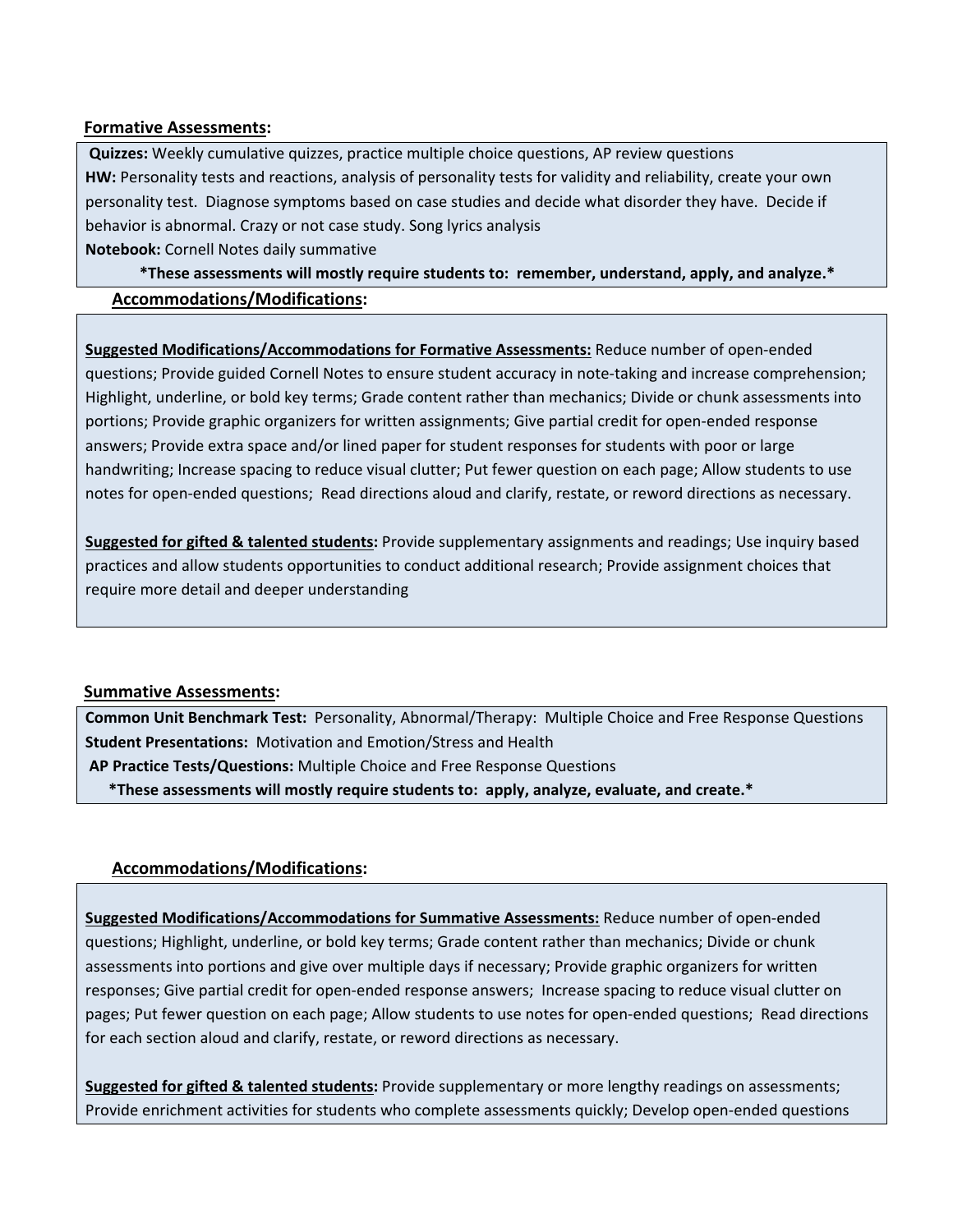**Formative Assessments:**

**Quizzes:** Weekly cumulative quizzes, practice multiple choice questions, AP review questions
**HW:** Personality tests and reactions, analysis of personality tests for validity and reliability, create your own personality test. Diagnose symptoms based on case studies and decide what disorder they have. Decide if behavior is abnormal. Crazy or not case study. Song lyrics analysis
**Notebook:** Cornell Notes daily summative

***These assessments will mostly require students to: remember, understand, apply, and analyze.***

**Accommodations/Modifications:**

**Suggested Modifications/Accommodations for Formative Assessments:** Reduce number of open-ended questions; Provide guided Cornell Notes to ensure student accuracy in note-taking and increase comprehension; Highlight, underline, or bold key terms; Grade content rather than mechanics; Divide or chunk assessments into portions; Provide graphic organizers for written assignments; Give partial credit for open-ended response answers; Provide extra space and/or lined paper for student responses for students with poor or large handwriting; Increase spacing to reduce visual clutter; Put fewer question on each page; Allow students to use notes for open-ended questions; Read directions aloud and clarify, restate, or reword directions as necessary.

**Suggested for gifted & talented students:** Provide supplementary assignments and readings; Use inquiry based practices and allow students opportunities to conduct additional research; Provide assignment choices that require more detail and deeper understanding

**Summative Assessments:**

**Common Unit Benchmark Test:** Personality, Abnormal/Therapy: Multiple Choice and Free Response Questions
**Student Presentations:** Motivation and Emotion/Stress and Health
**AP Practice Tests/Questions:** Multiple Choice and Free Response Questions

***These assessments will mostly require students to: apply, analyze, evaluate, and create.***

**Accommodations/Modifications:**

**Suggested Modifications/Accommodations for Summative Assessments:** Reduce number of open-ended questions; Highlight, underline, or bold key terms; Grade content rather than mechanics; Divide or chunk assessments into portions and give over multiple days if necessary; Provide graphic organizers for written responses; Give partial credit for open-ended response answers; Increase spacing to reduce visual clutter on pages; Put fewer question on each page; Allow students to use notes for open-ended questions; Read directions for each section aloud and clarify, restate, or reword directions as necessary.

**Suggested for gifted & talented students:** Provide supplementary or more lengthy readings on assessments; Provide enrichment activities for students who complete assessments quickly; Develop open-ended questions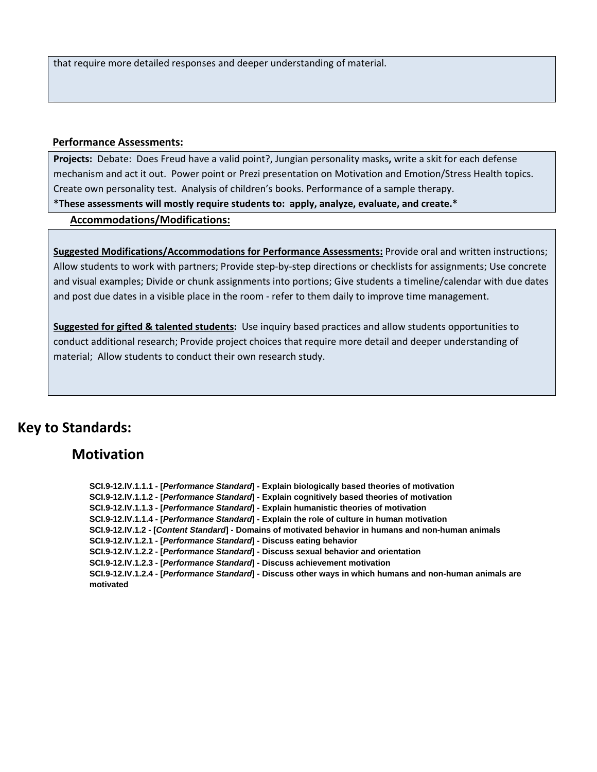that require more detailed responses and deeper understanding of material.

**Performance Assessments:**

**Projects:** Debate: Does Freud have a valid point?, Jungian personality masks**,** write a skit for each defense mechanism and act it out. Power point or Prezi presentation on Motivation and Emotion/Stress Health topics. Create own personality test. Analysis of children's books. Performance of a sample therapy.

**\*These assessments will mostly require students to: apply, analyze, evaluate, and create.\***

**Accommodations/Modifications:**

**Suggested Modifications/Accommodations for Performance Assessments:** Provide oral and written instructions; Allow students to work with partners; Provide step-by-step directions or checklists for assignments; Use concrete and visual examples; Divide or chunk assignments into portions; Give students a timeline/calendar with due dates and post due dates in a visible place in the room - refer to them daily to improve time management.

**Suggested for gifted & talented students:** Use inquiry based practices and allow students opportunities to conduct additional research; Provide project choices that require more detail and deeper understanding of material; Allow students to conduct their own research study.

# Key to Standards:

## Motivation

**SCI.9-12.IV.1.1.1 - [*Performance Standard*] - Explain biologically based theories of motivation**
**SCI.9-12.IV.1.1.2 - [*Performance Standard*] - Explain cognitively based theories of motivation**
**SCI.9-12.IV.1.1.3 - [*Performance Standard*] - Explain humanistic theories of motivation**
**SCI.9-12.IV.1.1.4 - [*Performance Standard*] - Explain the role of culture in human motivation**
**SCI.9-12.IV.1.2 - [*Content Standard*] - Domains of motivated behavior in humans and non-human animals**
**SCI.9-12.IV.1.2.1 - [*Performance Standard*] - Discuss eating behavior**
**SCI.9-12.IV.1.2.2 - [*Performance Standard*] - Discuss sexual behavior and orientation**
**SCI.9-12.IV.1.2.3 - [*Performance Standard*] - Discuss achievement motivation**
**SCI.9-12.IV.1.2.4 - [*Performance Standard*] - Discuss other ways in which humans and non-human animals are motivated**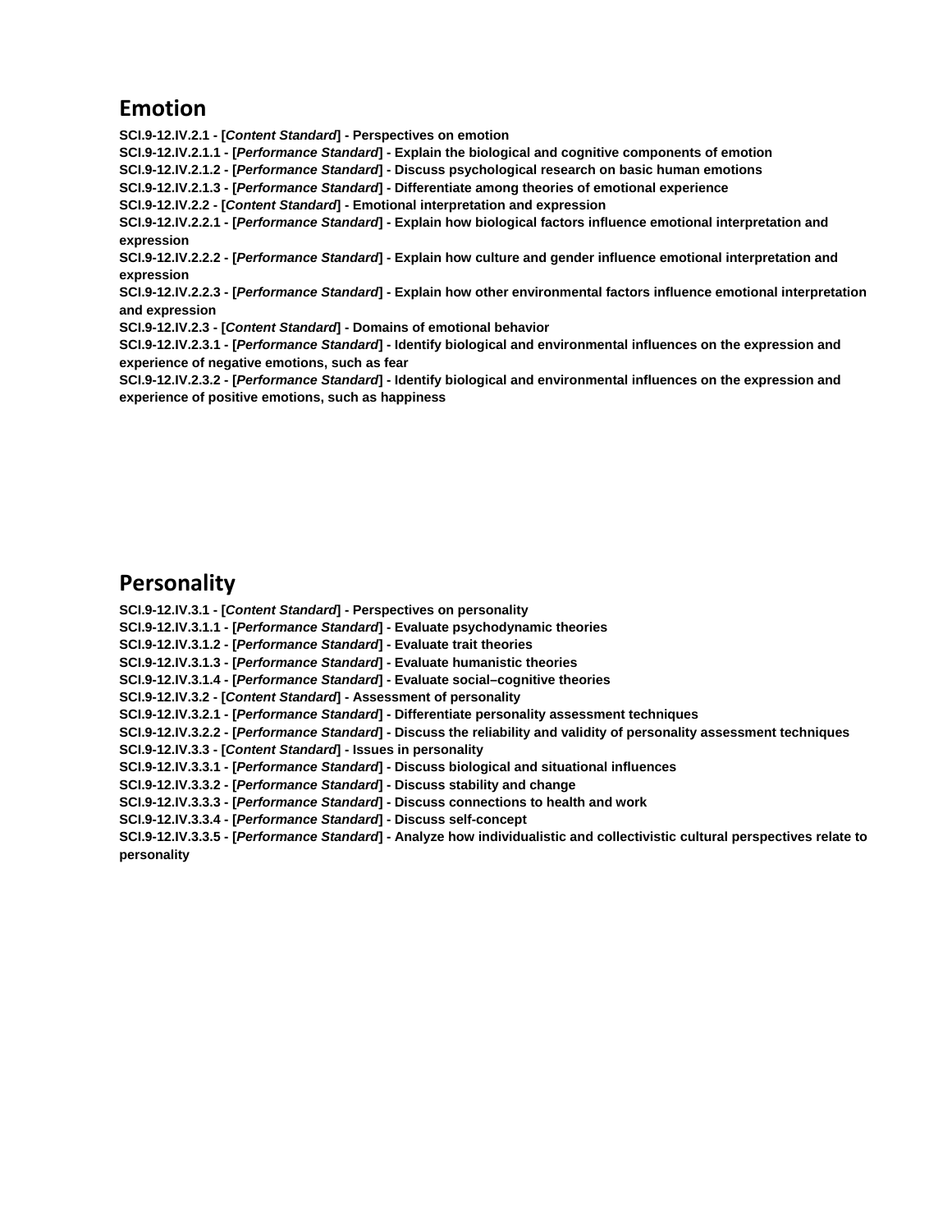## Emotion

**SCI.9-12.IV.2.1 - [*Content Standard*] - Perspectives on emotion**
**SCI.9-12.IV.2.1.1 - [*Performance Standard*] - Explain the biological and cognitive components of emotion**
**SCI.9-12.IV.2.1.2 - [*Performance Standard*] - Discuss psychological research on basic human emotions**
**SCI.9-12.IV.2.1.3 - [*Performance Standard*] - Differentiate among theories of emotional experience**
**SCI.9-12.IV.2.2 - [*Content Standard*] - Emotional interpretation and expression**
**SCI.9-12.IV.2.2.1 - [*Performance Standard*] - Explain how biological factors influence emotional interpretation and expression**
**SCI.9-12.IV.2.2.2 - [*Performance Standard*] - Explain how culture and gender influence emotional interpretation and expression**
**SCI.9-12.IV.2.2.3 - [*Performance Standard*] - Explain how other environmental factors influence emotional interpretation and expression**
**SCI.9-12.IV.2.3 - [*Content Standard*] - Domains of emotional behavior**
**SCI.9-12.IV.2.3.1 - [*Performance Standard*] - Identify biological and environmental influences on the expression and experience of negative emotions, such as fear**
**SCI.9-12.IV.2.3.2 - [*Performance Standard*] - Identify biological and environmental influences on the expression and experience of positive emotions, such as happiness**

## Personality

**SCI.9-12.IV.3.1 - [*Content Standard*] - Perspectives on personality**
**SCI.9-12.IV.3.1.1 - [*Performance Standard*] - Evaluate psychodynamic theories**
**SCI.9-12.IV.3.1.2 - [*Performance Standard*] - Evaluate trait theories**
**SCI.9-12.IV.3.1.3 - [*Performance Standard*] - Evaluate humanistic theories**
**SCI.9-12.IV.3.1.4 - [*Performance Standard*] - Evaluate social–cognitive theories**
**SCI.9-12.IV.3.2 - [*Content Standard*] - Assessment of personality**
**SCI.9-12.IV.3.2.1 - [*Performance Standard*] - Differentiate personality assessment techniques**
**SCI.9-12.IV.3.2.2 - [*Performance Standard*] - Discuss the reliability and validity of personality assessment techniques**
**SCI.9-12.IV.3.3 - [*Content Standard*] - Issues in personality**
**SCI.9-12.IV.3.3.1 - [*Performance Standard*] - Discuss biological and situational influences**
**SCI.9-12.IV.3.3.2 - [*Performance Standard*] - Discuss stability and change**
**SCI.9-12.IV.3.3.3 - [*Performance Standard*] - Discuss connections to health and work**
**SCI.9-12.IV.3.3.4 - [*Performance Standard*] - Discuss self-concept**
**SCI.9-12.IV.3.3.5 - [*Performance Standard*] - Analyze how individualistic and collectivistic cultural perspectives relate to personality**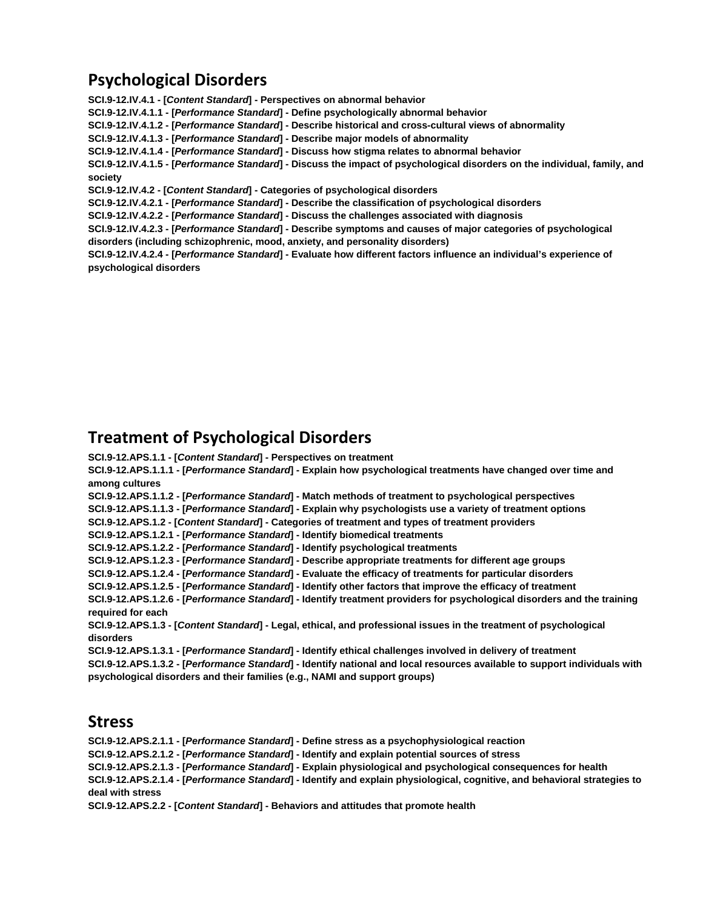## Psychological Disorders

**SCI.9-12.IV.4.1 - [*Content Standard*] - Perspectives on abnormal behavior**
**SCI.9-12.IV.4.1.1 - [*Performance Standard*] - Define psychologically abnormal behavior**
**SCI.9-12.IV.4.1.2 - [*Performance Standard*] - Describe historical and cross-cultural views of abnormality**
**SCI.9-12.IV.4.1.3 - [*Performance Standard*] - Describe major models of abnormality**
**SCI.9-12.IV.4.1.4 - [*Performance Standard*] - Discuss how stigma relates to abnormal behavior**
**SCI.9-12.IV.4.1.5 - [*Performance Standard*] - Discuss the impact of psychological disorders on the individual, family, and society**
**SCI.9-12.IV.4.2 - [*Content Standard*] - Categories of psychological disorders**
**SCI.9-12.IV.4.2.1 - [*Performance Standard*] - Describe the classification of psychological disorders**
**SCI.9-12.IV.4.2.2 - [*Performance Standard*] - Discuss the challenges associated with diagnosis**
**SCI.9-12.IV.4.2.3 - [*Performance Standard*] - Describe symptoms and causes of major categories of psychological disorders (including schizophrenic, mood, anxiety, and personality disorders)**
**SCI.9-12.IV.4.2.4 - [*Performance Standard*] - Evaluate how different factors influence an individual's experience of psychological disorders**

## Treatment of Psychological Disorders

**SCI.9-12.APS.1.1 - [*Content Standard*] - Perspectives on treatment**
**SCI.9-12.APS.1.1.1 - [*Performance Standard*] - Explain how psychological treatments have changed over time and among cultures**
**SCI.9-12.APS.1.1.2 - [*Performance Standard*] - Match methods of treatment to psychological perspectives**
**SCI.9-12.APS.1.1.3 - [*Performance Standard*] - Explain why psychologists use a variety of treatment options**
**SCI.9-12.APS.1.2 - [*Content Standard*] - Categories of treatment and types of treatment providers**
**SCI.9-12.APS.1.2.1 - [*Performance Standard*] - Identify biomedical treatments**
**SCI.9-12.APS.1.2.2 - [*Performance Standard*] - Identify psychological treatments**
**SCI.9-12.APS.1.2.3 - [*Performance Standard*] - Describe appropriate treatments for different age groups**
**SCI.9-12.APS.1.2.4 - [*Performance Standard*] - Evaluate the efficacy of treatments for particular disorders**
**SCI.9-12.APS.1.2.5 - [*Performance Standard*] - Identify other factors that improve the efficacy of treatment**
**SCI.9-12.APS.1.2.6 - [*Performance Standard*] - Identify treatment providers for psychological disorders and the training required for each**
**SCI.9-12.APS.1.3 - [*Content Standard*] - Legal, ethical, and professional issues in the treatment of psychological disorders**
**SCI.9-12.APS.1.3.1 - [*Performance Standard*] - Identify ethical challenges involved in delivery of treatment**
**SCI.9-12.APS.1.3.2 - [*Performance Standard*] - Identify national and local resources available to support individuals with psychological disorders and their families (e.g., NAMI and support groups)**

## Stress

**SCI.9-12.APS.2.1.1 - [*Performance Standard*] - Define stress as a psychophysiological reaction**
**SCI.9-12.APS.2.1.2 - [*Performance Standard*] - Identify and explain potential sources of stress**
**SCI.9-12.APS.2.1.3 - [*Performance Standard*] - Explain physiological and psychological consequences for health**
**SCI.9-12.APS.2.1.4 - [*Performance Standard*] - Identify and explain physiological, cognitive, and behavioral strategies to deal with stress**
**SCI.9-12.APS.2.2 - [*Content Standard*] - Behaviors and attitudes that promote health**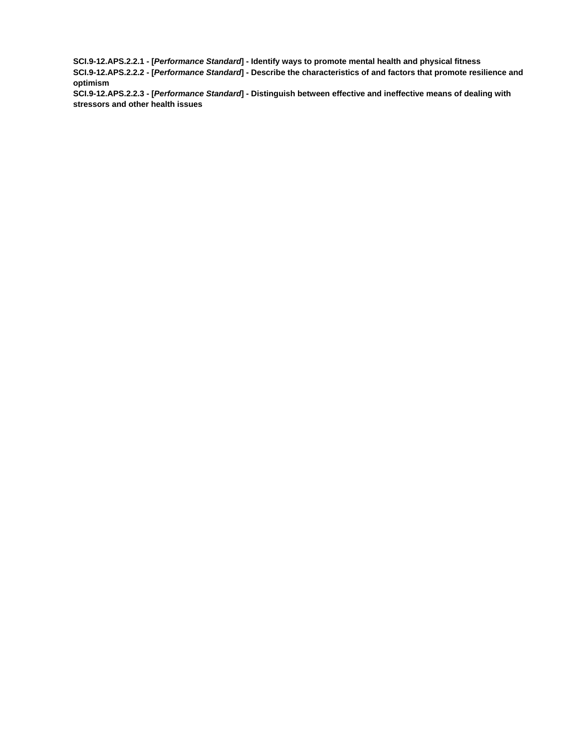**SCI.9-12.APS.2.2.1 - [*Performance Standard*] - Identify ways to promote mental health and physical fitness**
**SCI.9-12.APS.2.2.2 - [*Performance Standard*] - Describe the characteristics of and factors that promote resilience and optimism**
**SCI.9-12.APS.2.2.3 - [*Performance Standard*] - Distinguish between effective and ineffective means of dealing with stressors and other health issues**